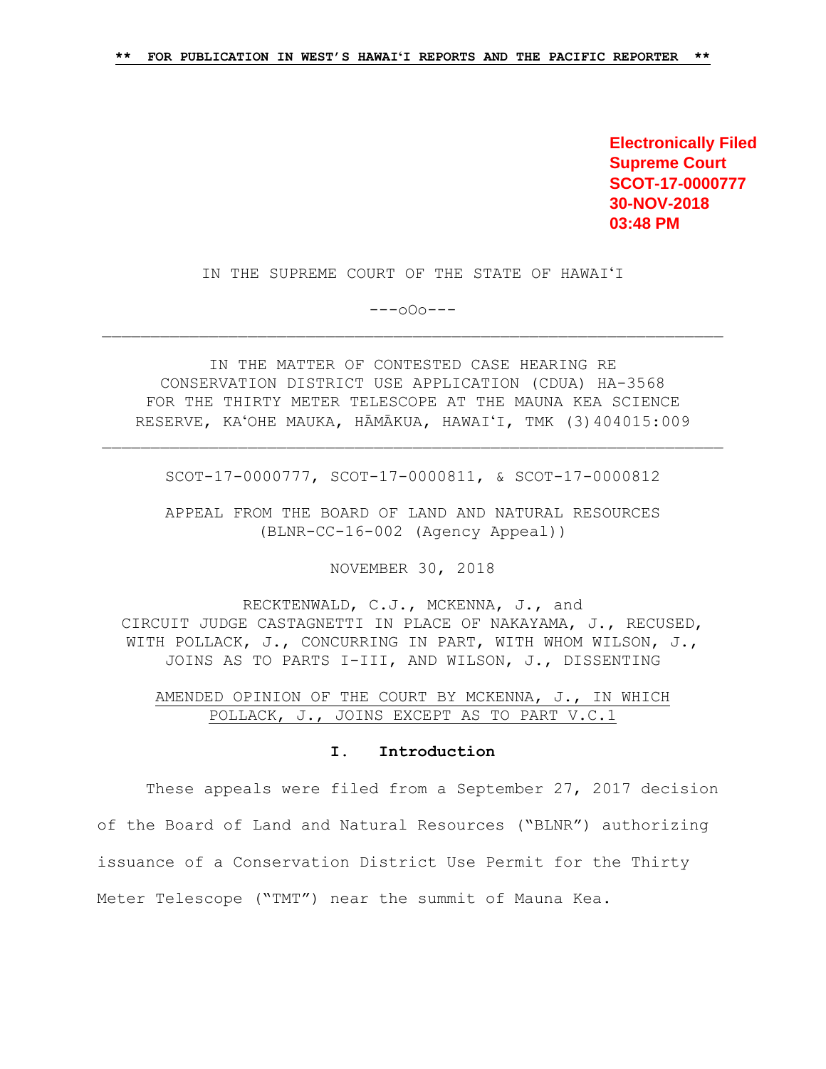Electronically Filed
Supreme Court
SCOT-17-0000777
30-NOV-2018
03:48 PM

IN THE SUPREME COURT OF THE STATE OF HAWAIʻI

---oOo---

---

IN THE MATTER OF CONTESTED CASE HEARING RE
CONSERVATION DISTRICT USE APPLICATION (CDUA) HA-3568
FOR THE THIRTY METER TELESCOPE AT THE MAUNA KEA SCIENCE
RESERVE, KAʻOHE MAUKA, HĀMĀKUA, HAWAIʻI, TMK (3)404015:009

---

SCOT-17-0000777, SCOT-17-0000811, & SCOT-17-0000812

APPEAL FROM THE BOARD OF LAND AND NATURAL RESOURCES
(BLNR-CC-16-002 (Agency Appeal))

NOVEMBER 30, 2018

RECKTENWALD, C.J., MCKENNA, J., and
CIRCUIT JUDGE CASTAGNETTI IN PLACE OF NAKAYAMA, J., RECUSED,
WITH POLLACK, J., CONCURRING IN PART, WITH WHOM WILSON, J.,
JOINS AS TO PARTS I-III, AND WILSON, J., DISSENTING

AMENDED OPINION OF THE COURT BY MCKENNA, J., IN WHICH
POLLACK, J., JOINS EXCEPT AS TO PART V.C.1

## I. Introduction

These appeals were filed from a September 27, 2017 decision of the Board of Land and Natural Resources ("BLNR") authorizing issuance of a Conservation District Use Permit for the Thirty Meter Telescope ("TMT") near the summit of Mauna Kea.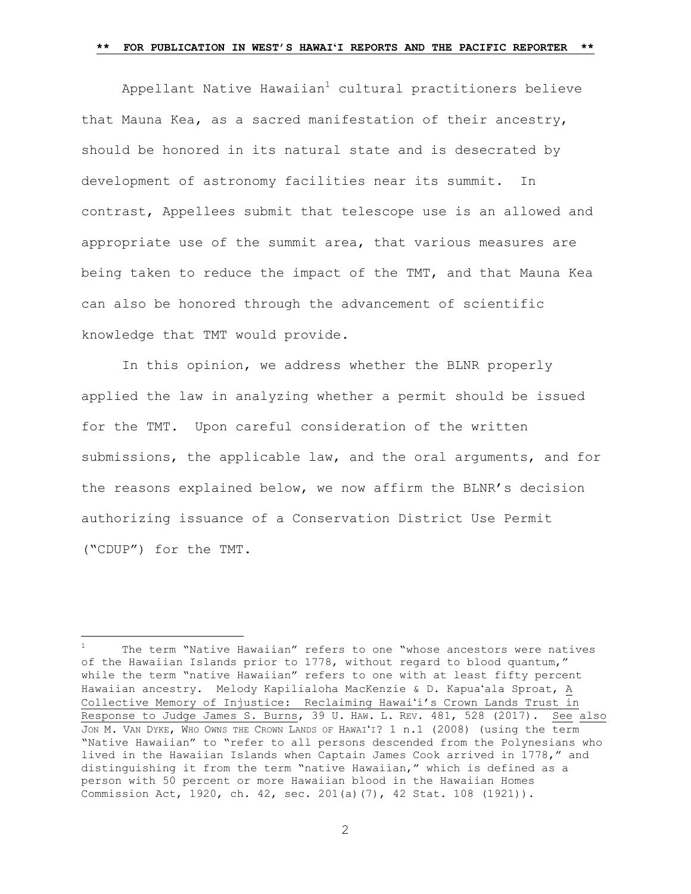Appellant Native Hawaiian[1] cultural practitioners believe that Mauna Kea, as a sacred manifestation of their ancestry, should be honored in its natural state and is desecrated by development of astronomy facilities near its summit. In contrast, Appellees submit that telescope use is an allowed and appropriate use of the summit area, that various measures are being taken to reduce the impact of the TMT, and that Mauna Kea can also be honored through the advancement of scientific knowledge that TMT would provide.

In this opinion, we address whether the BLNR properly applied the law in analyzing whether a permit should be issued for the TMT. Upon careful consideration of the written submissions, the applicable law, and the oral arguments, and for the reasons explained below, we now affirm the BLNR's decision authorizing issuance of a Conservation District Use Permit ("CDUP") for the TMT.

---

[1] The term "Native Hawaiian" refers to one "whose ancestors were natives of the Hawaiian Islands prior to 1778, without regard to blood quantum," while the term "native Hawaiian" refers to one with at least fifty percent Hawaiian ancestry. Melody Kapilialoha MacKenzie & D. Kapuaʻala Sproat, A Collective Memory of Injustice: Reclaiming Hawaiʻi's Crown Lands Trust in Response to Judge James S. Burns, 39 U. HAW. L. REV. 481, 528 (2017). See also JON M. VAN DYKE, WHO OWNS THE CROWN LANDS OF HAWAIʻI? 1 n.1 (2008) (using the term "Native Hawaiian" to "refer to all persons descended from the Polynesians who lived in the Hawaiian Islands when Captain James Cook arrived in 1778," and distinguishing it from the term "native Hawaiian," which is defined as a person with 50 percent or more Hawaiian blood in the Hawaiian Homes Commission Act, 1920, ch. 42, sec. 201(a)(7), 42 Stat. 108 (1921)).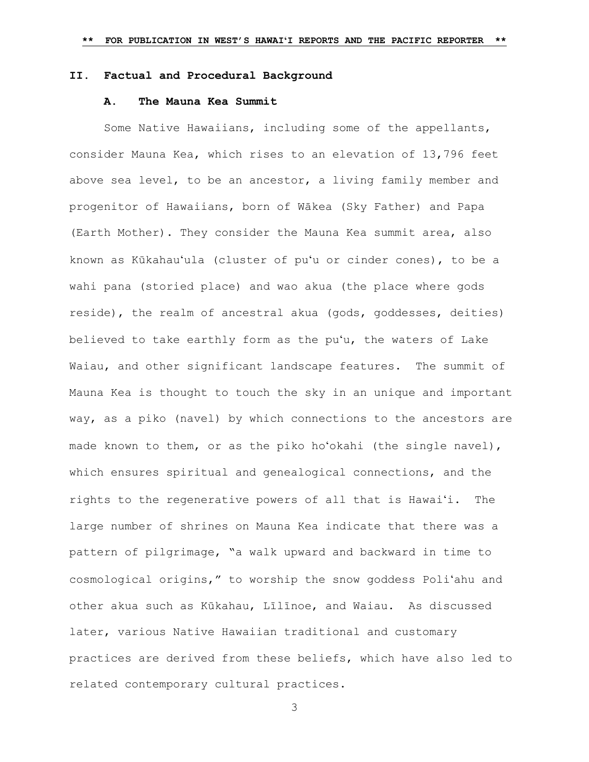## II. Factual and Procedural Background

### A. The Mauna Kea Summit

Some Native Hawaiians, including some of the appellants, consider Mauna Kea, which rises to an elevation of 13,796 feet above sea level, to be an ancestor, a living family member and progenitor of Hawaiians, born of Wākea (Sky Father) and Papa (Earth Mother). They consider the Mauna Kea summit area, also known as Kūkahauʻula (cluster of puʻu or cinder cones), to be a wahi pana (storied place) and wao akua (the place where gods reside), the realm of ancestral akua (gods, goddesses, deities) believed to take earthly form as the puʻu, the waters of Lake Waiau, and other significant landscape features. The summit of Mauna Kea is thought to touch the sky in an unique and important way, as a piko (navel) by which connections to the ancestors are made known to them, or as the piko hoʻokahi (the single navel), which ensures spiritual and genealogical connections, and the rights to the regenerative powers of all that is Hawaiʻi. The large number of shrines on Mauna Kea indicate that there was a pattern of pilgrimage, "a walk upward and backward in time to cosmological origins," to worship the snow goddess Poliʻahu and other akua such as Kūkahau, Līlīnoe, and Waiau. As discussed later, various Native Hawaiian traditional and customary practices are derived from these beliefs, which have also led to related contemporary cultural practices.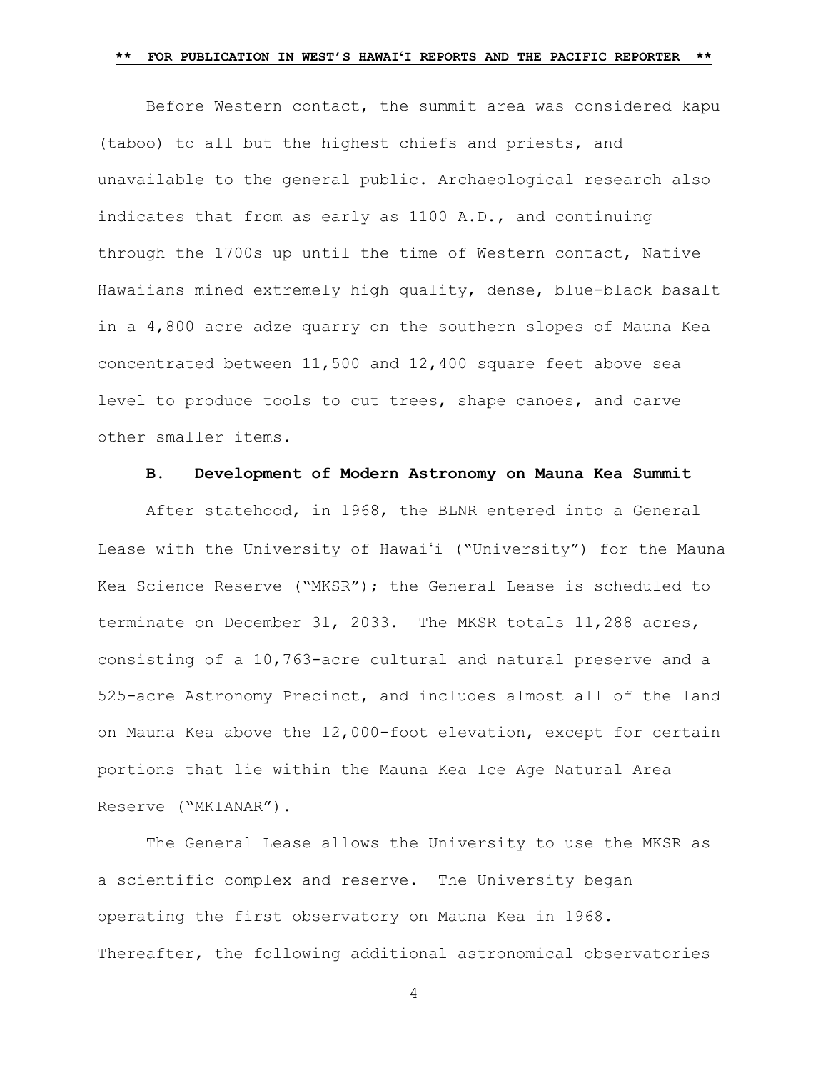Before Western contact, the summit area was considered kapu (taboo) to all but the highest chiefs and priests, and unavailable to the general public. Archaeological research also indicates that from as early as 1100 A.D., and continuing through the 1700s up until the time of Western contact, Native Hawaiians mined extremely high quality, dense, blue-black basalt in a 4,800 acre adze quarry on the southern slopes of Mauna Kea concentrated between 11,500 and 12,400 square feet above sea level to produce tools to cut trees, shape canoes, and carve other smaller items.

### B. Development of Modern Astronomy on Mauna Kea Summit

After statehood, in 1968, the BLNR entered into a General Lease with the University of Hawaiʻi ("University") for the Mauna Kea Science Reserve ("MKSR"); the General Lease is scheduled to terminate on December 31, 2033. The MKSR totals 11,288 acres, consisting of a 10,763-acre cultural and natural preserve and a 525-acre Astronomy Precinct, and includes almost all of the land on Mauna Kea above the 12,000-foot elevation, except for certain portions that lie within the Mauna Kea Ice Age Natural Area Reserve ("MKIANAR").

The General Lease allows the University to use the MKSR as a scientific complex and reserve. The University began operating the first observatory on Mauna Kea in 1968. Thereafter, the following additional astronomical observatories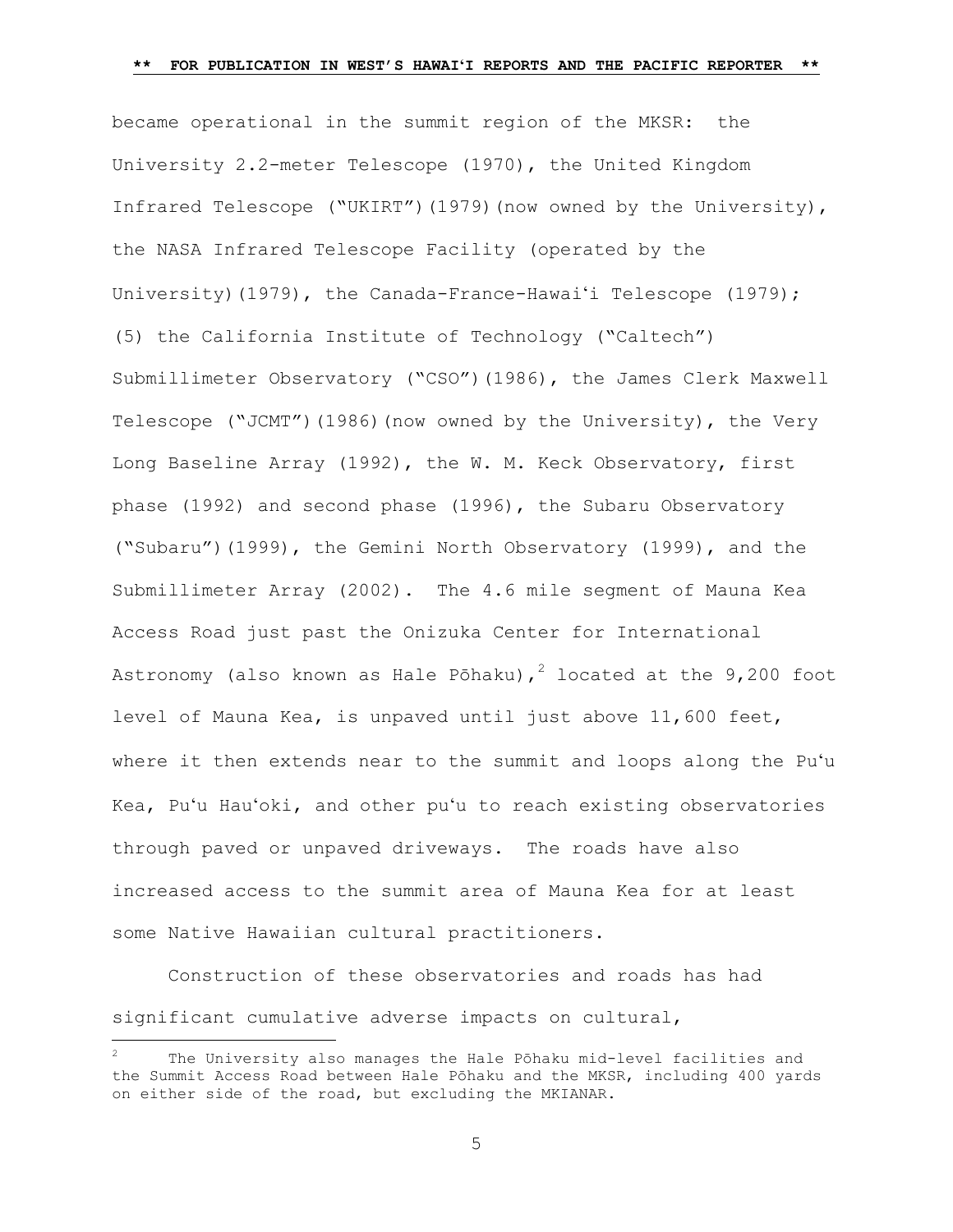became operational in the summit region of the MKSR: the University 2.2-meter Telescope (1970), the United Kingdom Infrared Telescope ("UKIRT")(1979)(now owned by the University), the NASA Infrared Telescope Facility (operated by the University)(1979), the Canada-France-Hawaiʻi Telescope (1979); (5) the California Institute of Technology ("Caltech") Submillimeter Observatory ("CSO")(1986), the James Clerk Maxwell Telescope ("JCMT")(1986)(now owned by the University), the Very Long Baseline Array (1992), the W. M. Keck Observatory, first phase (1992) and second phase (1996), the Subaru Observatory ("Subaru")(1999), the Gemini North Observatory (1999), and the Submillimeter Array (2002). The 4.6 mile segment of Mauna Kea Access Road just past the Onizuka Center for International Astronomy (also known as Hale Pōhaku),[2] located at the 9,200 foot level of Mauna Kea, is unpaved until just above 11,600 feet, where it then extends near to the summit and loops along the Puʻu Kea, Puʻu Hauʻoki, and other puʻu to reach existing observatories through paved or unpaved driveways. The roads have also increased access to the summit area of Mauna Kea for at least some Native Hawaiian cultural practitioners.

Construction of these observatories and roads has had significant cumulative adverse impacts on cultural,

[2] The University also manages the Hale Pōhaku mid-level facilities and the Summit Access Road between Hale Pōhaku and the MKSR, including 400 yards on either side of the road, but excluding the MKIANAR.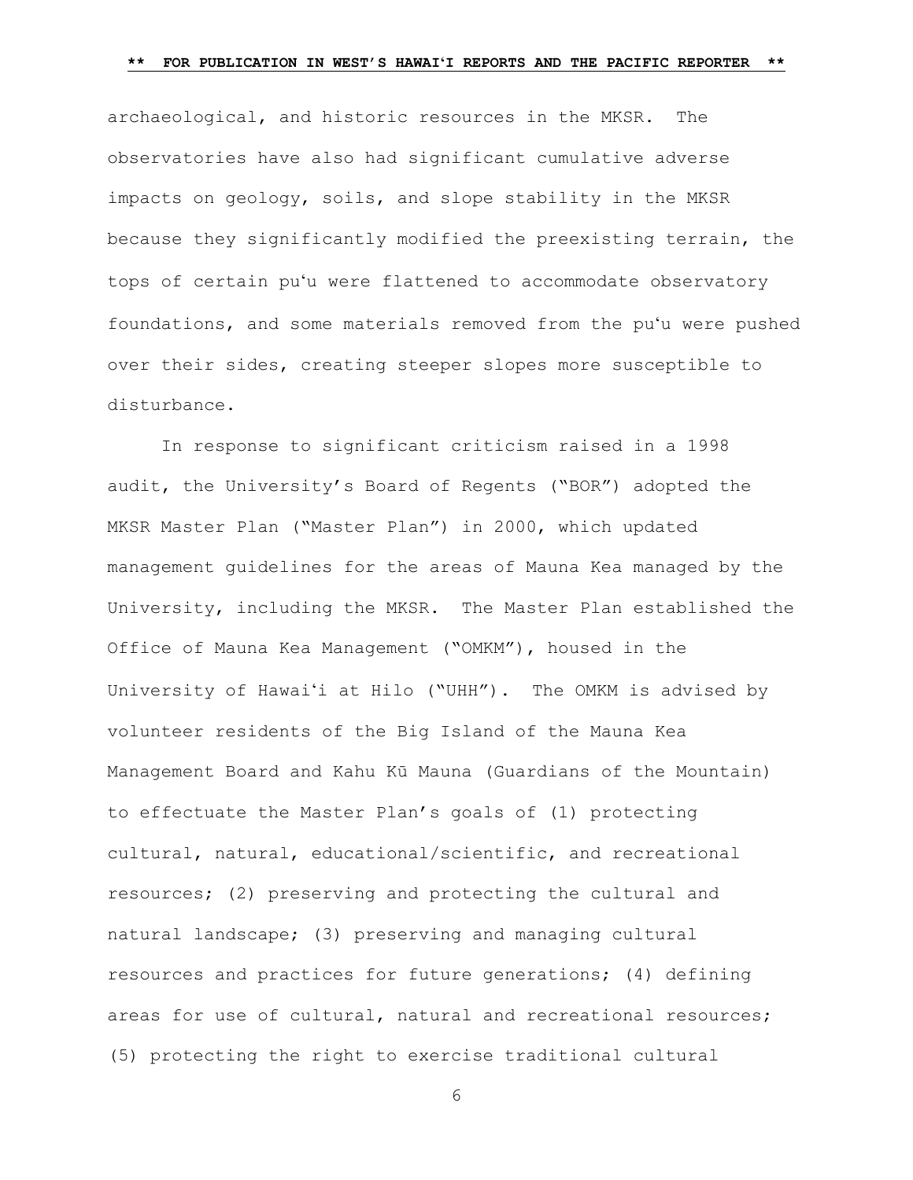archaeological, and historic resources in the MKSR. The observatories have also had significant cumulative adverse impacts on geology, soils, and slope stability in the MKSR because they significantly modified the preexisting terrain, the tops of certain puʻu were flattened to accommodate observatory foundations, and some materials removed from the puʻu were pushed over their sides, creating steeper slopes more susceptible to disturbance.

In response to significant criticism raised in a 1998 audit, the University's Board of Regents ("BOR") adopted the MKSR Master Plan ("Master Plan") in 2000, which updated management guidelines for the areas of Mauna Kea managed by the University, including the MKSR. The Master Plan established the Office of Mauna Kea Management ("OMKM"), housed in the University of Hawaiʻi at Hilo ("UHH"). The OMKM is advised by volunteer residents of the Big Island of the Mauna Kea Management Board and Kahu Kū Mauna (Guardians of the Mountain) to effectuate the Master Plan's goals of (1) protecting cultural, natural, educational/scientific, and recreational resources; (2) preserving and protecting the cultural and natural landscape; (3) preserving and managing cultural resources and practices for future generations; (4) defining areas for use of cultural, natural and recreational resources; (5) protecting the right to exercise traditional cultural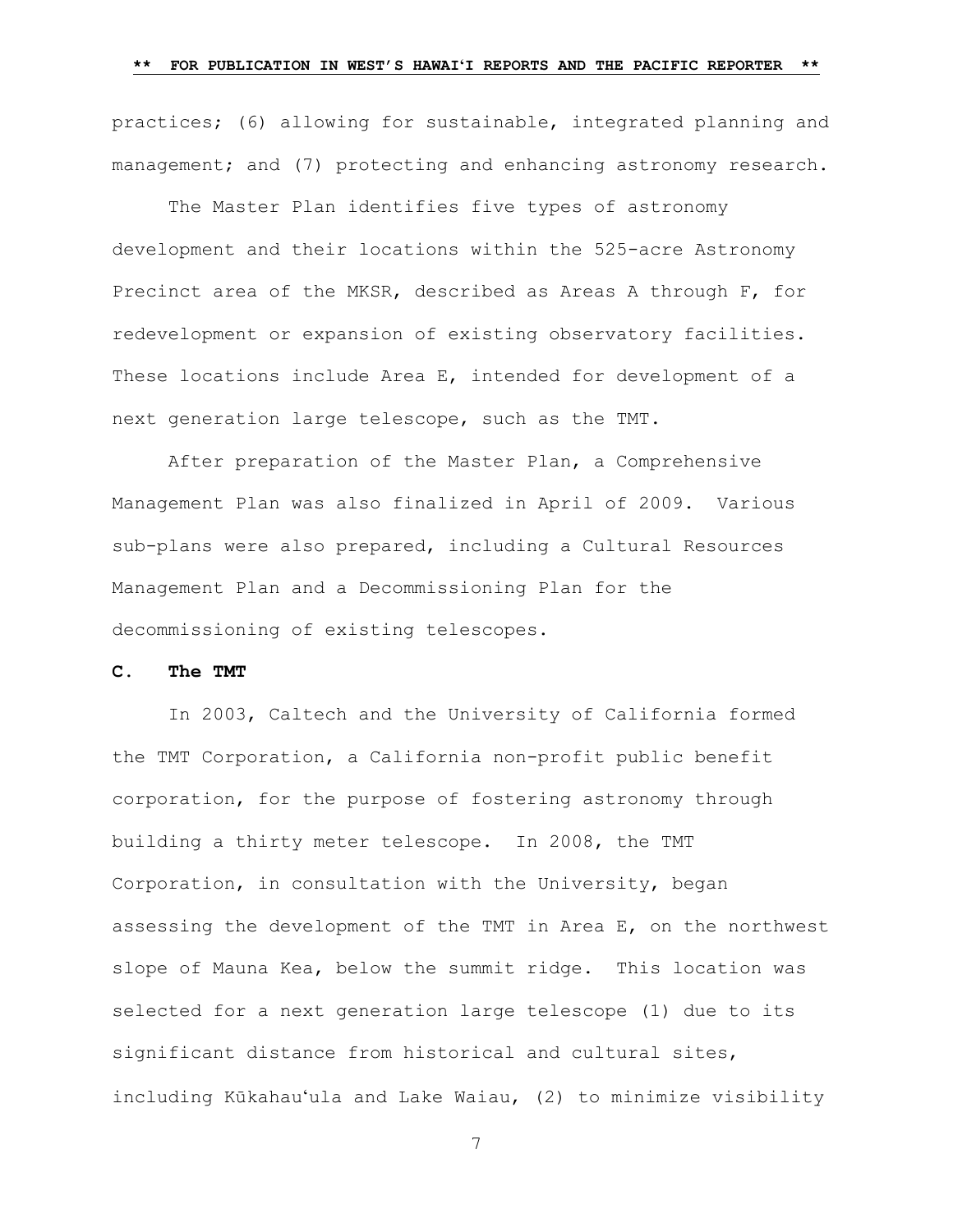practices; (6) allowing for sustainable, integrated planning and management; and (7) protecting and enhancing astronomy research.

The Master Plan identifies five types of astronomy development and their locations within the 525-acre Astronomy Precinct area of the MKSR, described as Areas A through F, for redevelopment or expansion of existing observatory facilities. These locations include Area E, intended for development of a next generation large telescope, such as the TMT.

After preparation of the Master Plan, a Comprehensive Management Plan was also finalized in April of 2009. Various sub-plans were also prepared, including a Cultural Resources Management Plan and a Decommissioning Plan for the decommissioning of existing telescopes.

### C. The TMT

In 2003, Caltech and the University of California formed the TMT Corporation, a California non-profit public benefit corporation, for the purpose of fostering astronomy through building a thirty meter telescope. In 2008, the TMT Corporation, in consultation with the University, began assessing the development of the TMT in Area E, on the northwest slope of Mauna Kea, below the summit ridge. This location was selected for a next generation large telescope (1) due to its significant distance from historical and cultural sites, including Kūkahauʻula and Lake Waiau, (2) to minimize visibility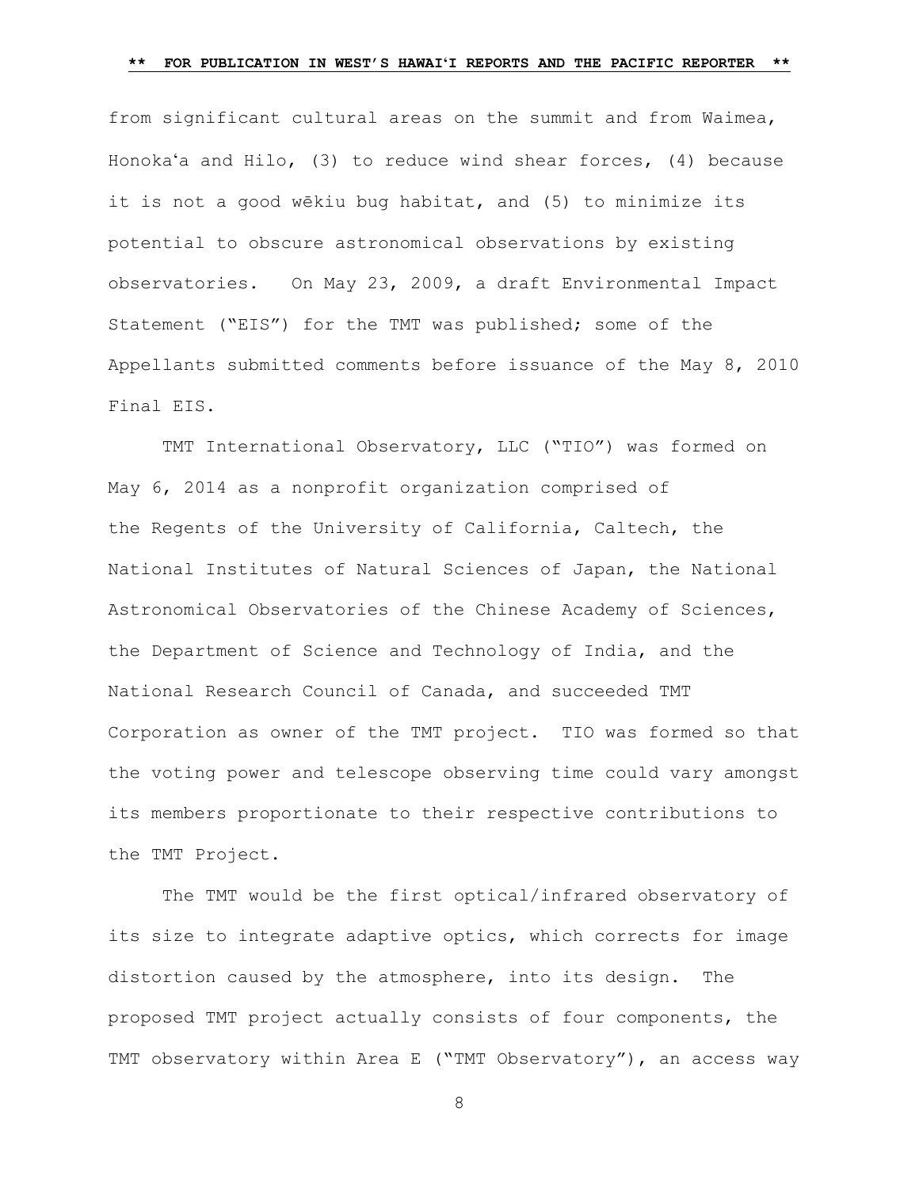from significant cultural areas on the summit and from Waimea, Honokaʻa and Hilo, (3) to reduce wind shear forces, (4) because it is not a good wēkiu bug habitat, and (5) to minimize its potential to obscure astronomical observations by existing observatories. On May 23, 2009, a draft Environmental Impact Statement ("EIS") for the TMT was published; some of the Appellants submitted comments before issuance of the May 8, 2010 Final EIS.

TMT International Observatory, LLC ("TIO") was formed on May 6, 2014 as a nonprofit organization comprised of the Regents of the University of California, Caltech, the National Institutes of Natural Sciences of Japan, the National Astronomical Observatories of the Chinese Academy of Sciences, the Department of Science and Technology of India, and the National Research Council of Canada, and succeeded TMT Corporation as owner of the TMT project. TIO was formed so that the voting power and telescope observing time could vary amongst its members proportionate to their respective contributions to the TMT Project.

The TMT would be the first optical/infrared observatory of its size to integrate adaptive optics, which corrects for image distortion caused by the atmosphere, into its design. The proposed TMT project actually consists of four components, the TMT observatory within Area E ("TMT Observatory"), an access way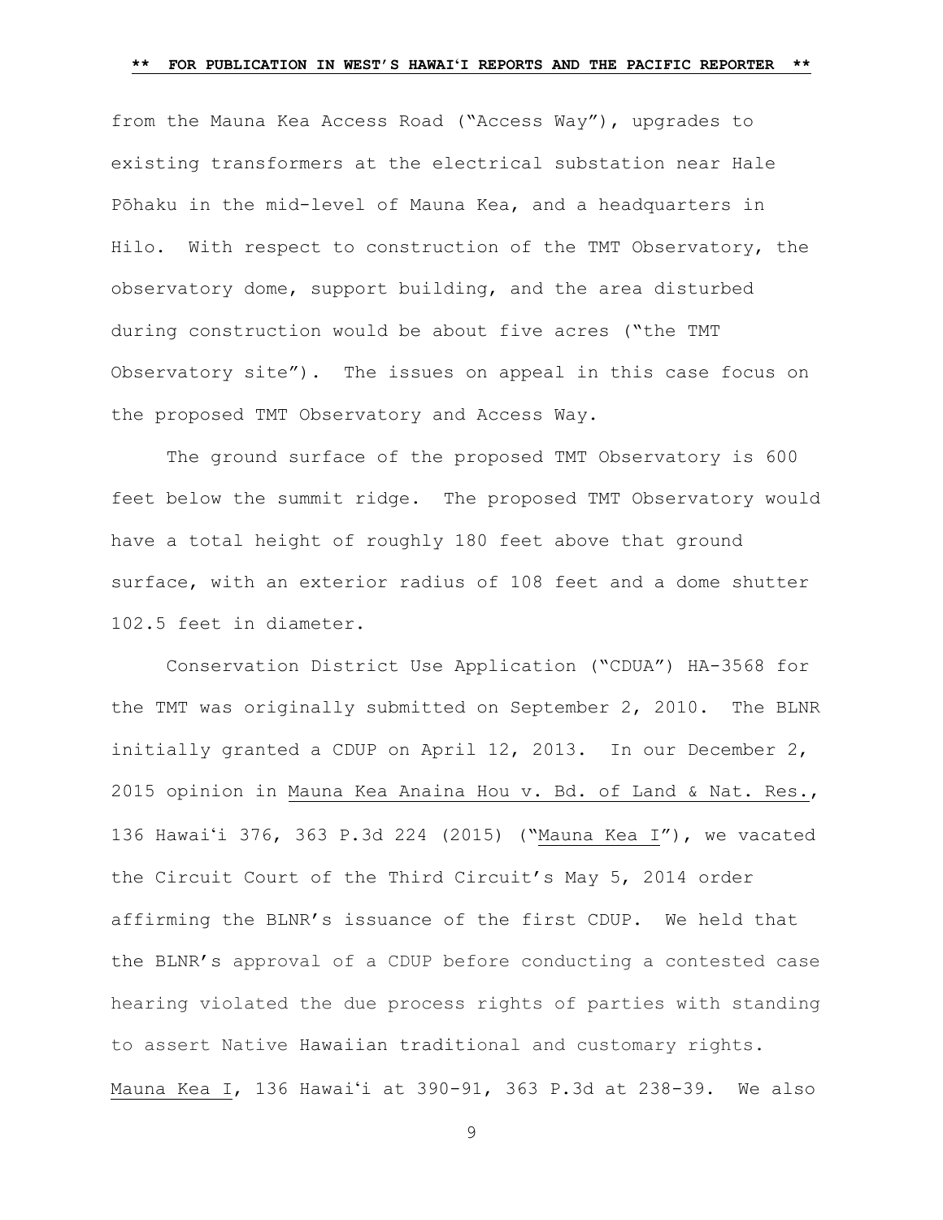from the Mauna Kea Access Road ("Access Way"), upgrades to existing transformers at the electrical substation near Hale Pōhaku in the mid-level of Mauna Kea, and a headquarters in Hilo. With respect to construction of the TMT Observatory, the observatory dome, support building, and the area disturbed during construction would be about five acres ("the TMT Observatory site"). The issues on appeal in this case focus on the proposed TMT Observatory and Access Way.

The ground surface of the proposed TMT Observatory is 600 feet below the summit ridge. The proposed TMT Observatory would have a total height of roughly 180 feet above that ground surface, with an exterior radius of 108 feet and a dome shutter 102.5 feet in diameter.

Conservation District Use Application ("CDUA") HA-3568 for the TMT was originally submitted on September 2, 2010. The BLNR initially granted a CDUP on April 12, 2013. In our December 2, 2015 opinion in Mauna Kea Anaina Hou v. Bd. of Land & Nat. Res., 136 Hawaiʻi 376, 363 P.3d 224 (2015) ("Mauna Kea I"), we vacated the Circuit Court of the Third Circuit's May 5, 2014 order affirming the BLNR's issuance of the first CDUP. We held that the BLNR's approval of a CDUP before conducting a contested case hearing violated the due process rights of parties with standing to assert Native Hawaiian traditional and customary rights. Mauna Kea I, 136 Hawaiʻi at 390-91, 363 P.3d at 238-39. We also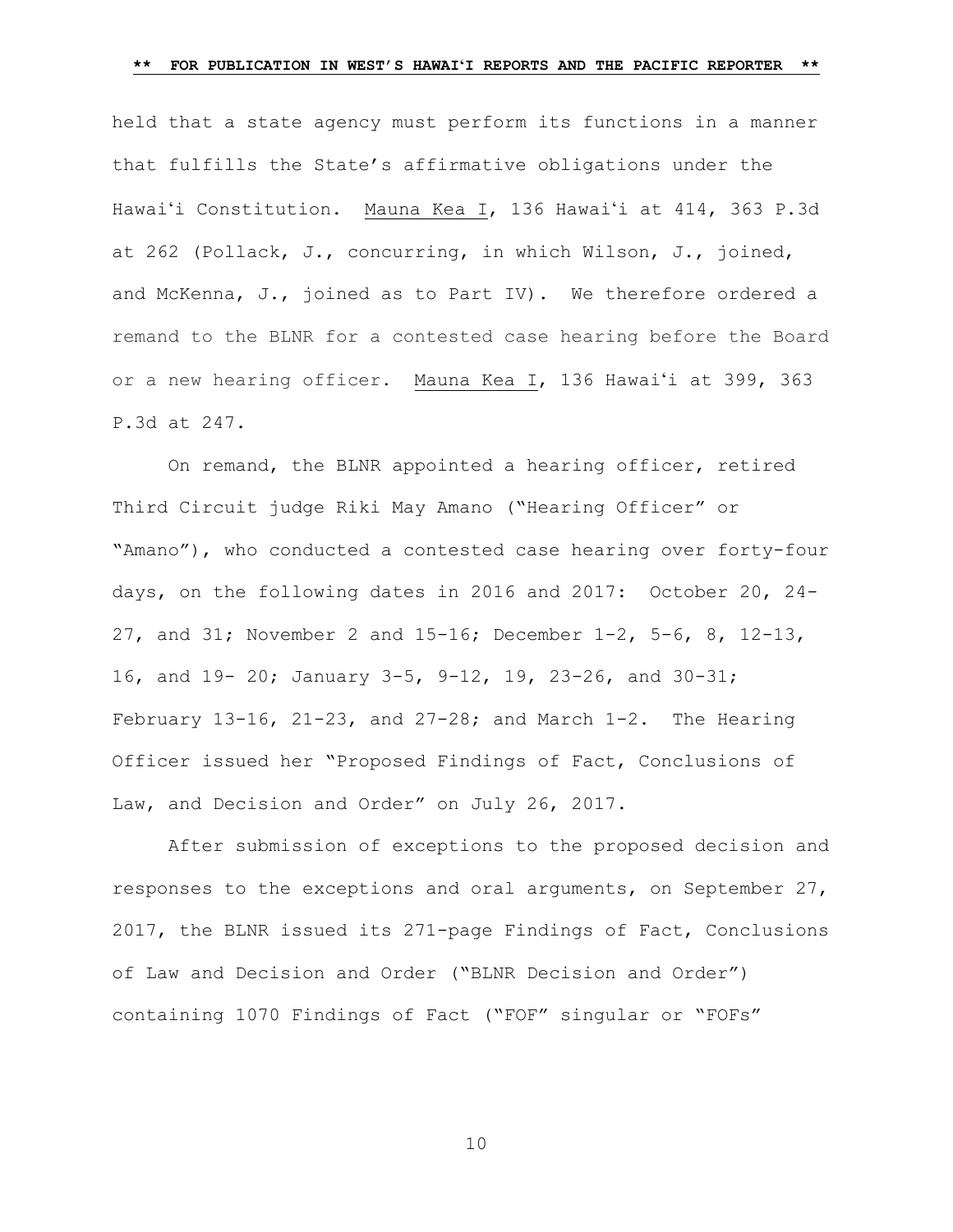held that a state agency must perform its functions in a manner that fulfills the State's affirmative obligations under the Hawaiʻi Constitution. Mauna Kea I, 136 Hawaiʻi at 414, 363 P.3d at 262 (Pollack, J., concurring, in which Wilson, J., joined, and McKenna, J., joined as to Part IV). We therefore ordered a remand to the BLNR for a contested case hearing before the Board or a new hearing officer. Mauna Kea I, 136 Hawaiʻi at 399, 363 P.3d at 247.

On remand, the BLNR appointed a hearing officer, retired Third Circuit judge Riki May Amano ("Hearing Officer" or "Amano"), who conducted a contested case hearing over forty-four days, on the following dates in 2016 and 2017: October 20, 24-27, and 31; November 2 and 15-16; December 1-2, 5-6, 8, 12-13, 16, and 19- 20; January 3-5, 9-12, 19, 23-26, and 30-31; February 13-16, 21-23, and 27-28; and March 1-2. The Hearing Officer issued her "Proposed Findings of Fact, Conclusions of Law, and Decision and Order" on July 26, 2017.

After submission of exceptions to the proposed decision and responses to the exceptions and oral arguments, on September 27, 2017, the BLNR issued its 271-page Findings of Fact, Conclusions of Law and Decision and Order ("BLNR Decision and Order") containing 1070 Findings of Fact ("FOF" singular or "FOFs"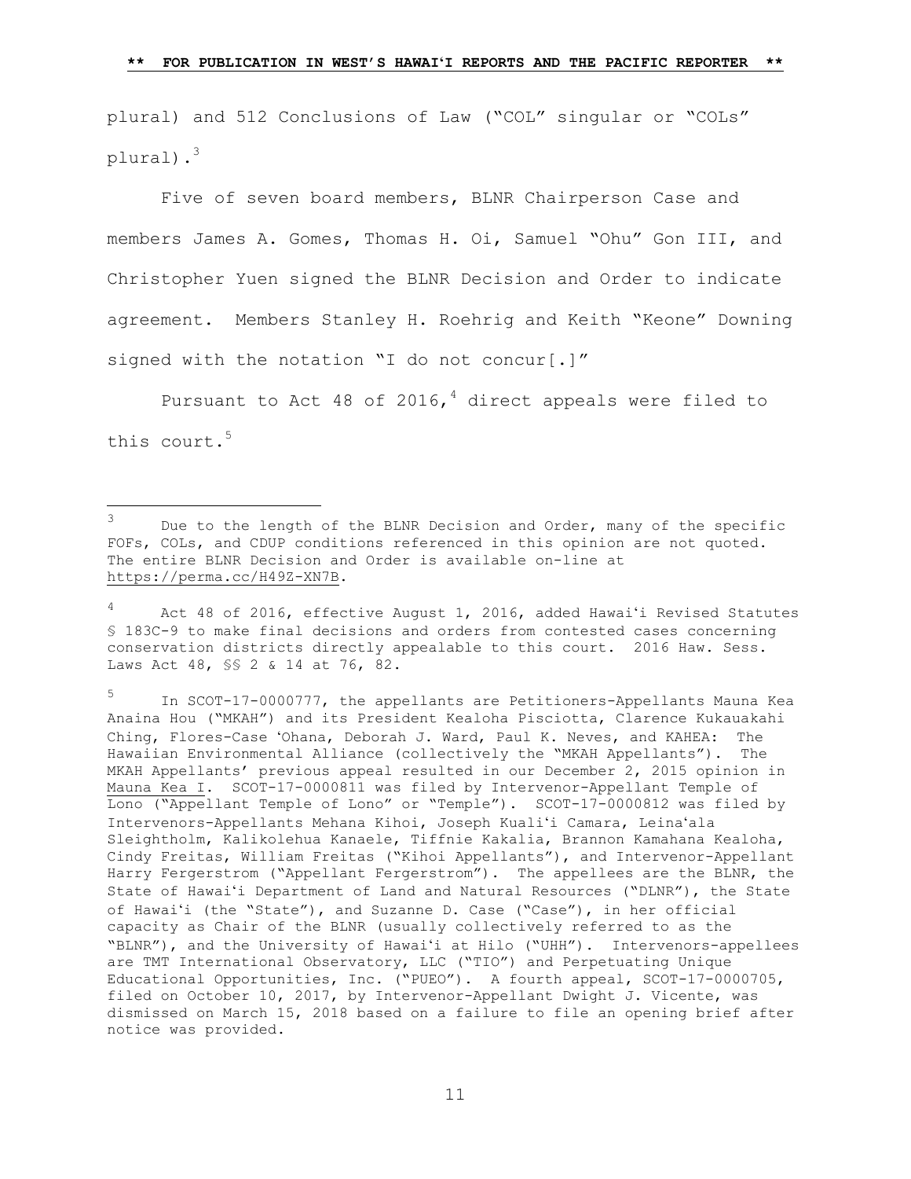plural) and 512 Conclusions of Law ("COL" singular or "COLs" plural).[3]

Five of seven board members, BLNR Chairperson Case and members James A. Gomes, Thomas H. Oi, Samuel "Ohu" Gon III, and Christopher Yuen signed the BLNR Decision and Order to indicate agreement. Members Stanley H. Roehrig and Keith "Keone" Downing signed with the notation "I do not concur[.]"

Pursuant to Act 48 of 2016,[4] direct appeals were filed to this court.[5]

---

[3] Due to the length of the BLNR Decision and Order, many of the specific FOFs, COLs, and CDUP conditions referenced in this opinion are not quoted. The entire BLNR Decision and Order is available on-line at https://perma.cc/H49Z-XN7B.

[4] Act 48 of 2016, effective August 1, 2016, added Hawaiʻi Revised Statutes § 183C-9 to make final decisions and orders from contested cases concerning conservation districts directly appealable to this court. 2016 Haw. Sess. Laws Act 48, §§ 2 & 14 at 76, 82.

[5] In SCOT-17-0000777, the appellants are Petitioners-Appellants Mauna Kea Anaina Hou ("MKAH") and its President Kealoha Pisciotta, Clarence Kukauakahi Ching, Flores-Case ʻOhana, Deborah J. Ward, Paul K. Neves, and KAHEA: The Hawaiian Environmental Alliance (collectively the "MKAH Appellants"). The MKAH Appellants' previous appeal resulted in our December 2, 2015 opinion in Mauna Kea I. SCOT-17-0000811 was filed by Intervenor-Appellant Temple of Lono ("Appellant Temple of Lono" or "Temple"). SCOT-17-0000812 was filed by Intervenors-Appellants Mehana Kihoi, Joseph Kualiʻi Camara, Leinaʻala Sleightholm, Kalikolehua Kanaele, Tiffnie Kakalia, Brannon Kamahana Kealoha, Cindy Freitas, William Freitas ("Kihoi Appellants"), and Intervenor-Appellant Harry Fergerstrom ("Appellant Fergerstrom"). The appellees are the BLNR, the State of Hawaiʻi Department of Land and Natural Resources ("DLNR"), the State of Hawaiʻi (the "State"), and Suzanne D. Case ("Case"), in her official capacity as Chair of the BLNR (usually collectively referred to as the "BLNR"), and the University of Hawaiʻi at Hilo ("UHH"). Intervenors-appellees are TMT International Observatory, LLC ("TIO") and Perpetuating Unique Educational Opportunities, Inc. ("PUEO"). A fourth appeal, SCOT-17-0000705, filed on October 10, 2017, by Intervenor-Appellant Dwight J. Vicente, was dismissed on March 15, 2018 based on a failure to file an opening brief after notice was provided.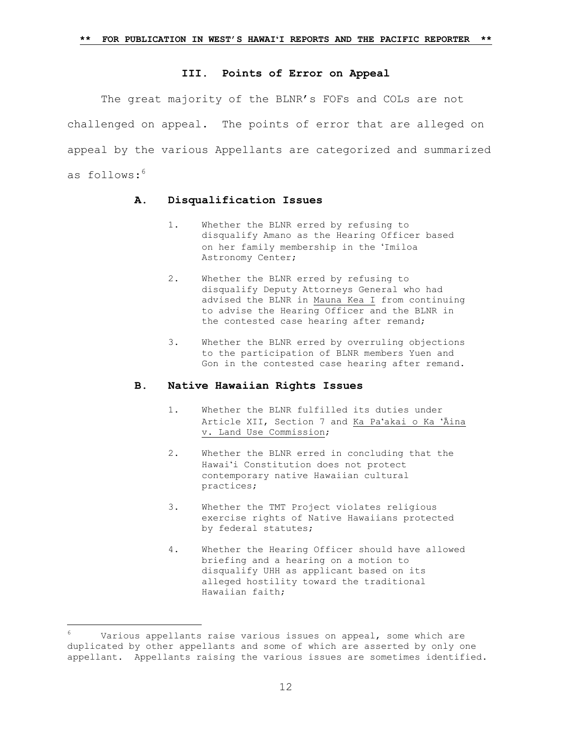### III. Points of Error on Appeal

The great majority of the BLNR's FOFs and COLs are not challenged on appeal. The points of error that are alleged on appeal by the various Appellants are categorized and summarized as follows:[6]

#### A. Disqualification Issues

1. Whether the BLNR erred by refusing to disqualify Amano as the Hearing Officer based on her family membership in the ʻImiloa Astronomy Center;

2. Whether the BLNR erred by refusing to disqualify Deputy Attorneys General who had advised the BLNR in Mauna Kea I from continuing to advise the Hearing Officer and the BLNR in the contested case hearing after remand;

3. Whether the BLNR erred by overruling objections to the participation of BLNR members Yuen and Gon in the contested case hearing after remand.

#### B. Native Hawaiian Rights Issues

1. Whether the BLNR fulfilled its duties under Article XII, Section 7 and Ka Paʻakai o Ka ʻĀina v. Land Use Commission;

2. Whether the BLNR erred in concluding that the Hawaiʻi Constitution does not protect contemporary native Hawaiian cultural practices;

3. Whether the TMT Project violates religious exercise rights of Native Hawaiians protected by federal statutes;

4. Whether the Hearing Officer should have allowed briefing and a hearing on a motion to disqualify UHH as applicant based on its alleged hostility toward the traditional Hawaiian faith;

[6] Various appellants raise various issues on appeal, some which are duplicated by other appellants and some of which are asserted by only one appellant. Appellants raising the various issues are sometimes identified.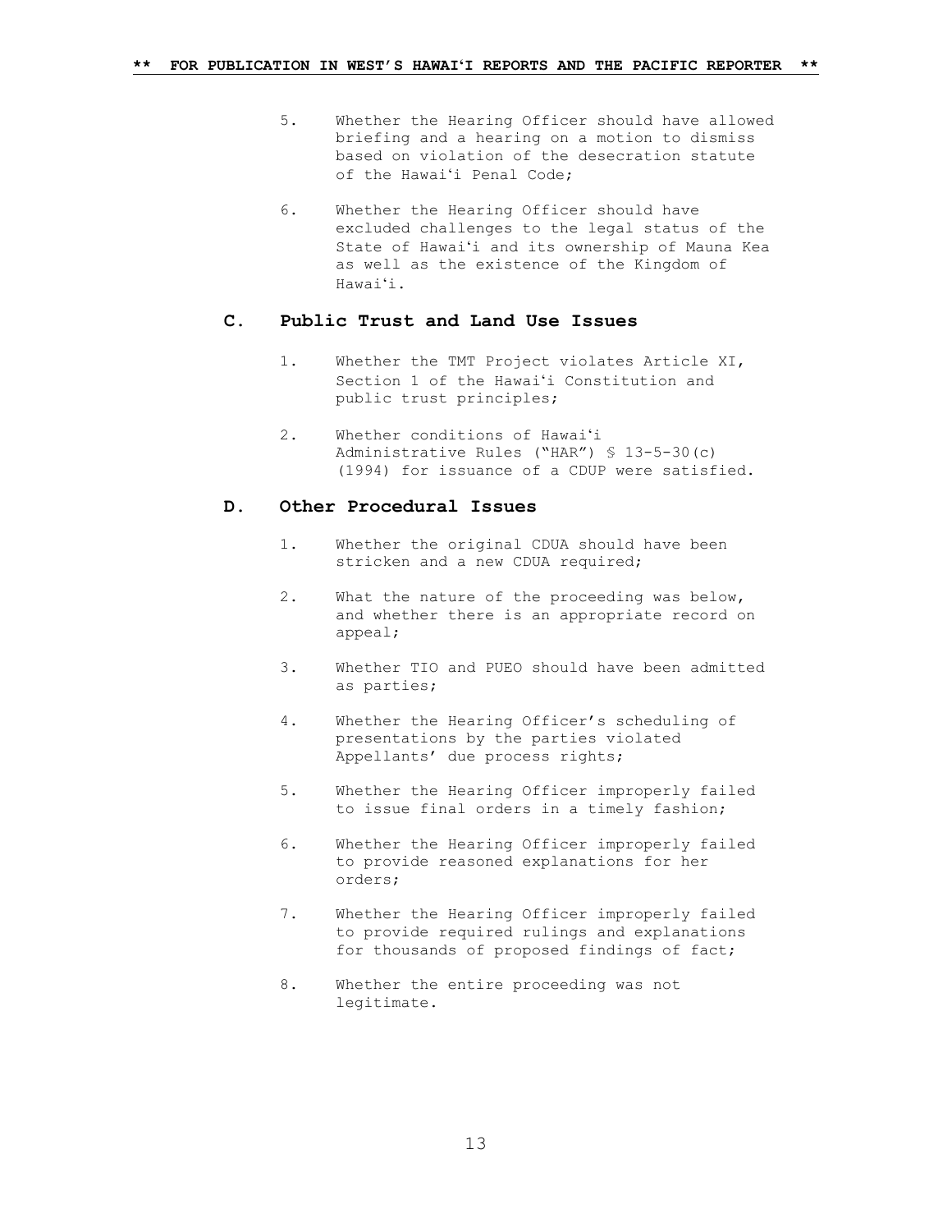5. Whether the Hearing Officer should have allowed briefing and a hearing on a motion to dismiss based on violation of the desecration statute of the Hawaiʻi Penal Code;

6. Whether the Hearing Officer should have excluded challenges to the legal status of the State of Hawaiʻi and its ownership of Mauna Kea as well as the existence of the Kingdom of Hawaiʻi.

### C. Public Trust and Land Use Issues

1. Whether the TMT Project violates Article XI, Section 1 of the Hawaiʻi Constitution and public trust principles;

2. Whether conditions of Hawaiʻi Administrative Rules ("HAR") § 13-5-30(c) (1994) for issuance of a CDUP were satisfied.

### D. Other Procedural Issues

1. Whether the original CDUA should have been stricken and a new CDUA required;

2. What the nature of the proceeding was below, and whether there is an appropriate record on appeal;

3. Whether TIO and PUEO should have been admitted as parties;

4. Whether the Hearing Officer's scheduling of presentations by the parties violated Appellants' due process rights;

5. Whether the Hearing Officer improperly failed to issue final orders in a timely fashion;

6. Whether the Hearing Officer improperly failed to provide reasoned explanations for her orders;

7. Whether the Hearing Officer improperly failed to provide required rulings and explanations for thousands of proposed findings of fact;

8. Whether the entire proceeding was not legitimate.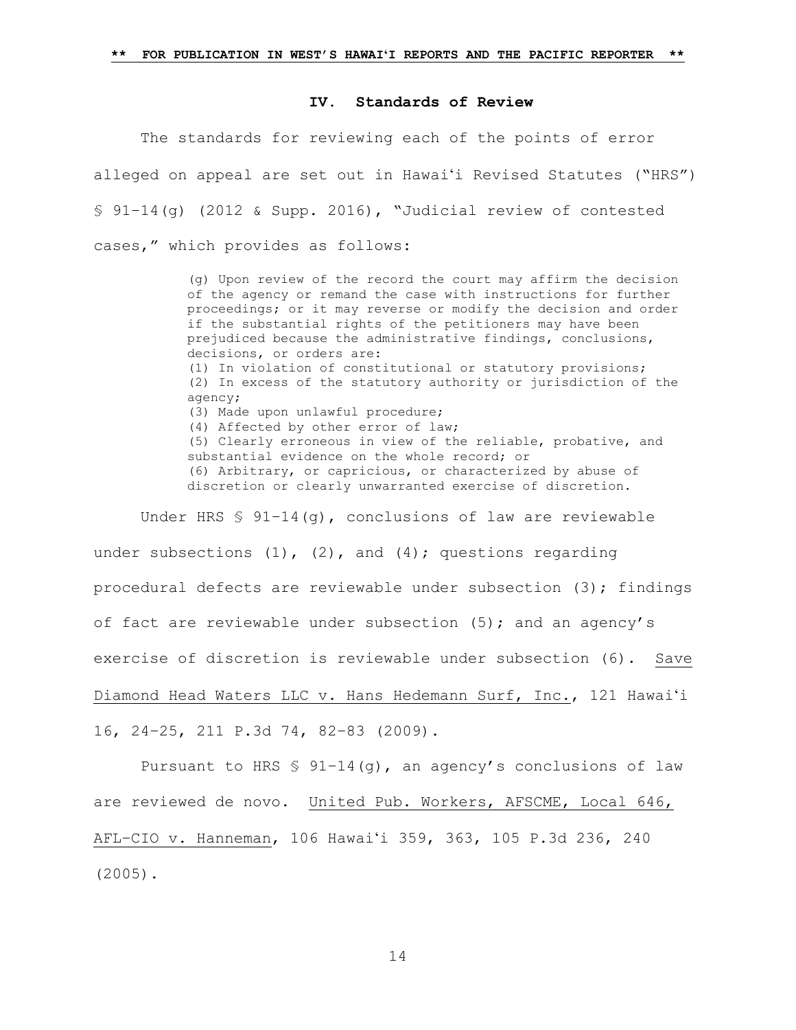## IV. Standards of Review

The standards for reviewing each of the points of error alleged on appeal are set out in Hawaiʻi Revised Statutes ("HRS") § 91–14(g) (2012 & Supp. 2016), "Judicial review of contested cases," which provides as follows:

> (g) Upon review of the record the court may affirm the decision of the agency or remand the case with instructions for further proceedings; or it may reverse or modify the decision and order if the substantial rights of the petitioners may have been prejudiced because the administrative findings, conclusions, decisions, or orders are:
> (1) In violation of constitutional or statutory provisions;
> (2) In excess of the statutory authority or jurisdiction of the agency;
> (3) Made upon unlawful procedure;
> (4) Affected by other error of law;
> (5) Clearly erroneous in view of the reliable, probative, and substantial evidence on the whole record; or
> (6) Arbitrary, or capricious, or characterized by abuse of discretion or clearly unwarranted exercise of discretion.

Under HRS § 91–14(g), conclusions of law are reviewable under subsections (1), (2), and (4); questions regarding procedural defects are reviewable under subsection (3); findings of fact are reviewable under subsection (5); and an agency's exercise of discretion is reviewable under subsection (6). Save Diamond Head Waters LLC v. Hans Hedemann Surf, Inc., 121 Hawaiʻi 16, 24–25, 211 P.3d 74, 82–83 (2009).

Pursuant to HRS § 91–14(g), an agency's conclusions of law are reviewed de novo. United Pub. Workers, AFSCME, Local 646, AFL–CIO v. Hanneman, 106 Hawaiʻi 359, 363, 105 P.3d 236, 240 (2005).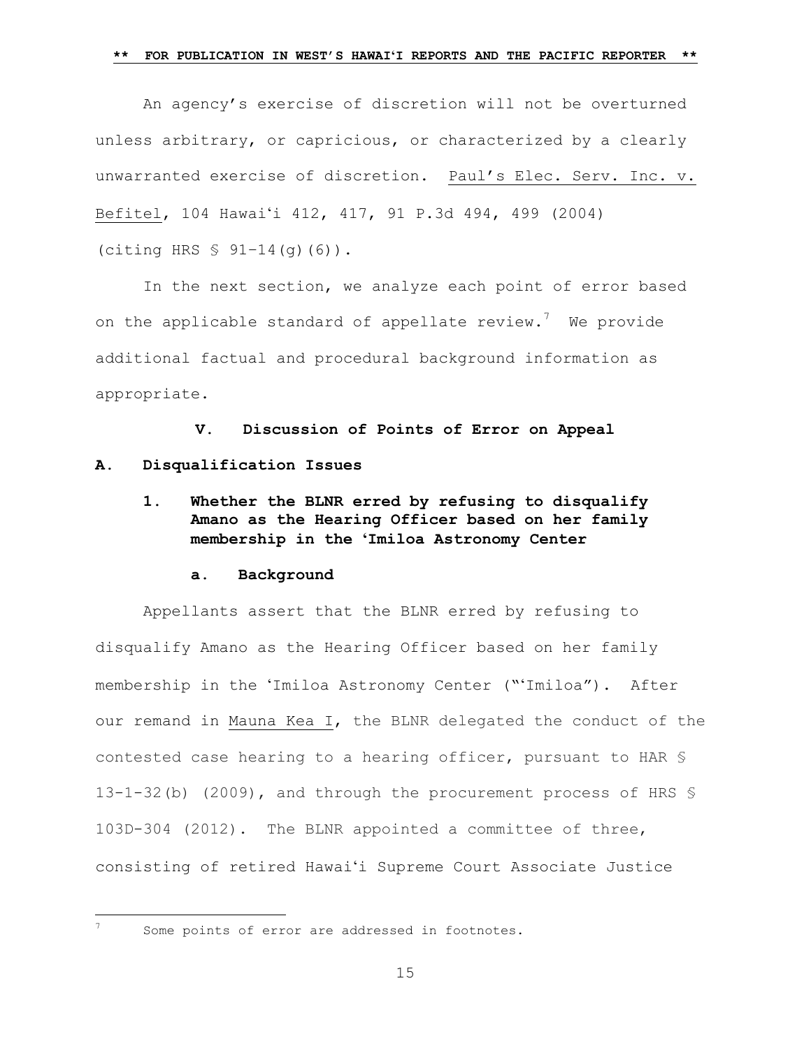An agency's exercise of discretion will not be overturned unless arbitrary, or capricious, or characterized by a clearly unwarranted exercise of discretion. Paul's Elec. Serv. Inc. v. Befitel, 104 Hawaiʻi 412, 417, 91 P.3d 494, 499 (2004) (citing HRS § 91-14(g)(6)).

In the next section, we analyze each point of error based on the applicable standard of appellate review.[7] We provide additional factual and procedural background information as appropriate.

## V. Discussion of Points of Error on Appeal

### A. Disqualification Issues

#### 1. Whether the BLNR erred by refusing to disqualify Amano as the Hearing Officer based on her family membership in the ʻImiloa Astronomy Center

##### a. Background

Appellants assert that the BLNR erred by refusing to disqualify Amano as the Hearing Officer based on her family membership in the ʻImiloa Astronomy Center ("ʻImiloa"). After our remand in Mauna Kea I, the BLNR delegated the conduct of the contested case hearing to a hearing officer, pursuant to HAR § 13-1-32(b) (2009), and through the procurement process of HRS § 103D-304 (2012). The BLNR appointed a committee of three, consisting of retired Hawaiʻi Supreme Court Associate Justice

---

[7] Some points of error are addressed in footnotes.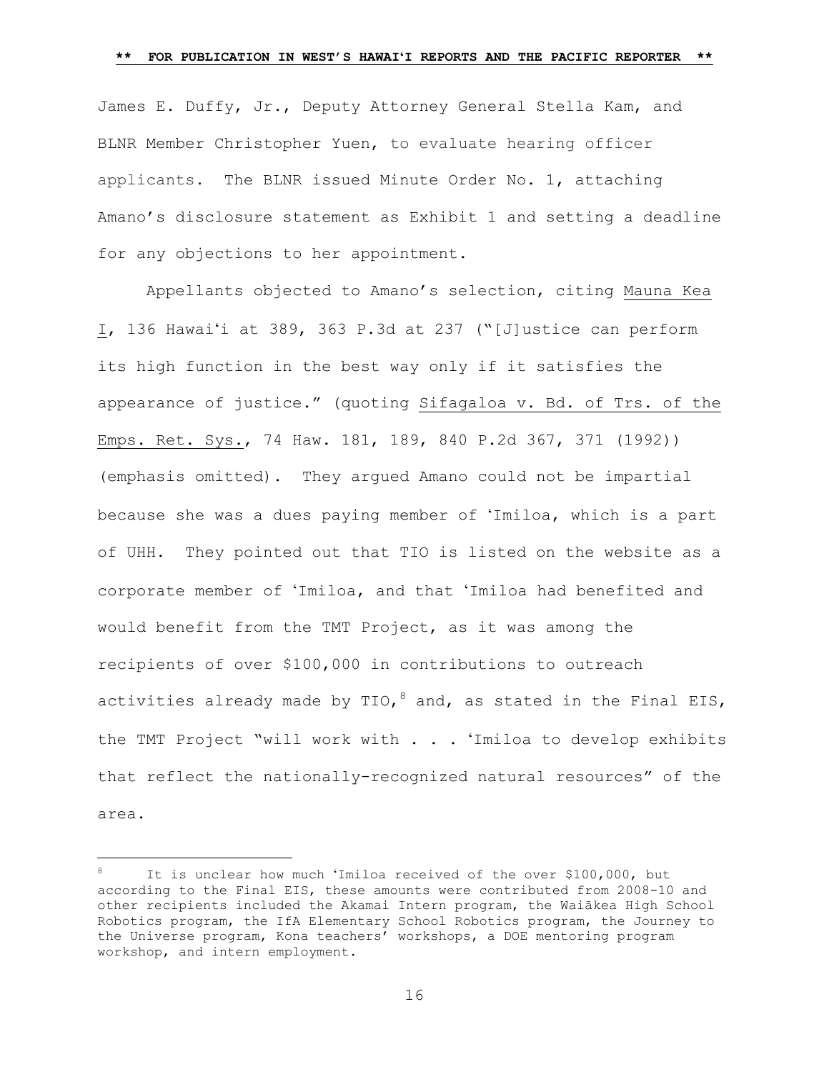James E. Duffy, Jr., Deputy Attorney General Stella Kam, and BLNR Member Christopher Yuen, to evaluate hearing officer applicants. The BLNR issued Minute Order No. 1, attaching Amano's disclosure statement as Exhibit 1 and setting a deadline for any objections to her appointment.

Appellants objected to Amano's selection, citing Mauna Kea I, 136 Hawaiʻi at 389, 363 P.3d at 237 ("[J]ustice can perform its high function in the best way only if it satisfies the appearance of justice." (quoting Sifagaloa v. Bd. of Trs. of the Emps. Ret. Sys., 74 Haw. 181, 189, 840 P.2d 367, 371 (1992)) (emphasis omitted). They argued Amano could not be impartial because she was a dues paying member of ʻImiloa, which is a part of UHH. They pointed out that TIO is listed on the website as a corporate member of ʻImiloa, and that ʻImiloa had benefited and would benefit from the TMT Project, as it was among the recipients of over $100,000 in contributions to outreach activities already made by TIO,[8] and, as stated in the Final EIS, the TMT Project "will work with . . . ʻImiloa to develop exhibits that reflect the nationally-recognized natural resources" of the area.

---

[8] It is unclear how much ʻImiloa received of the over $100,000, but according to the Final EIS, these amounts were contributed from 2008-10 and other recipients included the Akamai Intern program, the Waiākea High School Robotics program, the IfA Elementary School Robotics program, the Journey to the Universe program, Kona teachers' workshops, a DOE mentoring program workshop, and intern employment.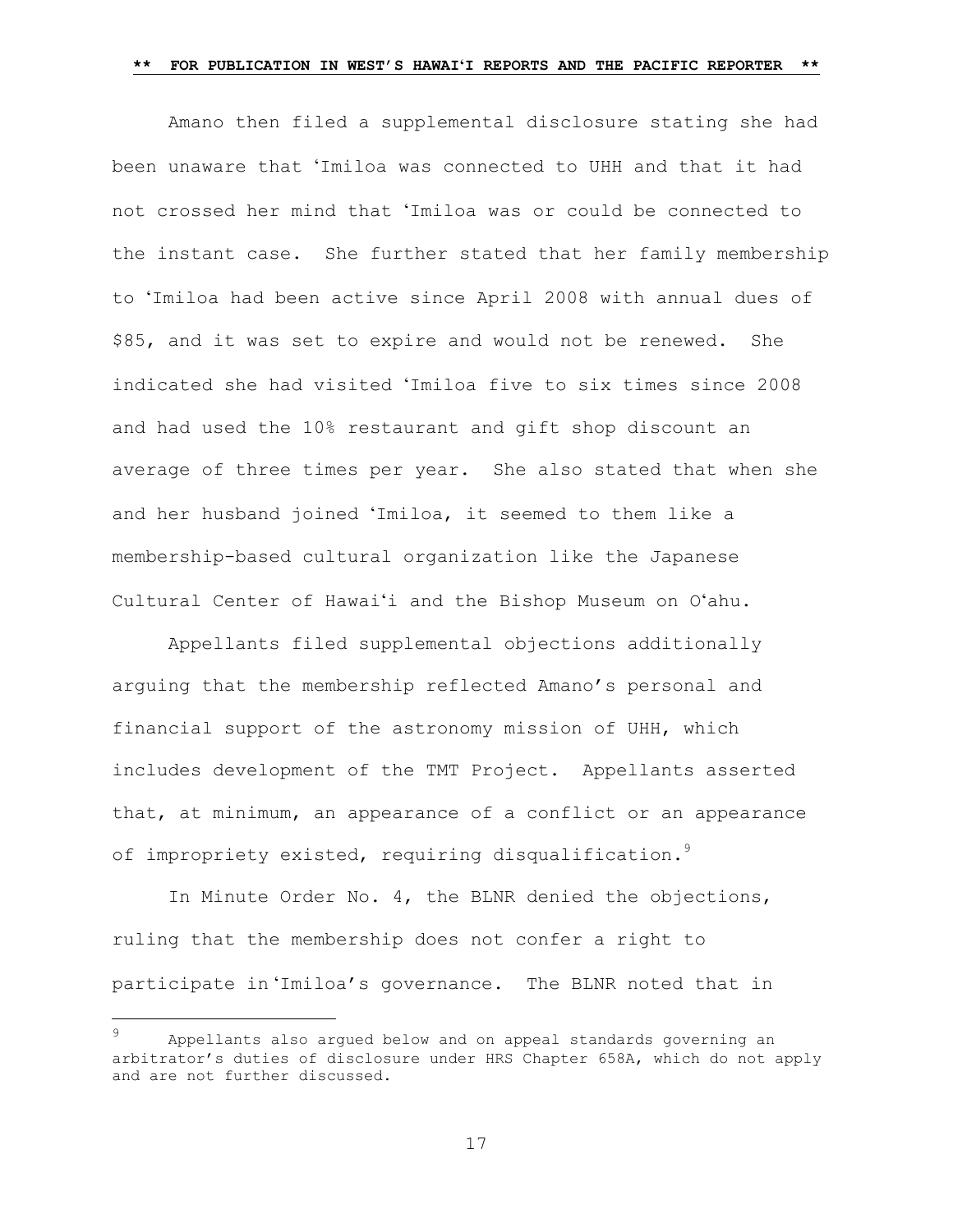Amano then filed a supplemental disclosure stating she had been unaware that ʻImiloa was connected to UHH and that it had not crossed her mind that ʻImiloa was or could be connected to the instant case. She further stated that her family membership to ʻImiloa had been active since April 2008 with annual dues of $85, and it was set to expire and would not be renewed. She indicated she had visited ʻImiloa five to six times since 2008 and had used the 10% restaurant and gift shop discount an average of three times per year. She also stated that when she and her husband joined ʻImiloa, it seemed to them like a membership-based cultural organization like the Japanese Cultural Center of Hawaiʻi and the Bishop Museum on Oʻahu.

Appellants filed supplemental objections additionally arguing that the membership reflected Amano's personal and financial support of the astronomy mission of UHH, which includes development of the TMT Project. Appellants asserted that, at minimum, an appearance of a conflict or an appearance of impropriety existed, requiring disqualification.[9]

In Minute Order No. 4, the BLNR denied the objections, ruling that the membership does not confer a right to participate in ʻImiloa's governance. The BLNR noted that in

---

[9] Appellants also argued below and on appeal standards governing an arbitrator's duties of disclosure under HRS Chapter 658A, which do not apply and are not further discussed.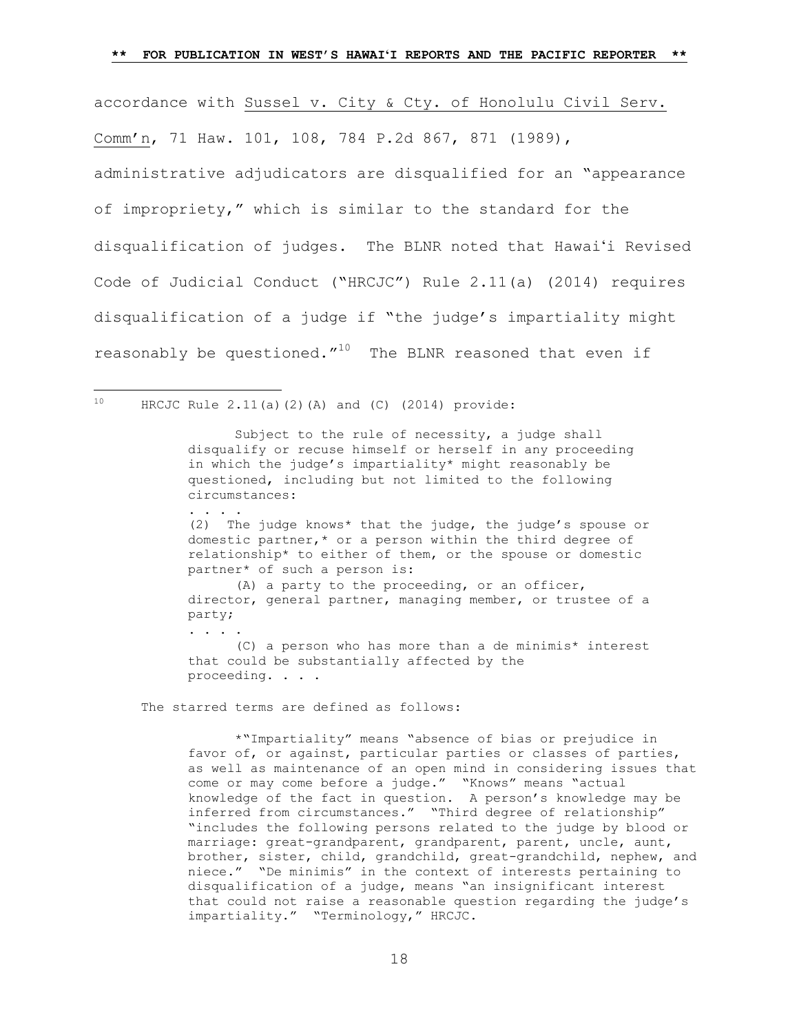accordance with Sussel v. City & Cty. of Honolulu Civil Serv. Comm'n, 71 Haw. 101, 108, 784 P.2d 867, 871 (1989), administrative adjudicators are disqualified for an "appearance of impropriety," which is similar to the standard for the disqualification of judges. The BLNR noted that Hawaiʻi Revised Code of Judicial Conduct ("HRCJC") Rule 2.11(a) (2014) requires disqualification of a judge if "the judge's impartiality might reasonably be questioned."[10] The BLNR reasoned that even if

---

[10] HRCJC Rule 2.11(a)(2)(A) and (C) (2014) provide:

> Subject to the rule of necessity, a judge shall disqualify or recuse himself or herself in any proceeding in which the judge's impartiality* might reasonably be questioned, including but not limited to the following circumstances:
>
> . . . .
>
> (2) The judge knows* that the judge, the judge's spouse or domestic partner,* or a person within the third degree of relationship* to either of them, or the spouse or domestic partner* of such a person is:
>
> (A) a party to the proceeding, or an officer, director, general partner, managing member, or trustee of a party;
>
> . . . .
>
> (C) a person who has more than a de minimis* interest that could be substantially affected by the proceeding. . . .

The starred terms are defined as follows:

> *"Impartiality" means "absence of bias or prejudice in favor of, or against, particular parties or classes of parties, as well as maintenance of an open mind in considering issues that come or may come before a judge." "Knows" means "actual knowledge of the fact in question. A person's knowledge may be inferred from circumstances." "Third degree of relationship" "includes the following persons related to the judge by blood or marriage: great-grandparent, grandparent, parent, uncle, aunt, brother, sister, child, grandchild, great-grandchild, nephew, and niece." "De minimis" in the context of interests pertaining to disqualification of a judge, means "an insignificant interest that could not raise a reasonable question regarding the judge's impartiality." "Terminology," HRCJC.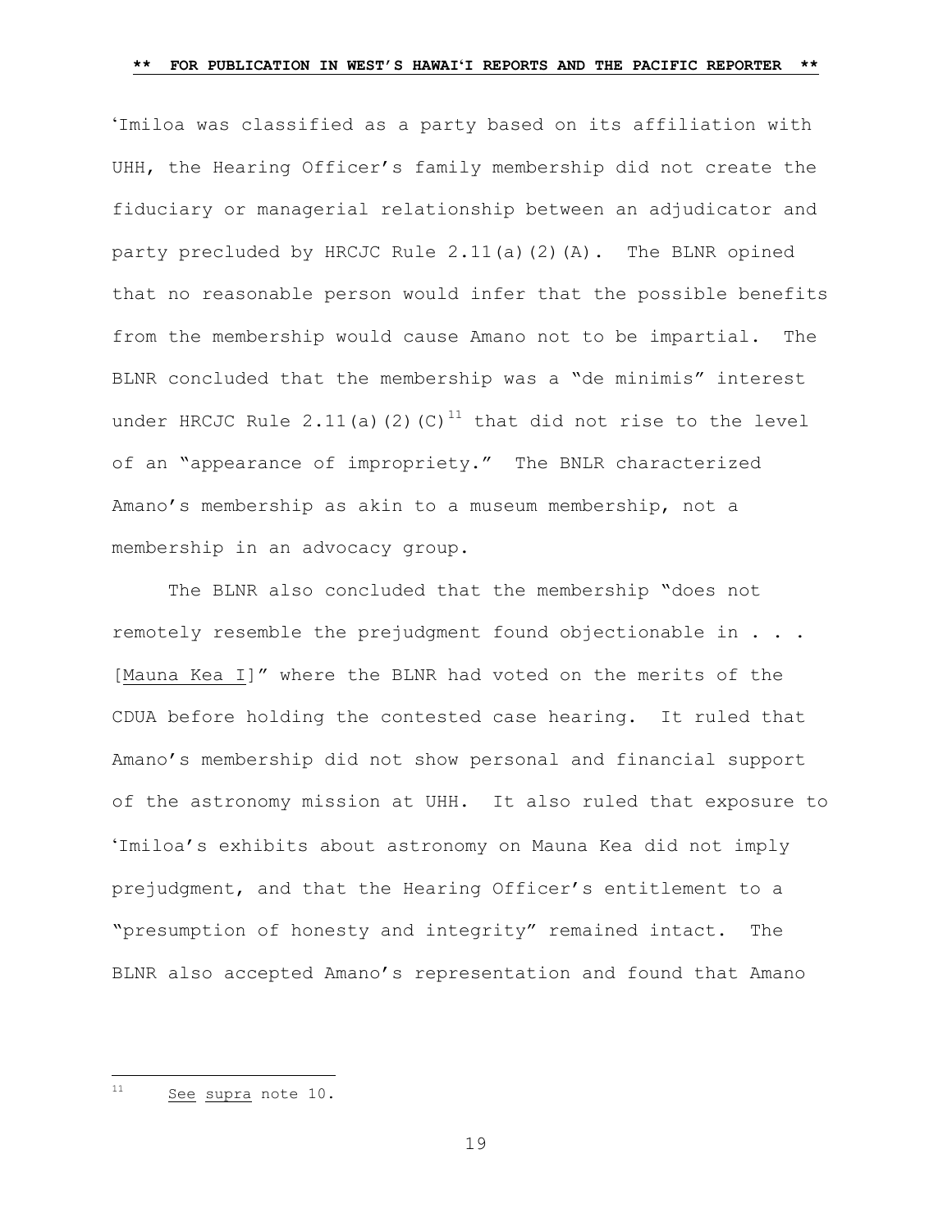ʻImiloa was classified as a party based on its affiliation with UHH, the Hearing Officer's family membership did not create the fiduciary or managerial relationship between an adjudicator and party precluded by HRCJC Rule 2.11(a)(2)(A). The BLNR opined that no reasonable person would infer that the possible benefits from the membership would cause Amano not to be impartial. The BLNR concluded that the membership was a "de minimis" interest under HRCJC Rule 2.11(a)(2)(C)[11] that did not rise to the level of an "appearance of impropriety." The BNLR characterized Amano's membership as akin to a museum membership, not a membership in an advocacy group.

The BLNR also concluded that the membership "does not remotely resemble the prejudgment found objectionable in . . . [Mauna Kea I]" where the BLNR had voted on the merits of the CDUA before holding the contested case hearing. It ruled that Amano's membership did not show personal and financial support of the astronomy mission at UHH. It also ruled that exposure to ʻImiloa's exhibits about astronomy on Mauna Kea did not imply prejudgment, and that the Hearing Officer's entitlement to a "presumption of honesty and integrity" remained intact. The BLNR also accepted Amano's representation and found that Amano

---

[11] See supra note 10.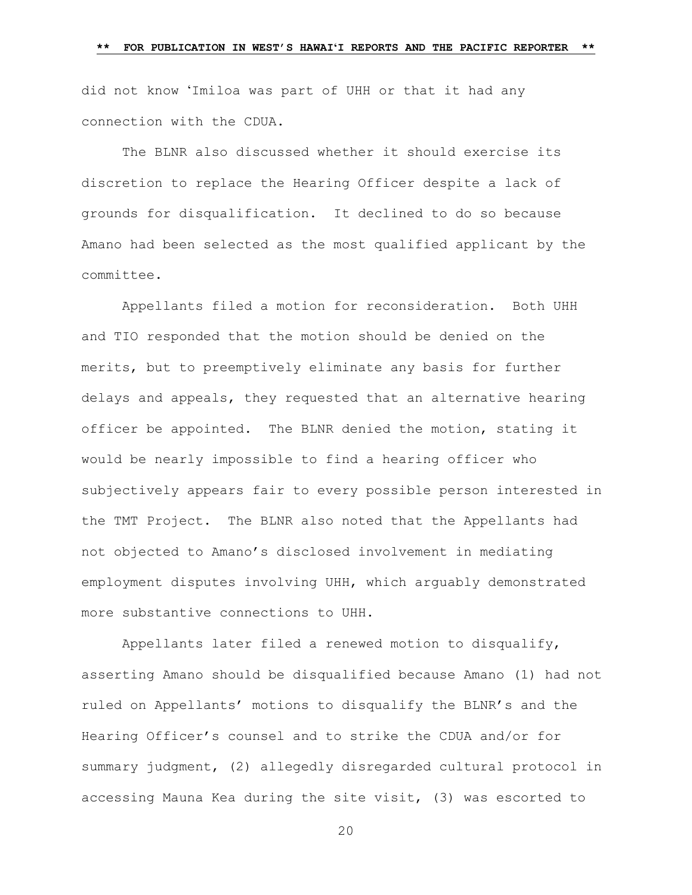did not know ʻImiloa was part of UHH or that it had any connection with the CDUA.

The BLNR also discussed whether it should exercise its discretion to replace the Hearing Officer despite a lack of grounds for disqualification. It declined to do so because Amano had been selected as the most qualified applicant by the committee.

Appellants filed a motion for reconsideration. Both UHH and TIO responded that the motion should be denied on the merits, but to preemptively eliminate any basis for further delays and appeals, they requested that an alternative hearing officer be appointed. The BLNR denied the motion, stating it would be nearly impossible to find a hearing officer who subjectively appears fair to every possible person interested in the TMT Project. The BLNR also noted that the Appellants had not objected to Amano's disclosed involvement in mediating employment disputes involving UHH, which arguably demonstrated more substantive connections to UHH.

Appellants later filed a renewed motion to disqualify, asserting Amano should be disqualified because Amano (1) had not ruled on Appellants' motions to disqualify the BLNR's and the Hearing Officer's counsel and to strike the CDUA and/or for summary judgment, (2) allegedly disregarded cultural protocol in accessing Mauna Kea during the site visit, (3) was escorted to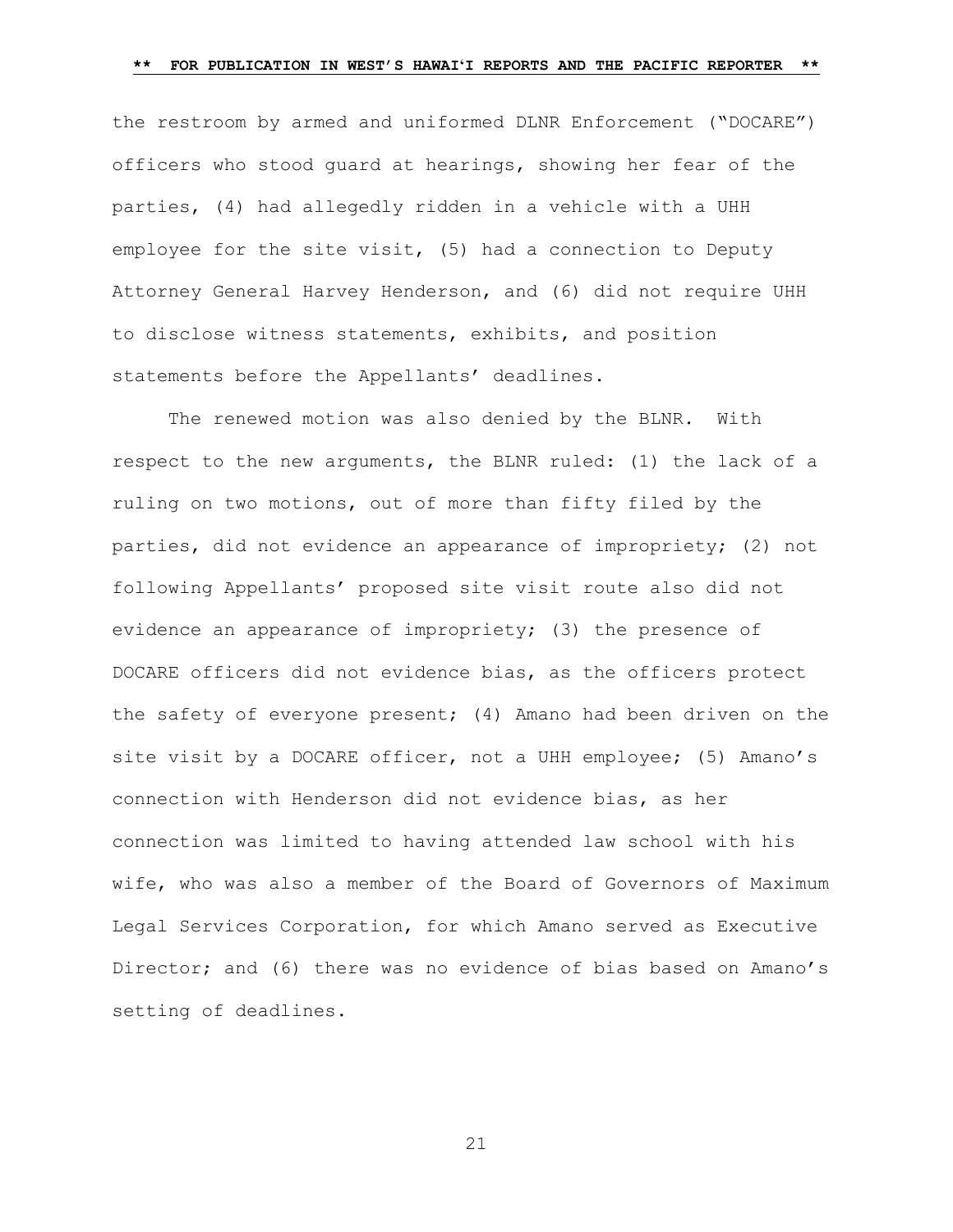the restroom by armed and uniformed DLNR Enforcement ("DOCARE") officers who stood guard at hearings, showing her fear of the parties, (4) had allegedly ridden in a vehicle with a UHH employee for the site visit, (5) had a connection to Deputy Attorney General Harvey Henderson, and (6) did not require UHH to disclose witness statements, exhibits, and position statements before the Appellants' deadlines.

The renewed motion was also denied by the BLNR. With respect to the new arguments, the BLNR ruled: (1) the lack of a ruling on two motions, out of more than fifty filed by the parties, did not evidence an appearance of impropriety; (2) not following Appellants' proposed site visit route also did not evidence an appearance of impropriety; (3) the presence of DOCARE officers did not evidence bias, as the officers protect the safety of everyone present; (4) Amano had been driven on the site visit by a DOCARE officer, not a UHH employee; (5) Amano's connection with Henderson did not evidence bias, as her connection was limited to having attended law school with his wife, who was also a member of the Board of Governors of Maximum Legal Services Corporation, for which Amano served as Executive Director; and (6) there was no evidence of bias based on Amano's setting of deadlines.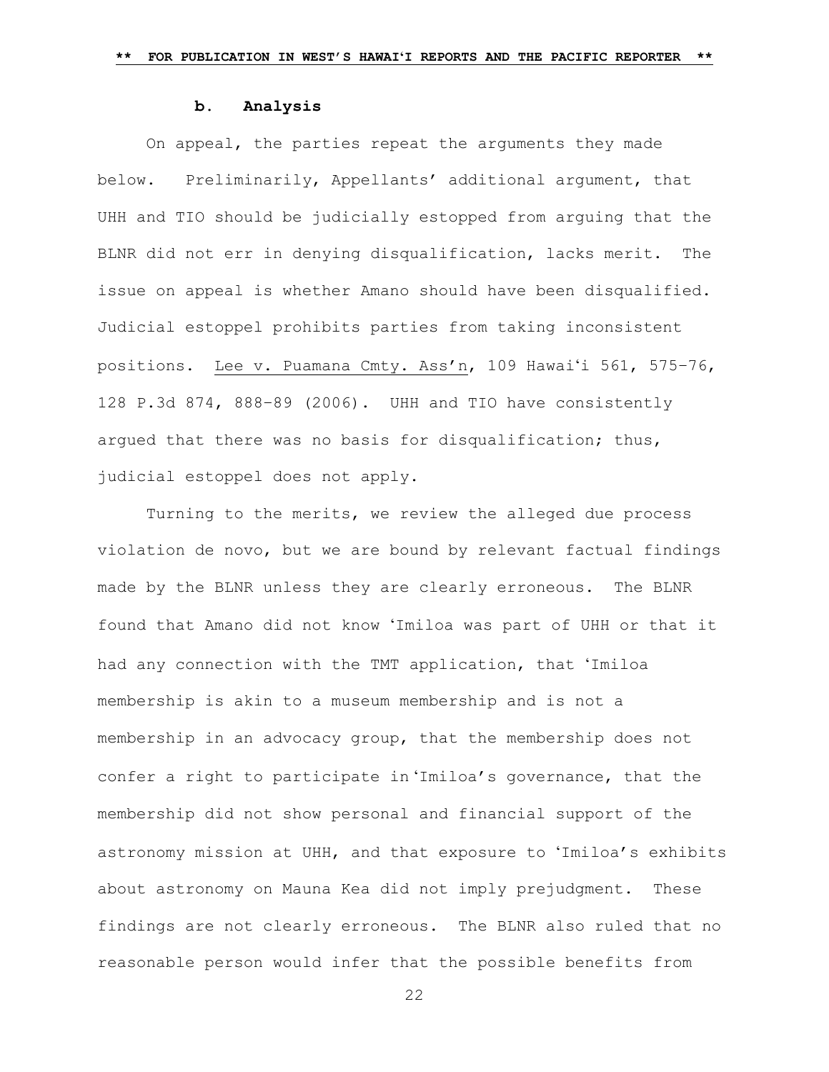### b. Analysis

On appeal, the parties repeat the arguments they made below. Preliminarily, Appellants' additional argument, that UHH and TIO should be judicially estopped from arguing that the BLNR did not err in denying disqualification, lacks merit. The issue on appeal is whether Amano should have been disqualified. Judicial estoppel prohibits parties from taking inconsistent positions. Lee v. Puamana Cmty. Ass'n, 109 Hawai'i 561, 575–76, 128 P.3d 874, 888–89 (2006). UHH and TIO have consistently argued that there was no basis for disqualification; thus, judicial estoppel does not apply.

Turning to the merits, we review the alleged due process violation de novo, but we are bound by relevant factual findings made by the BLNR unless they are clearly erroneous. The BLNR found that Amano did not know 'Imiloa was part of UHH or that it had any connection with the TMT application, that 'Imiloa membership is akin to a museum membership and is not a membership in an advocacy group, that the membership does not confer a right to participate in 'Imiloa's governance, that the membership did not show personal and financial support of the astronomy mission at UHH, and that exposure to 'Imiloa's exhibits about astronomy on Mauna Kea did not imply prejudgment. These findings are not clearly erroneous. The BLNR also ruled that no reasonable person would infer that the possible benefits from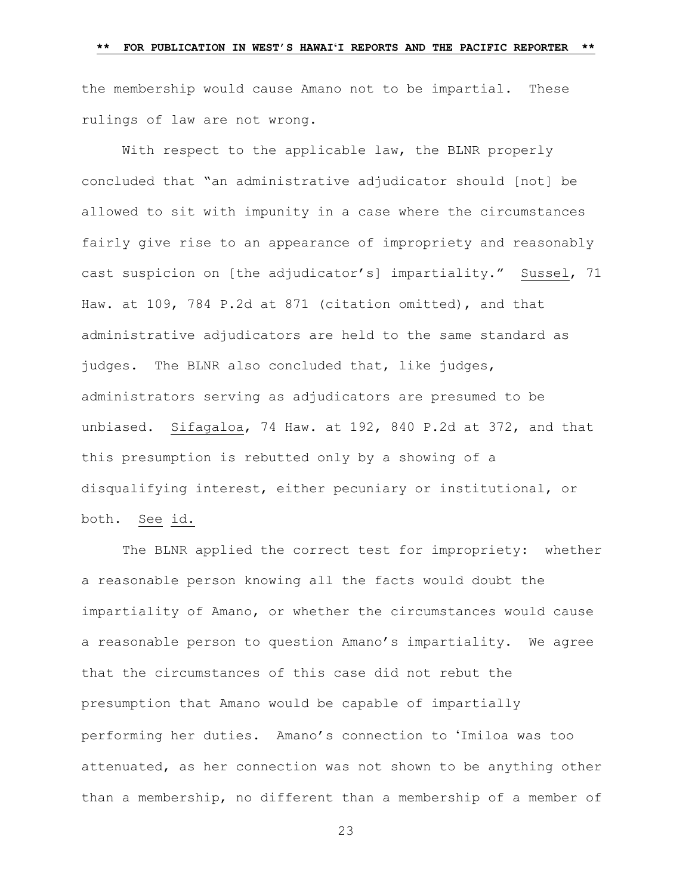the membership would cause Amano not to be impartial. These rulings of law are not wrong.

With respect to the applicable law, the BLNR properly concluded that "an administrative adjudicator should [not] be allowed to sit with impunity in a case where the circumstances fairly give rise to an appearance of impropriety and reasonably cast suspicion on [the adjudicator's] impartiality." Sussel, 71 Haw. at 109, 784 P.2d at 871 (citation omitted), and that administrative adjudicators are held to the same standard as judges. The BLNR also concluded that, like judges, administrators serving as adjudicators are presumed to be unbiased. Sifagaloa, 74 Haw. at 192, 840 P.2d at 372, and that this presumption is rebutted only by a showing of a disqualifying interest, either pecuniary or institutional, or both. See id.

The BLNR applied the correct test for impropriety: whether a reasonable person knowing all the facts would doubt the impartiality of Amano, or whether the circumstances would cause a reasonable person to question Amano's impartiality. We agree that the circumstances of this case did not rebut the presumption that Amano would be capable of impartially performing her duties. Amano's connection to ʻImiloa was too attenuated, as her connection was not shown to be anything other than a membership, no different than a membership of a member of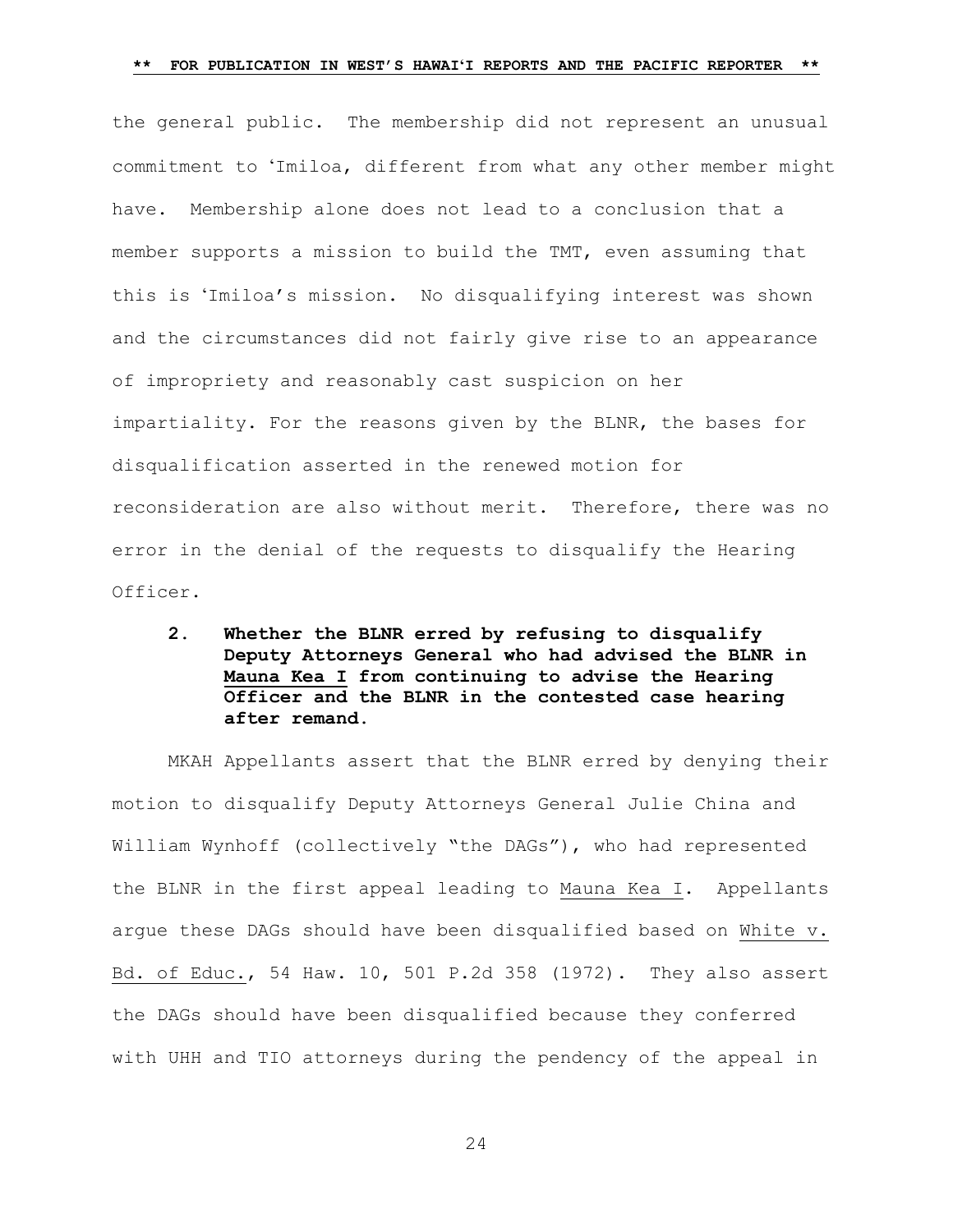the general public. The membership did not represent an unusual commitment to ʻImiloa, different from what any other member might have. Membership alone does not lead to a conclusion that a member supports a mission to build the TMT, even assuming that this is ʻImiloa's mission. No disqualifying interest was shown and the circumstances did not fairly give rise to an appearance of impropriety and reasonably cast suspicion on her impartiality. For the reasons given by the BLNR, the bases for disqualification asserted in the renewed motion for reconsideration are also without merit. Therefore, there was no error in the denial of the requests to disqualify the Hearing Officer.

**2. Whether the BLNR erred by refusing to disqualify Deputy Attorneys General who had advised the BLNR in Mauna Kea I from continuing to advise the Hearing Officer and the BLNR in the contested case hearing after remand.**

MKAH Appellants assert that the BLNR erred by denying their motion to disqualify Deputy Attorneys General Julie China and William Wynhoff (collectively "the DAGs"), who had represented the BLNR in the first appeal leading to Mauna Kea I. Appellants argue these DAGs should have been disqualified based on White v. Bd. of Educ., 54 Haw. 10, 501 P.2d 358 (1972). They also assert the DAGs should have been disqualified because they conferred with UHH and TIO attorneys during the pendency of the appeal in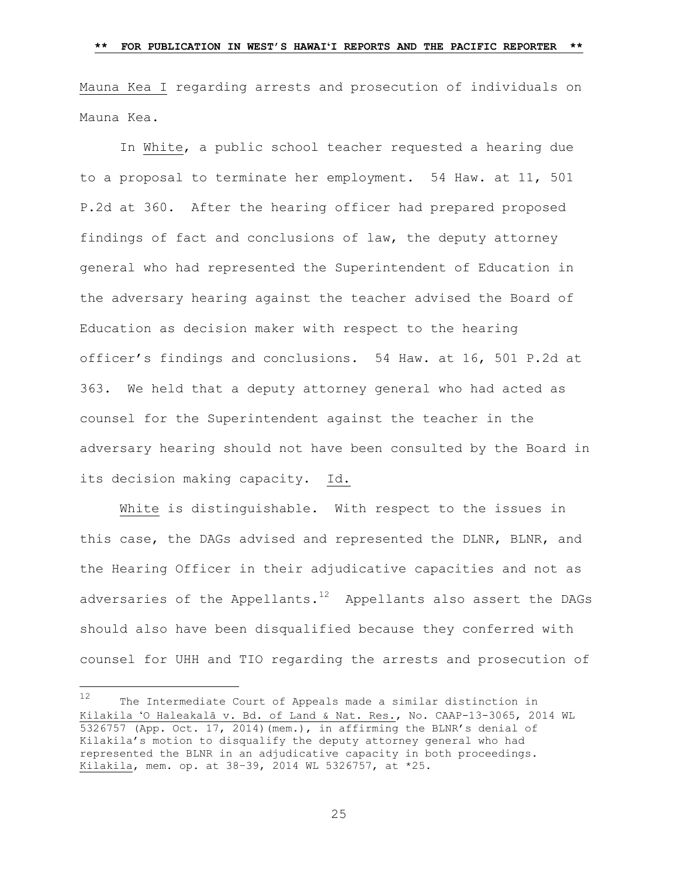Mauna Kea I regarding arrests and prosecution of individuals on Mauna Kea.

In White, a public school teacher requested a hearing due to a proposal to terminate her employment. 54 Haw. at 11, 501 P.2d at 360. After the hearing officer had prepared proposed findings of fact and conclusions of law, the deputy attorney general who had represented the Superintendent of Education in the adversary hearing against the teacher advised the Board of Education as decision maker with respect to the hearing officer's findings and conclusions. 54 Haw. at 16, 501 P.2d at 363. We held that a deputy attorney general who had acted as counsel for the Superintendent against the teacher in the adversary hearing should not have been consulted by the Board in its decision making capacity. Id.

White is distinguishable. With respect to the issues in this case, the DAGs advised and represented the DLNR, BLNR, and the Hearing Officer in their adjudicative capacities and not as adversaries of the Appellants.[12] Appellants also assert the DAGs should also have been disqualified because they conferred with counsel for UHH and TIO regarding the arrests and prosecution of

---

[12] The Intermediate Court of Appeals made a similar distinction in Kilakila ʻO Haleakalā v. Bd. of Land & Nat. Res., No. CAAP-13-3065, 2014 WL 5326757 (App. Oct. 17, 2014)(mem.), in affirming the BLNR's denial of Kilakila's motion to disqualify the deputy attorney general who had represented the BLNR in an adjudicative capacity in both proceedings. Kilakila, mem. op. at 38-39, 2014 WL 5326757, at *25.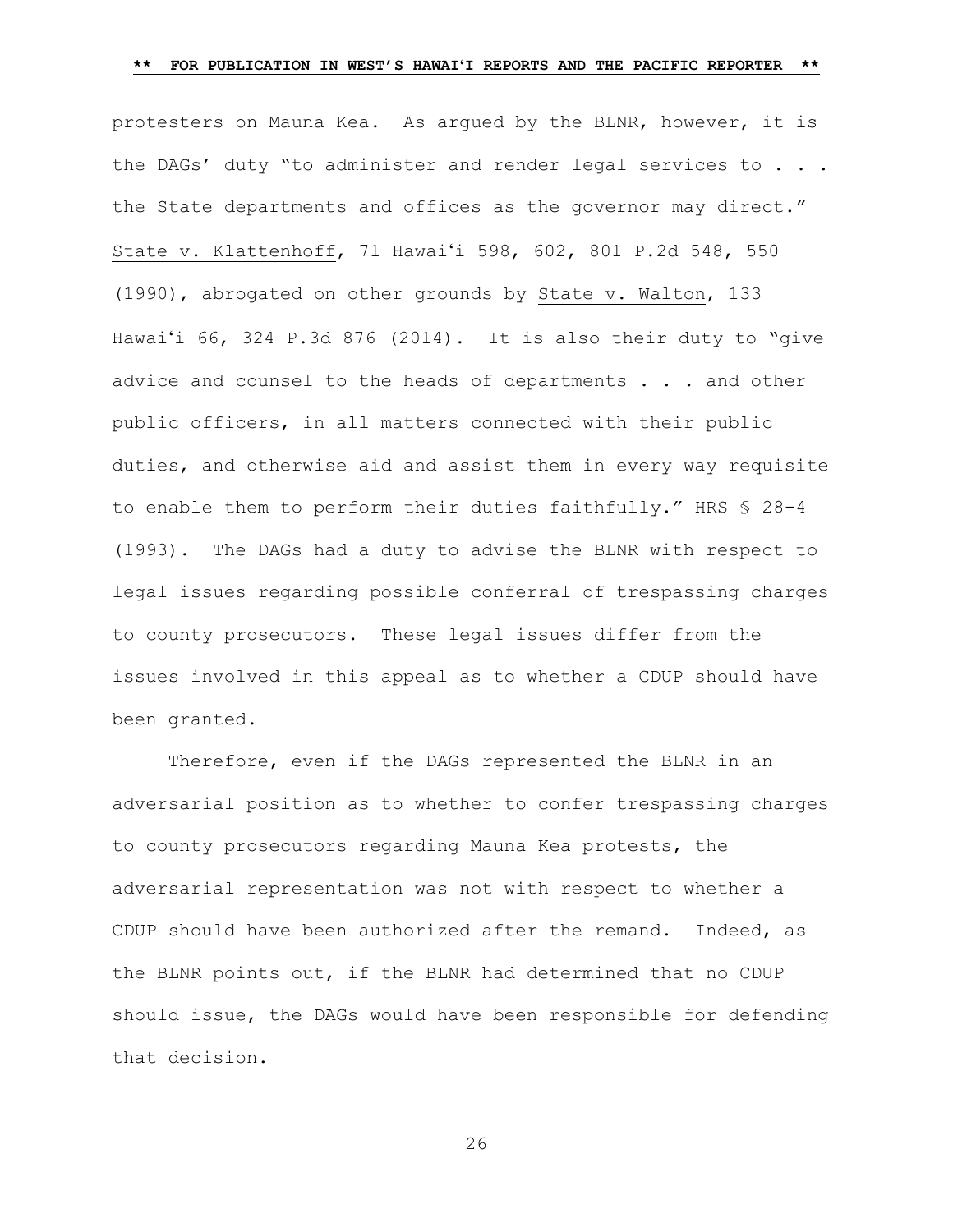protesters on Mauna Kea. As argued by the BLNR, however, it is the DAGs' duty "to administer and render legal services to . . . the State departments and offices as the governor may direct." State v. Klattenhoff, 71 Hawaiʻi 598, 602, 801 P.2d 548, 550 (1990), abrogated on other grounds by State v. Walton, 133 Hawaiʻi 66, 324 P.3d 876 (2014). It is also their duty to "give advice and counsel to the heads of departments . . . and other public officers, in all matters connected with their public duties, and otherwise aid and assist them in every way requisite to enable them to perform their duties faithfully." HRS § 28-4 (1993). The DAGs had a duty to advise the BLNR with respect to legal issues regarding possible conferral of trespassing charges to county prosecutors. These legal issues differ from the issues involved in this appeal as to whether a CDUP should have been granted.

Therefore, even if the DAGs represented the BLNR in an adversarial position as to whether to confer trespassing charges to county prosecutors regarding Mauna Kea protests, the adversarial representation was not with respect to whether a CDUP should have been authorized after the remand. Indeed, as the BLNR points out, if the BLNR had determined that no CDUP should issue, the DAGs would have been responsible for defending that decision.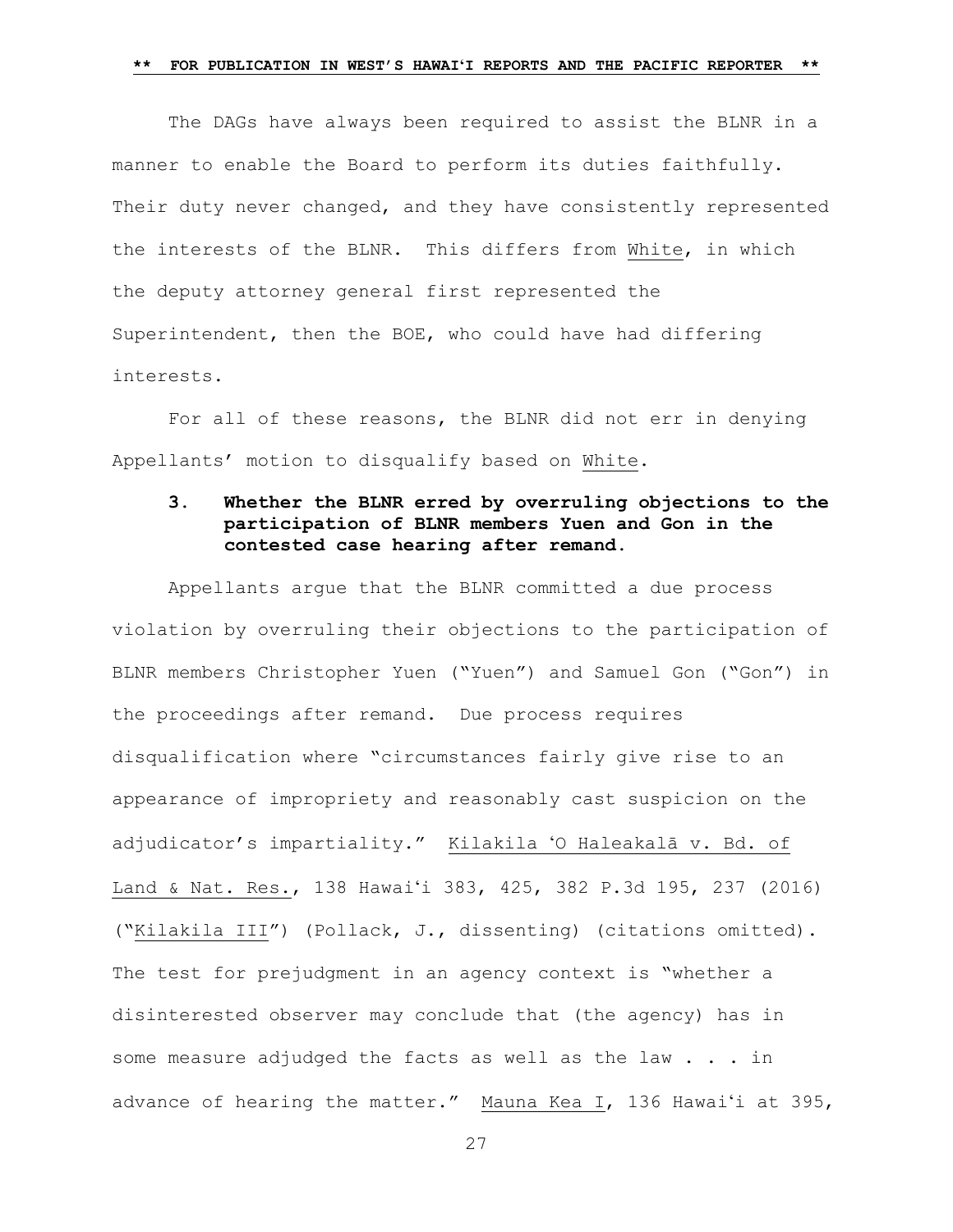The DAGs have always been required to assist the BLNR in a manner to enable the Board to perform its duties faithfully. Their duty never changed, and they have consistently represented the interests of the BLNR. This differs from White, in which the deputy attorney general first represented the Superintendent, then the BOE, who could have had differing interests.

For all of these reasons, the BLNR did not err in denying Appellants' motion to disqualify based on White.

### 3. Whether the BLNR erred by overruling objections to the participation of BLNR members Yuen and Gon in the contested case hearing after remand.

Appellants argue that the BLNR committed a due process violation by overruling their objections to the participation of BLNR members Christopher Yuen ("Yuen") and Samuel Gon ("Gon") in the proceedings after remand. Due process requires disqualification where "circumstances fairly give rise to an appearance of impropriety and reasonably cast suspicion on the adjudicator's impartiality." Kilakila ʻO Haleakalā v. Bd. of Land & Nat. Res., 138 Hawaiʻi 383, 425, 382 P.3d 195, 237 (2016) ("Kilakila III") (Pollack, J., dissenting) (citations omitted). The test for prejudgment in an agency context is "whether a disinterested observer may conclude that (the agency) has in some measure adjudged the facts as well as the law . . . in advance of hearing the matter." Mauna Kea I, 136 Hawaiʻi at 395,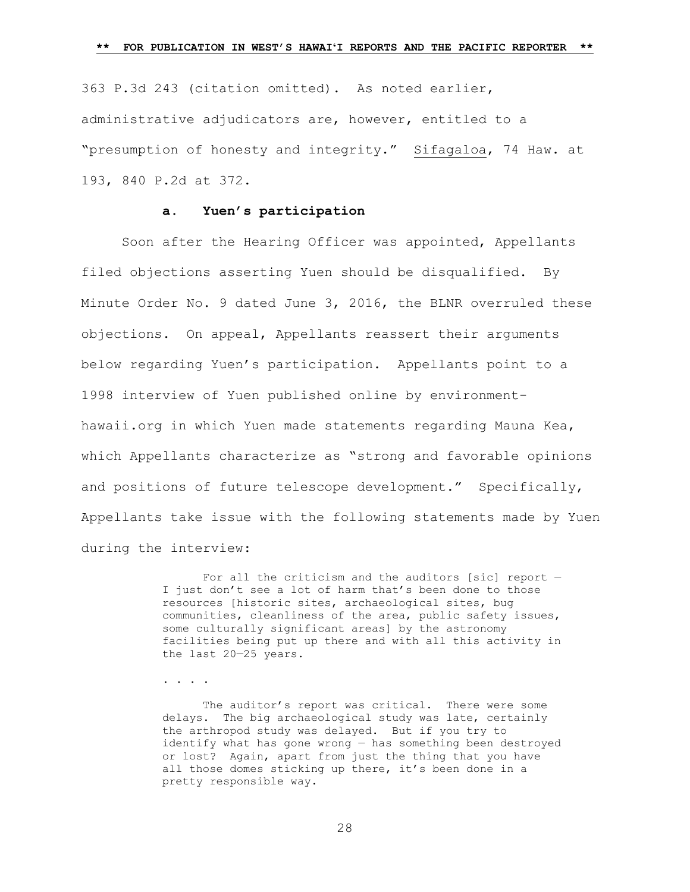363 P.3d 243 (citation omitted). As noted earlier, administrative adjudicators are, however, entitled to a "presumption of honesty and integrity." Sifagaloa, 74 Haw. at 193, 840 P.2d at 372.

### a. Yuen's participation

Soon after the Hearing Officer was appointed, Appellants filed objections asserting Yuen should be disqualified. By Minute Order No. 9 dated June 3, 2016, the BLNR overruled these objections. On appeal, Appellants reassert their arguments below regarding Yuen's participation. Appellants point to a 1998 interview of Yuen published online by environment-hawaii.org in which Yuen made statements regarding Mauna Kea, which Appellants characterize as "strong and favorable opinions and positions of future telescope development." Specifically, Appellants take issue with the following statements made by Yuen during the interview:

> For all the criticism and the auditors [sic] report — I just don't see a lot of harm that's been done to those resources [historic sites, archaeological sites, bug communities, cleanliness of the area, public safety issues, some culturally significant areas] by the astronomy facilities being put up there and with all this activity in the last 20—25 years.
>
> . . . .
>
> The auditor's report was critical. There were some delays. The big archaeological study was late, certainly the arthropod study was delayed. But if you try to identify what has gone wrong — has something been destroyed or lost? Again, apart from just the thing that you have all those domes sticking up there, it's been done in a pretty responsible way.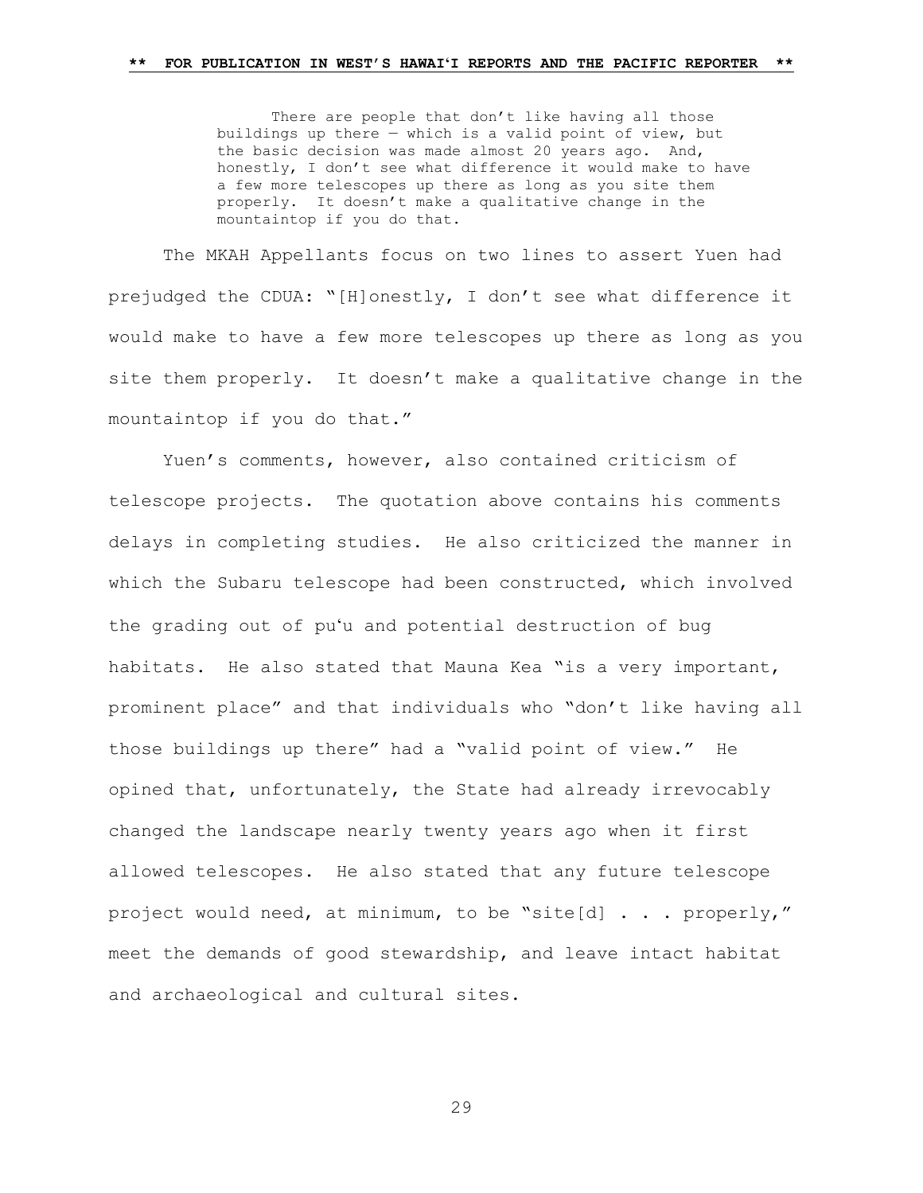> There are people that don't like having all those buildings up there — which is a valid point of view, but the basic decision was made almost 20 years ago. And, honestly, I don't see what difference it would make to have a few more telescopes up there as long as you site them properly. It doesn't make a qualitative change in the mountaintop if you do that.

The MKAH Appellants focus on two lines to assert Yuen had prejudged the CDUA: "[H]onestly, I don't see what difference it would make to have a few more telescopes up there as long as you site them properly. It doesn't make a qualitative change in the mountaintop if you do that."

Yuen's comments, however, also contained criticism of telescope projects. The quotation above contains his comments delays in completing studies. He also criticized the manner in which the Subaru telescope had been constructed, which involved the grading out of puʻu and potential destruction of bug habitats. He also stated that Mauna Kea "is a very important, prominent place" and that individuals who "don't like having all those buildings up there" had a "valid point of view." He opined that, unfortunately, the State had already irrevocably changed the landscape nearly twenty years ago when it first allowed telescopes. He also stated that any future telescope project would need, at minimum, to be "site[d] . . . properly," meet the demands of good stewardship, and leave intact habitat and archaeological and cultural sites.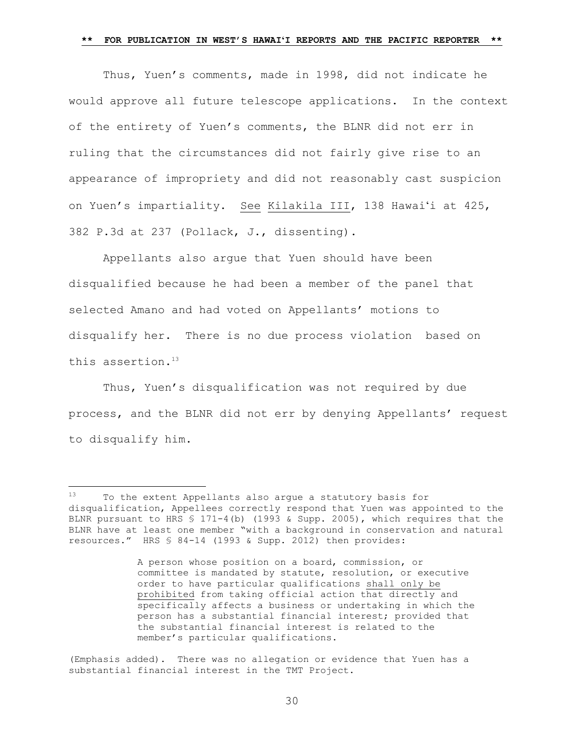Thus, Yuen's comments, made in 1998, did not indicate he would approve all future telescope applications. In the context of the entirety of Yuen's comments, the BLNR did not err in ruling that the circumstances did not fairly give rise to an appearance of impropriety and did not reasonably cast suspicion on Yuen's impartiality. See Kilakila III, 138 Hawaiʻi at 425, 382 P.3d at 237 (Pollack, J., dissenting).

Appellants also argue that Yuen should have been disqualified because he had been a member of the panel that selected Amano and had voted on Appellants' motions to disqualify her. There is no due process violation based on this assertion.[13]

Thus, Yuen's disqualification was not required by due process, and the BLNR did not err by denying Appellants' request to disqualify him.

---

[13] To the extent Appellants also argue a statutory basis for disqualification, Appellees correctly respond that Yuen was appointed to the BLNR pursuant to HRS § 171-4(b) (1993 & Supp. 2005), which requires that the BLNR have at least one member "with a background in conservation and natural resources." HRS § 84-14 (1993 & Supp. 2012) then provides:

> A person whose position on a board, commission, or committee is mandated by statute, resolution, or executive order to have particular qualifications shall only be prohibited from taking official action that directly and specifically affects a business or undertaking in which the person has a substantial financial interest; provided that the substantial financial interest is related to the member's particular qualifications.

(Emphasis added). There was no allegation or evidence that Yuen has a substantial financial interest in the TMT Project.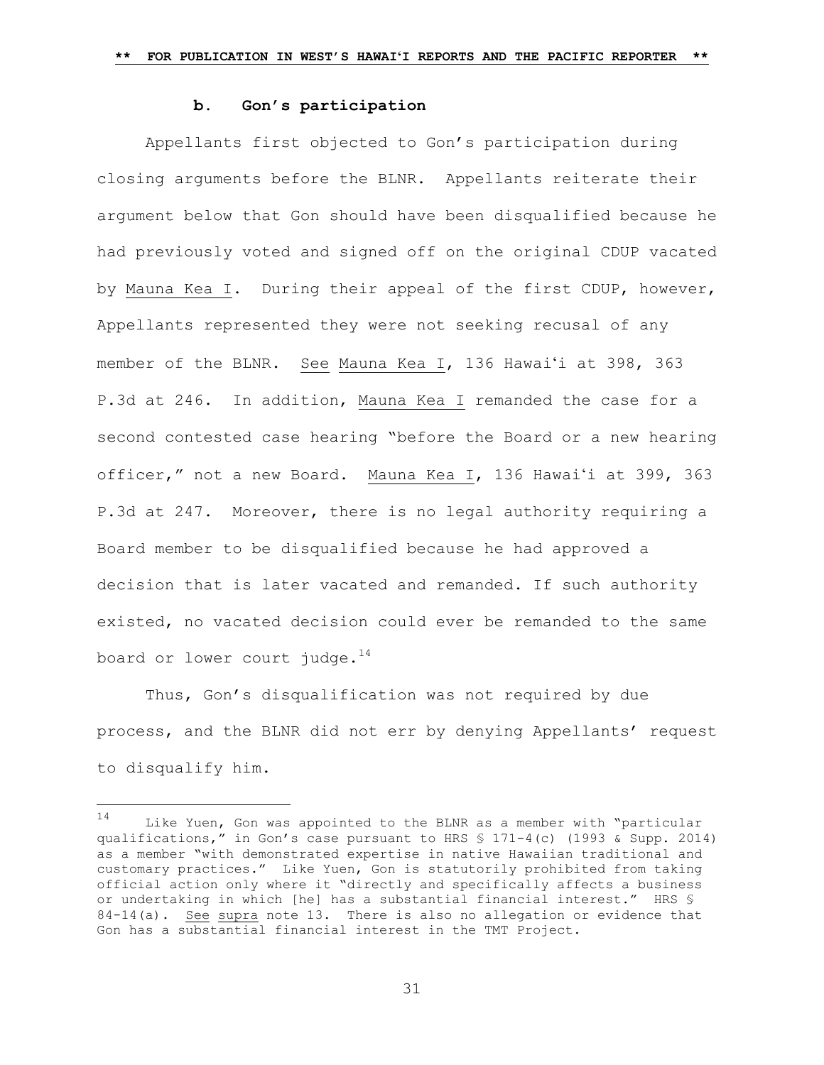#### b. Gon's participation

Appellants first objected to Gon's participation during closing arguments before the BLNR. Appellants reiterate their argument below that Gon should have been disqualified because he had previously voted and signed off on the original CDUP vacated by Mauna Kea I. During their appeal of the first CDUP, however, Appellants represented they were not seeking recusal of any member of the BLNR. See Mauna Kea I, 136 Hawaiʻi at 398, 363 P.3d at 246. In addition, Mauna Kea I remanded the case for a second contested case hearing "before the Board or a new hearing officer," not a new Board. Mauna Kea I, 136 Hawaiʻi at 399, 363 P.3d at 247. Moreover, there is no legal authority requiring a Board member to be disqualified because he had approved a decision that is later vacated and remanded. If such authority existed, no vacated decision could ever be remanded to the same board or lower court judge.[14]

Thus, Gon's disqualification was not required by due process, and the BLNR did not err by denying Appellants' request to disqualify him.

---

[14] Like Yuen, Gon was appointed to the BLNR as a member with "particular qualifications," in Gon's case pursuant to HRS § 171-4(c) (1993 & Supp. 2014) as a member "with demonstrated expertise in native Hawaiian traditional and customary practices." Like Yuen, Gon is statutorily prohibited from taking official action only where it "directly and specifically affects a business or undertaking in which [he] has a substantial financial interest." HRS § 84-14(a). See supra note 13. There is also no allegation or evidence that Gon has a substantial financial interest in the TMT Project.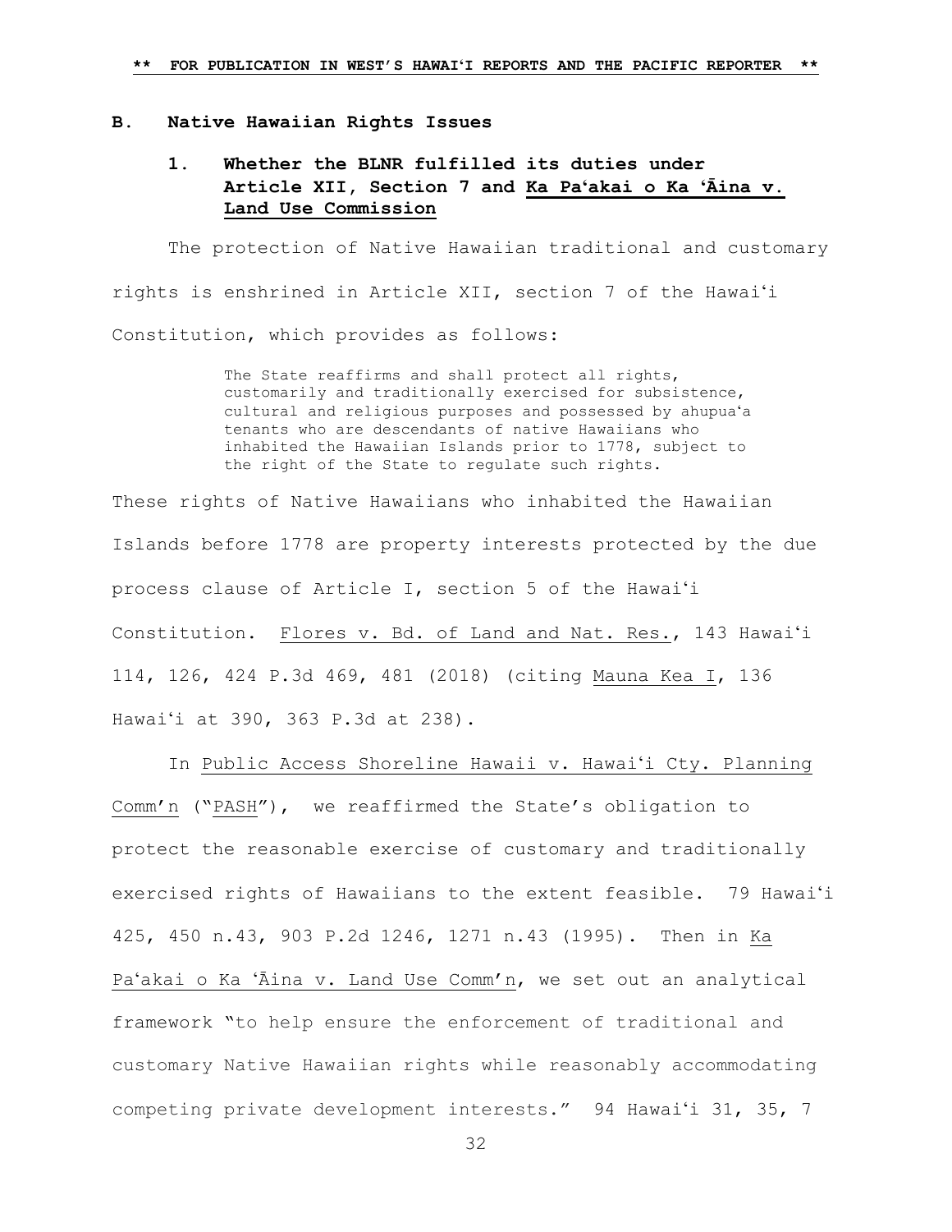## B. Native Hawaiian Rights Issues

### 1. Whether the BLNR fulfilled its duties under Article XII, Section 7 and Ka Paʻakai o Ka ʻĀina v. Land Use Commission

The protection of Native Hawaiian traditional and customary rights is enshrined in Article XII, section 7 of the Hawaiʻi Constitution, which provides as follows:

> The State reaffirms and shall protect all rights, customarily and traditionally exercised for subsistence, cultural and religious purposes and possessed by ahupuaʻa tenants who are descendants of native Hawaiians who inhabited the Hawaiian Islands prior to 1778, subject to the right of the State to regulate such rights.

These rights of Native Hawaiians who inhabited the Hawaiian Islands before 1778 are property interests protected by the due process clause of Article I, section 5 of the Hawaiʻi Constitution. Flores v. Bd. of Land and Nat. Res., 143 Hawaiʻi 114, 126, 424 P.3d 469, 481 (2018) (citing Mauna Kea I, 136 Hawaiʻi at 390, 363 P.3d at 238).

In Public Access Shoreline Hawaii v. Hawaiʻi Cty. Planning Comm'n ("PASH"), we reaffirmed the State's obligation to protect the reasonable exercise of customary and traditionally exercised rights of Hawaiians to the extent feasible. 79 Hawaiʻi 425, 450 n.43, 903 P.2d 1246, 1271 n.43 (1995). Then in Ka Paʻakai o Ka ʻĀina v. Land Use Comm'n, we set out an analytical framework "to help ensure the enforcement of traditional and customary Native Hawaiian rights while reasonably accommodating competing private development interests." 94 Hawaiʻi 31, 35, 7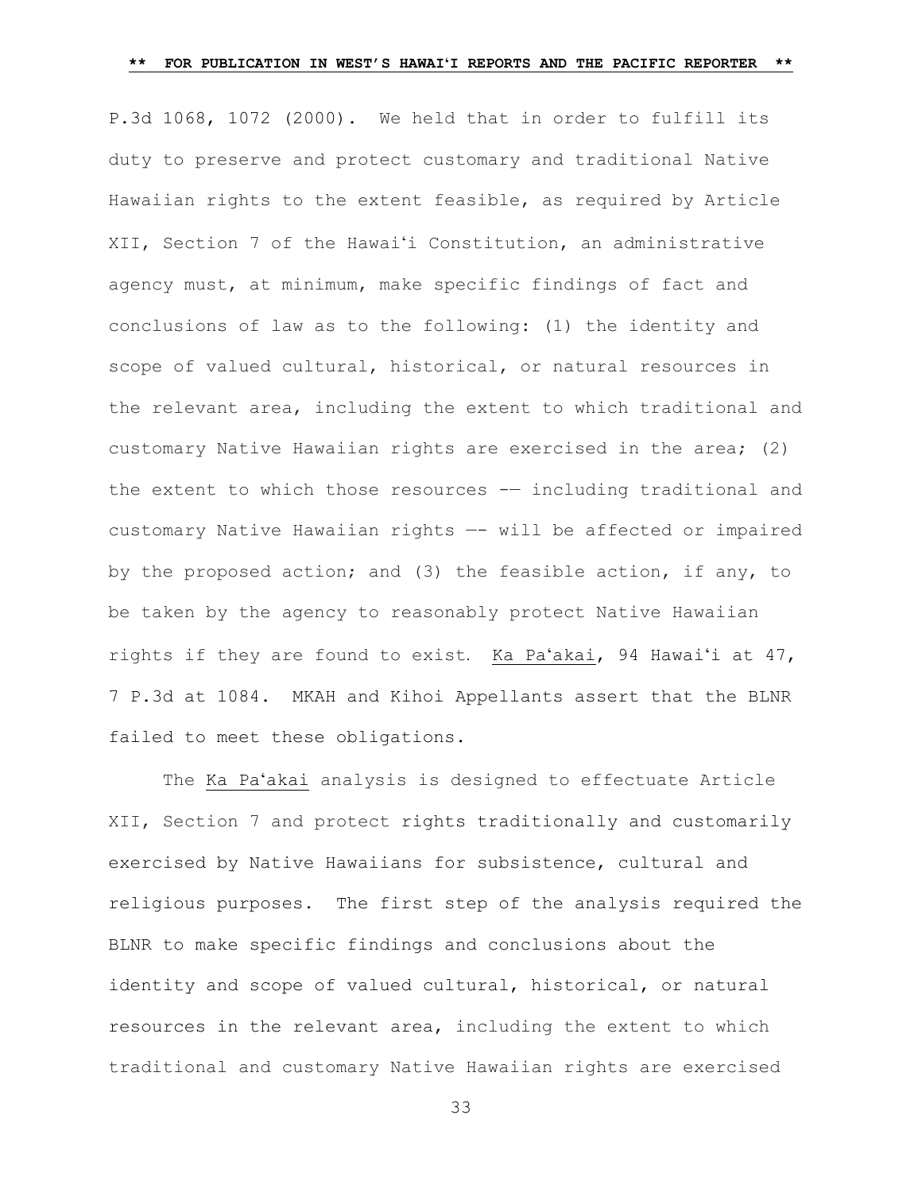P.3d 1068, 1072 (2000). We held that in order to fulfill its duty to preserve and protect customary and traditional Native Hawaiian rights to the extent feasible, as required by Article XII, Section 7 of the Hawaiʻi Constitution, an administrative agency must, at minimum, make specific findings of fact and conclusions of law as to the following: (1) the identity and scope of valued cultural, historical, or natural resources in the relevant area, including the extent to which traditional and customary Native Hawaiian rights are exercised in the area; (2) the extent to which those resources -— including traditional and customary Native Hawaiian rights —- will be affected or impaired by the proposed action; and (3) the feasible action, if any, to be taken by the agency to reasonably protect Native Hawaiian rights if they are found to exist. Ka Paʻakai, 94 Hawaiʻi at 47, 7 P.3d at 1084. MKAH and Kihoi Appellants assert that the BLNR failed to meet these obligations.

The Ka Paʻakai analysis is designed to effectuate Article XII, Section 7 and protect rights traditionally and customarily exercised by Native Hawaiians for subsistence, cultural and religious purposes. The first step of the analysis required the BLNR to make specific findings and conclusions about the identity and scope of valued cultural, historical, or natural resources in the relevant area, including the extent to which traditional and customary Native Hawaiian rights are exercised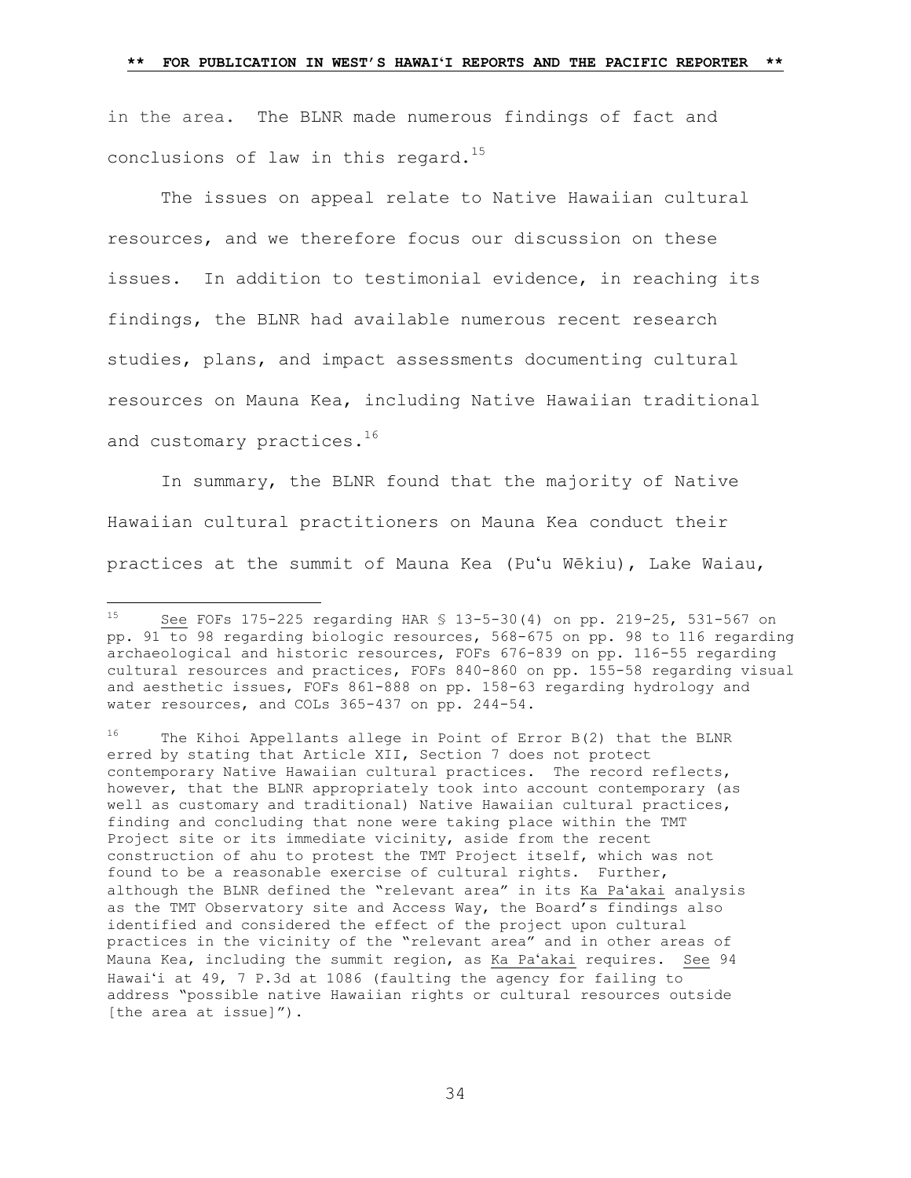in the area. The BLNR made numerous findings of fact and conclusions of law in this regard.[15]

The issues on appeal relate to Native Hawaiian cultural resources, and we therefore focus our discussion on these issues. In addition to testimonial evidence, in reaching its findings, the BLNR had available numerous recent research studies, plans, and impact assessments documenting cultural resources on Mauna Kea, including Native Hawaiian traditional and customary practices.[16]

In summary, the BLNR found that the majority of Native Hawaiian cultural practitioners on Mauna Kea conduct their practices at the summit of Mauna Kea (Puʻu Wēkiu), Lake Waiau,

---

[15] See FOFs 175-225 regarding HAR § 13-5-30(4) on pp. 219-25, 531-567 on pp. 91 to 98 regarding biologic resources, 568-675 on pp. 98 to 116 regarding archaeological and historic resources, FOFs 676-839 on pp. 116-55 regarding cultural resources and practices, FOFs 840-860 on pp. 155-58 regarding visual and aesthetic issues, FOFs 861-888 on pp. 158-63 regarding hydrology and water resources, and COLs 365-437 on pp. 244-54.

[16] The Kihoi Appellants allege in Point of Error B(2) that the BLNR erred by stating that Article XII, Section 7 does not protect contemporary Native Hawaiian cultural practices. The record reflects, however, that the BLNR appropriately took into account contemporary (as well as customary and traditional) Native Hawaiian cultural practices, finding and concluding that none were taking place within the TMT Project site or its immediate vicinity, aside from the recent construction of ahu to protest the TMT Project itself, which was not found to be a reasonable exercise of cultural rights. Further, although the BLNR defined the "relevant area" in its Ka Paʻakai analysis as the TMT Observatory site and Access Way, the Board's findings also identified and considered the effect of the project upon cultural practices in the vicinity of the "relevant area" and in other areas of Mauna Kea, including the summit region, as Ka Paʻakai requires. See 94 Hawaiʻi at 49, 7 P.3d at 1086 (faulting the agency for failing to address "possible native Hawaiian rights or cultural resources outside [the area at issue]").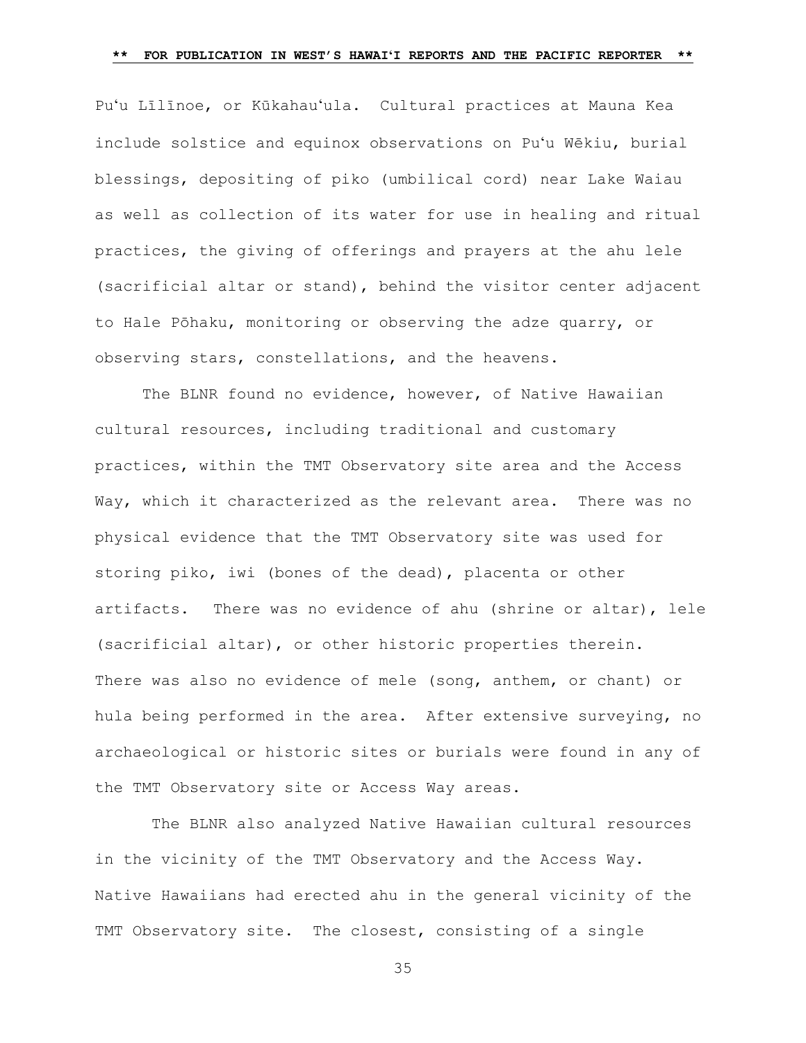Puʻu Līlīnoe, or Kūkahauʻula. Cultural practices at Mauna Kea include solstice and equinox observations on Puʻu Wēkiu, burial blessings, depositing of piko (umbilical cord) near Lake Waiau as well as collection of its water for use in healing and ritual practices, the giving of offerings and prayers at the ahu lele (sacrificial altar or stand), behind the visitor center adjacent to Hale Pōhaku, monitoring or observing the adze quarry, or observing stars, constellations, and the heavens.

The BLNR found no evidence, however, of Native Hawaiian cultural resources, including traditional and customary practices, within the TMT Observatory site area and the Access Way, which it characterized as the relevant area. There was no physical evidence that the TMT Observatory site was used for storing piko, iwi (bones of the dead), placenta or other artifacts. There was no evidence of ahu (shrine or altar), lele (sacrificial altar), or other historic properties therein. There was also no evidence of mele (song, anthem, or chant) or hula being performed in the area. After extensive surveying, no archaeological or historic sites or burials were found in any of the TMT Observatory site or Access Way areas.

The BLNR also analyzed Native Hawaiian cultural resources in the vicinity of the TMT Observatory and the Access Way. Native Hawaiians had erected ahu in the general vicinity of the TMT Observatory site. The closest, consisting of a single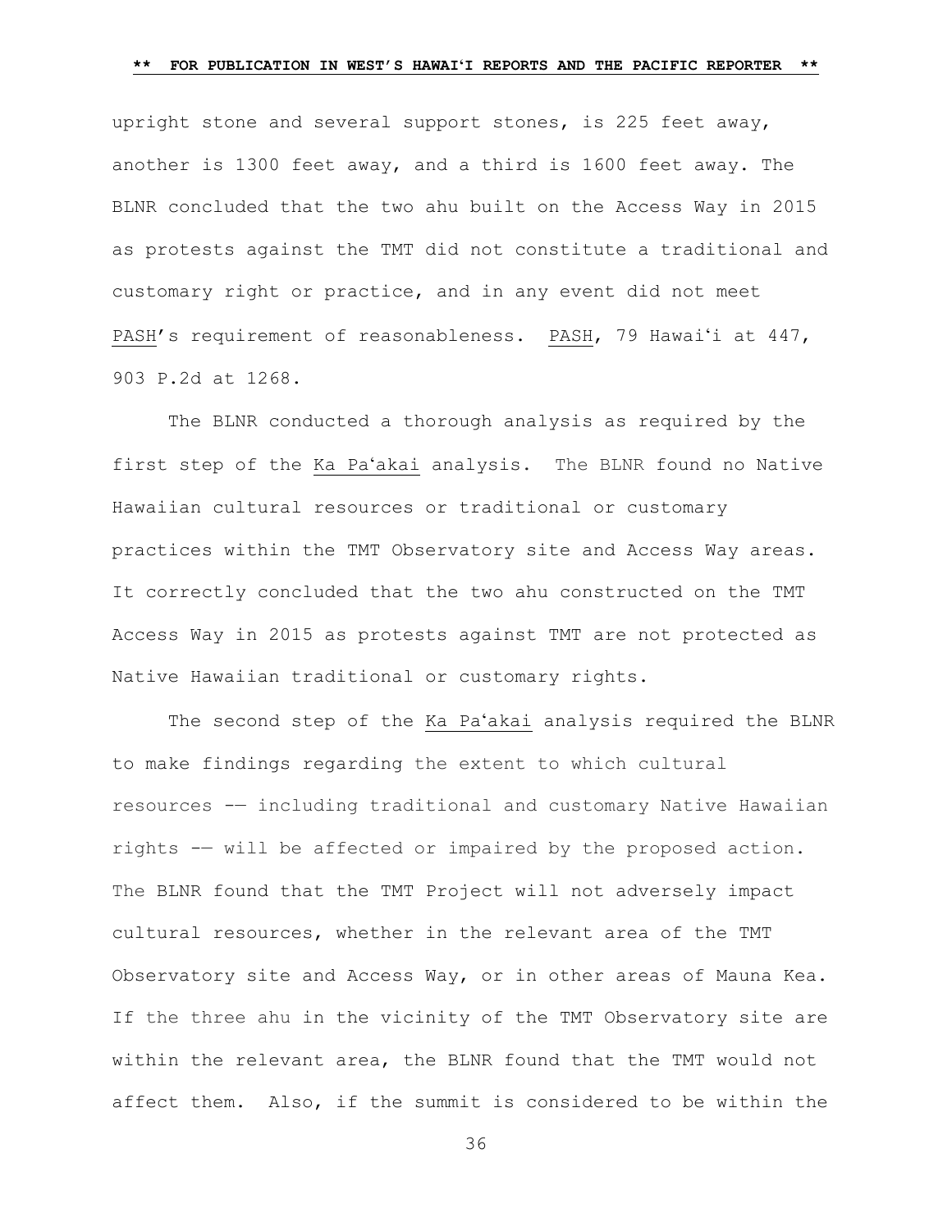upright stone and several support stones, is 225 feet away, another is 1300 feet away, and a third is 1600 feet away. The BLNR concluded that the two ahu built on the Access Way in 2015 as protests against the TMT did not constitute a traditional and customary right or practice, and in any event did not meet PASH's requirement of reasonableness. PASH, 79 Hawaiʻi at 447, 903 P.2d at 1268.

The BLNR conducted a thorough analysis as required by the first step of the Ka Paʻakai analysis. The BLNR found no Native Hawaiian cultural resources or traditional or customary practices within the TMT Observatory site and Access Way areas. It correctly concluded that the two ahu constructed on the TMT Access Way in 2015 as protests against TMT are not protected as Native Hawaiian traditional or customary rights.

The second step of the Ka Paʻakai analysis required the BLNR to make findings regarding the extent to which cultural resources –— including traditional and customary Native Hawaiian rights –— will be affected or impaired by the proposed action. The BLNR found that the TMT Project will not adversely impact cultural resources, whether in the relevant area of the TMT Observatory site and Access Way, or in other areas of Mauna Kea. If the three ahu in the vicinity of the TMT Observatory site are within the relevant area, the BLNR found that the TMT would not affect them. Also, if the summit is considered to be within the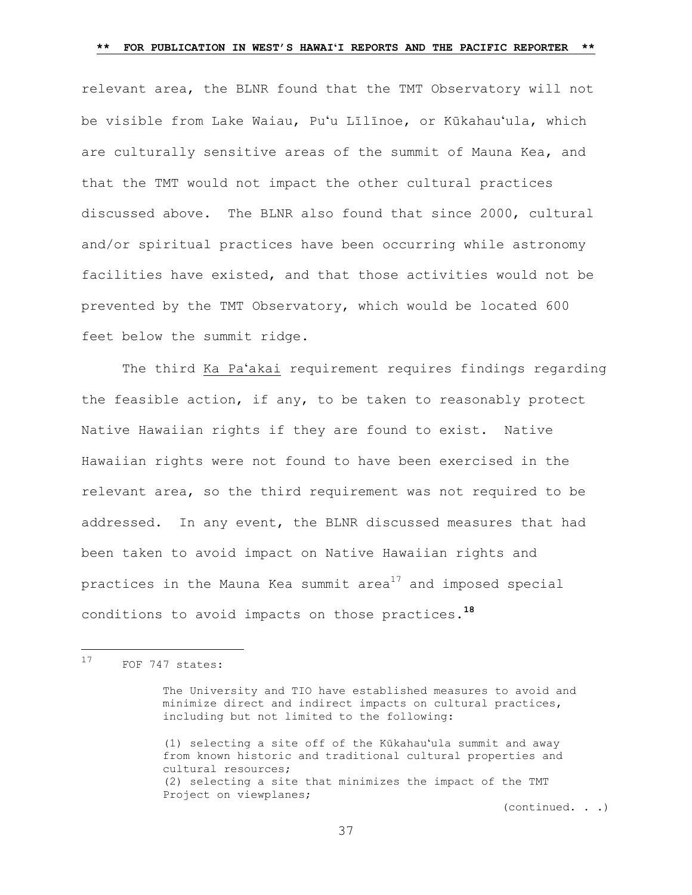relevant area, the BLNR found that the TMT Observatory will not be visible from Lake Waiau, Puʻu Līlīnoe, or Kūkahauʻula, which are culturally sensitive areas of the summit of Mauna Kea, and that the TMT would not impact the other cultural practices discussed above. The BLNR also found that since 2000, cultural and/or spiritual practices have been occurring while astronomy facilities have existed, and that those activities would not be prevented by the TMT Observatory, which would be located 600 feet below the summit ridge.

The third Ka Paʻakai requirement requires findings regarding the feasible action, if any, to be taken to reasonably protect Native Hawaiian rights if they are found to exist. Native Hawaiian rights were not found to have been exercised in the relevant area, so the third requirement was not required to be addressed. In any event, the BLNR discussed measures that had been taken to avoid impact on Native Hawaiian rights and practices in the Mauna Kea summit area[17] and imposed special conditions to avoid impacts on those practices.[18]

---

[17] FOF 747 states:

> The University and TIO have established measures to avoid and minimize direct and indirect impacts on cultural practices, including but not limited to the following:
>
> (1) selecting a site off of the Kūkahauʻula summit and away from known historic and traditional cultural properties and cultural resources;
> (2) selecting a site that minimizes the impact of the TMT Project on viewplanes;

(continued. . .)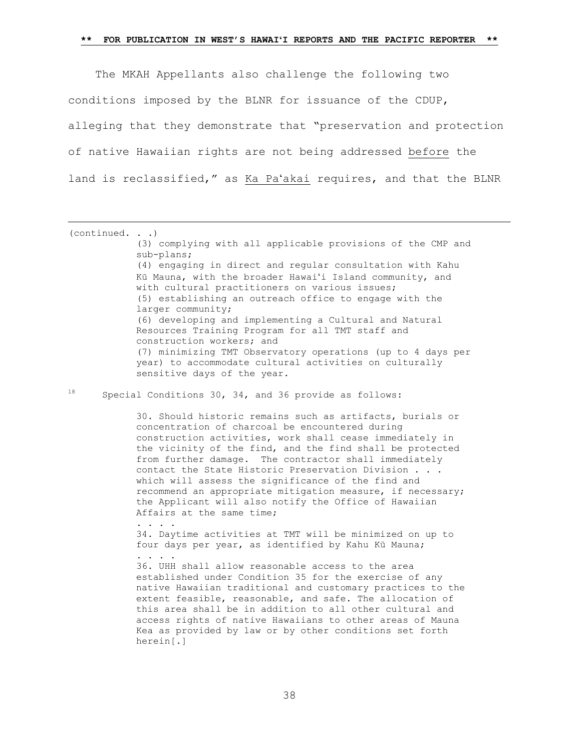The MKAH Appellants also challenge the following two conditions imposed by the BLNR for issuance of the CDUP, alleging that they demonstrate that "preservation and protection of native Hawaiian rights are not being addressed before the land is reclassified," as Ka Paʻakai requires, and that the BLNR

---

(continued. . .)

> (3) complying with all applicable provisions of the CMP and sub-plans;
> (4) engaging in direct and regular consultation with Kahu Kū Mauna, with the broader Hawaiʻi Island community, and with cultural practitioners on various issues;
> (5) establishing an outreach office to engage with the larger community;
> (6) developing and implementing a Cultural and Natural Resources Training Program for all TMT staff and construction workers; and
> (7) minimizing TMT Observatory operations (up to 4 days per year) to accommodate cultural activities on culturally sensitive days of the year.

[18] Special Conditions 30, 34, and 36 provide as follows:

> 30. Should historic remains such as artifacts, burials or concentration of charcoal be encountered during construction activities, work shall cease immediately in the vicinity of the find, and the find shall be protected from further damage. The contractor shall immediately contact the State Historic Preservation Division . . . which will assess the significance of the find and recommend an appropriate mitigation measure, if necessary; the Applicant will also notify the Office of Hawaiian Affairs at the same time;
>
> . . . .
>
> 34. Daytime activities at TMT will be minimized on up to four days per year, as identified by Kahu Kū Mauna;
>
> . . . .
>
> 36. UHH shall allow reasonable access to the area established under Condition 35 for the exercise of any native Hawaiian traditional and customary practices to the extent feasible, reasonable, and safe. The allocation of this area shall be in addition to all other cultural and access rights of native Hawaiians to other areas of Mauna Kea as provided by law or by other conditions set forth herein[.]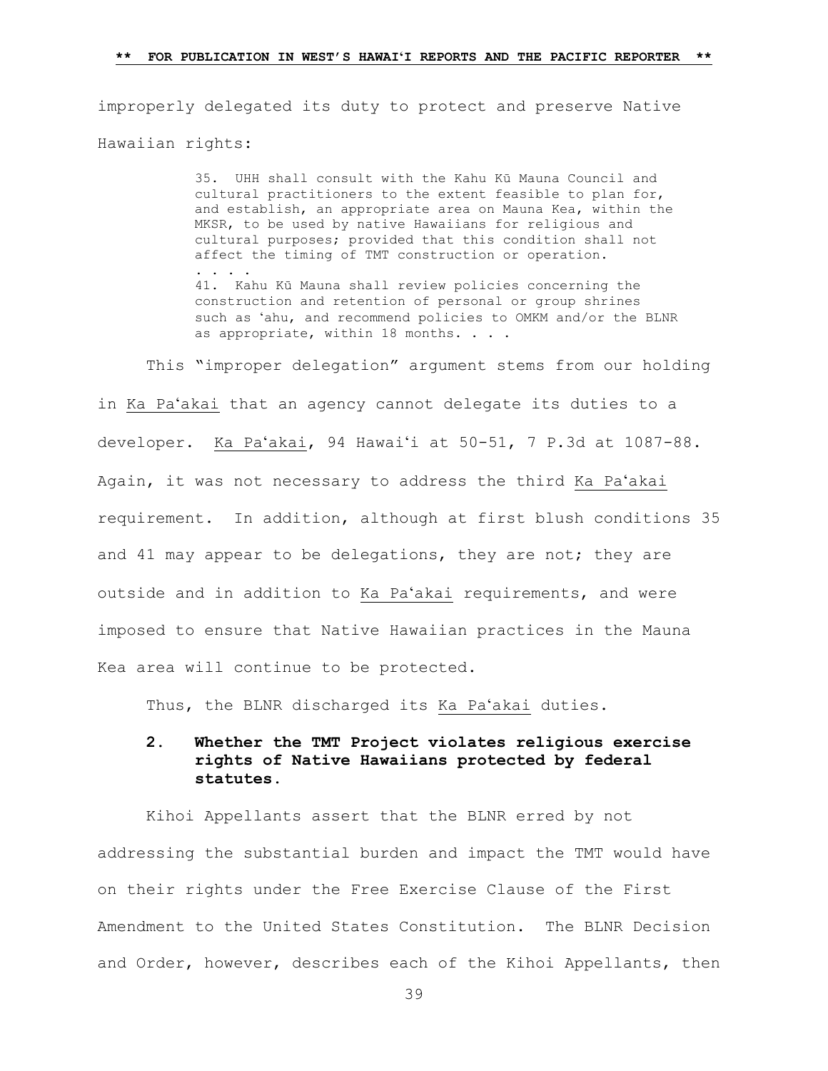improperly delegated its duty to protect and preserve Native Hawaiian rights:

> 35. UHH shall consult with the Kahu Kū Mauna Council and cultural practitioners to the extent feasible to plan for, and establish, an appropriate area on Mauna Kea, within the MKSR, to be used by native Hawaiians for religious and cultural purposes; provided that this condition shall not affect the timing of TMT construction or operation.
> . . . .
> 41. Kahu Kū Mauna shall review policies concerning the construction and retention of personal or group shrines such as ʻahu, and recommend policies to OMKM and/or the BLNR as appropriate, within 18 months. . . .

This "improper delegation" argument stems from our holding in Ka Paʻakai that an agency cannot delegate its duties to a developer. Ka Paʻakai, 94 Hawaiʻi at 50-51, 7 P.3d at 1087-88. Again, it was not necessary to address the third Ka Paʻakai requirement. In addition, although at first blush conditions 35 and 41 may appear to be delegations, they are not; they are outside and in addition to Ka Paʻakai requirements, and were imposed to ensure that Native Hawaiian practices in the Mauna Kea area will continue to be protected.

Thus, the BLNR discharged its Ka Paʻakai duties.

### 2. Whether the TMT Project violates religious exercise rights of Native Hawaiians protected by federal statutes.

Kihoi Appellants assert that the BLNR erred by not addressing the substantial burden and impact the TMT would have on their rights under the Free Exercise Clause of the First Amendment to the United States Constitution. The BLNR Decision and Order, however, describes each of the Kihoi Appellants, then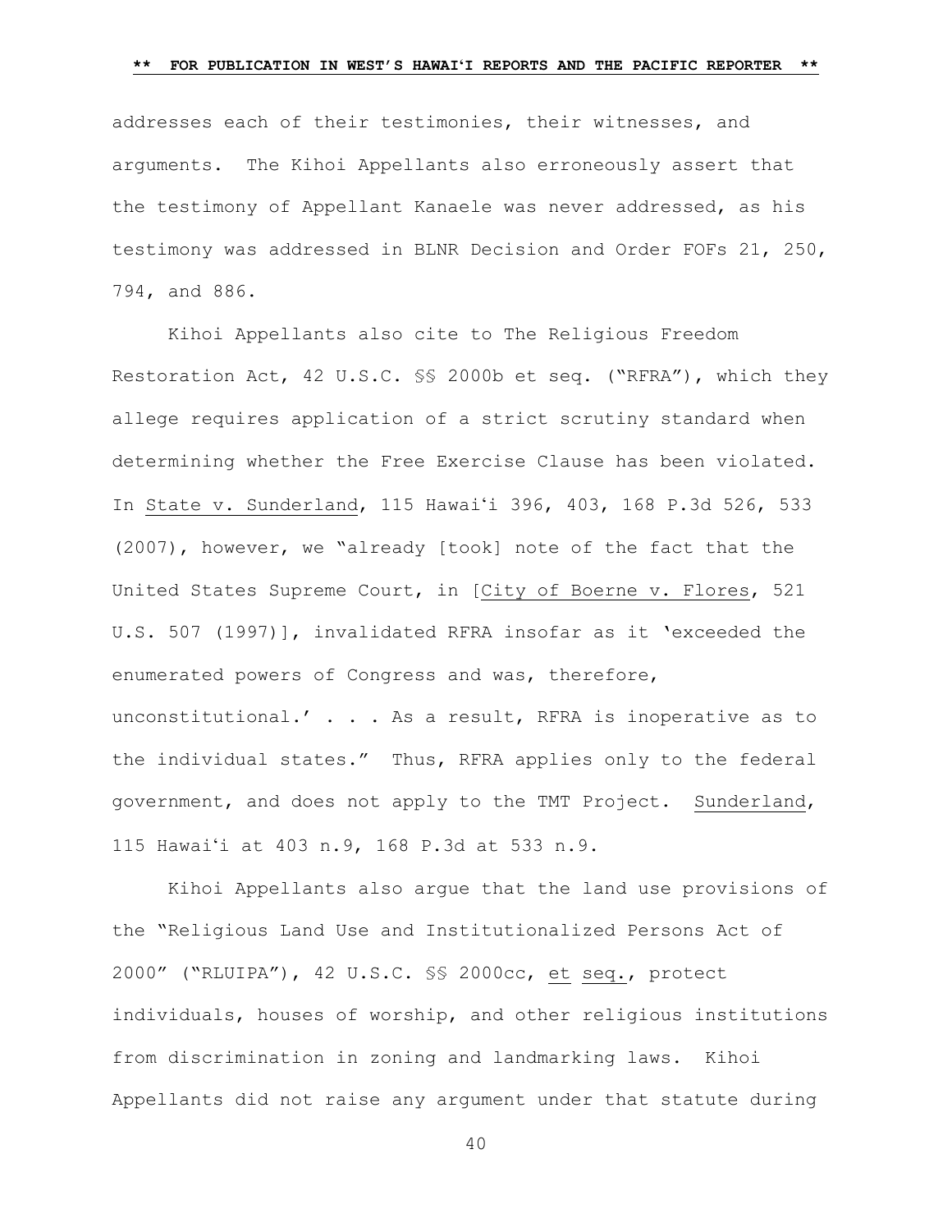addresses each of their testimonies, their witnesses, and arguments. The Kihoi Appellants also erroneously assert that the testimony of Appellant Kanaele was never addressed, as his testimony was addressed in BLNR Decision and Order FOFs 21, 250, 794, and 886.

Kihoi Appellants also cite to The Religious Freedom Restoration Act, 42 U.S.C. §§ 2000b et seq. ("RFRA"), which they allege requires application of a strict scrutiny standard when determining whether the Free Exercise Clause has been violated. In State v. Sunderland, 115 Hawaiʻi 396, 403, 168 P.3d 526, 533 (2007), however, we "already [took] note of the fact that the United States Supreme Court, in [City of Boerne v. Flores, 521 U.S. 507 (1997)], invalidated RFRA insofar as it 'exceeded the enumerated powers of Congress and was, therefore, unconstitutional.' . . . As a result, RFRA is inoperative as to the individual states." Thus, RFRA applies only to the federal government, and does not apply to the TMT Project. Sunderland, 115 Hawaiʻi at 403 n.9, 168 P.3d at 533 n.9.

Kihoi Appellants also argue that the land use provisions of the "Religious Land Use and Institutionalized Persons Act of 2000" ("RLUIPA"), 42 U.S.C. §§ 2000cc, et seq., protect individuals, houses of worship, and other religious institutions from discrimination in zoning and landmarking laws. Kihoi Appellants did not raise any argument under that statute during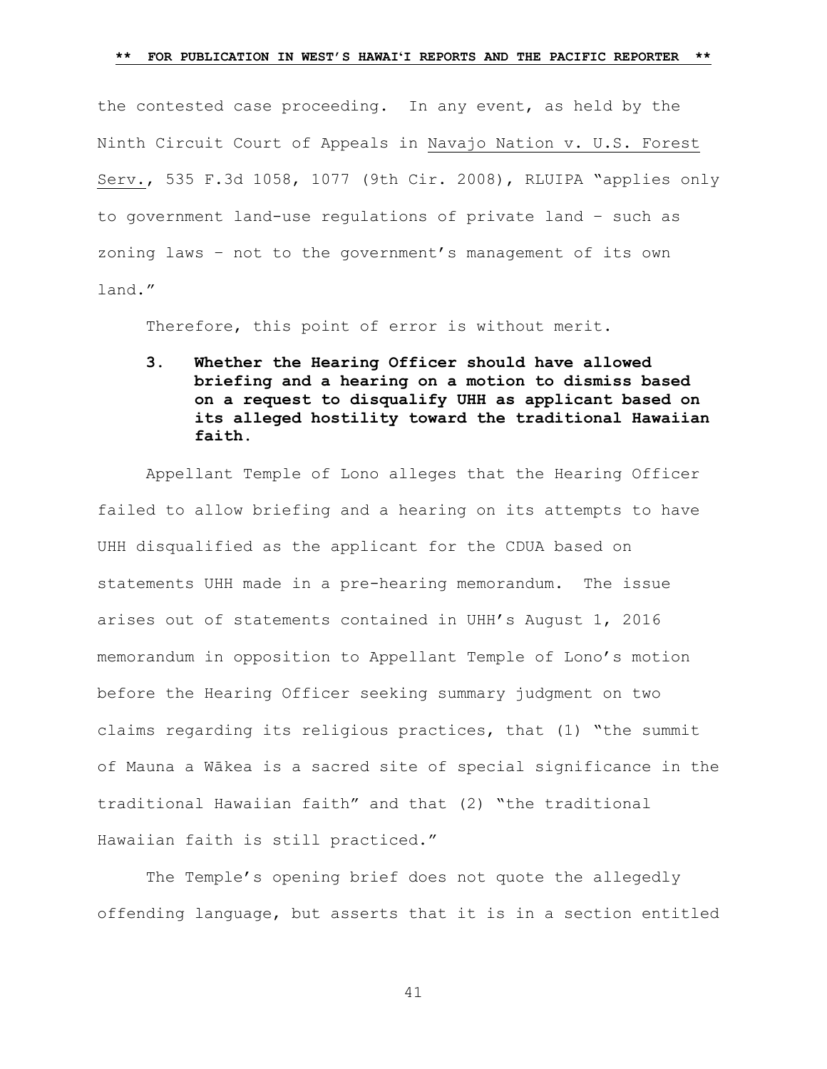the contested case proceeding. In any event, as held by the Ninth Circuit Court of Appeals in Navajo Nation v. U.S. Forest Serv., 535 F.3d 1058, 1077 (9th Cir. 2008), RLUIPA "applies only to government land-use regulations of private land – such as zoning laws – not to the government's management of its own land."

Therefore, this point of error is without merit.

**3. Whether the Hearing Officer should have allowed briefing and a hearing on a motion to dismiss based on a request to disqualify UHH as applicant based on its alleged hostility toward the traditional Hawaiian faith.**

Appellant Temple of Lono alleges that the Hearing Officer failed to allow briefing and a hearing on its attempts to have UHH disqualified as the applicant for the CDUA based on statements UHH made in a pre-hearing memorandum. The issue arises out of statements contained in UHH's August 1, 2016 memorandum in opposition to Appellant Temple of Lono's motion before the Hearing Officer seeking summary judgment on two claims regarding its religious practices, that (1) "the summit of Mauna a Wākea is a sacred site of special significance in the traditional Hawaiian faith" and that (2) "the traditional Hawaiian faith is still practiced."

The Temple's opening brief does not quote the allegedly offending language, but asserts that it is in a section entitled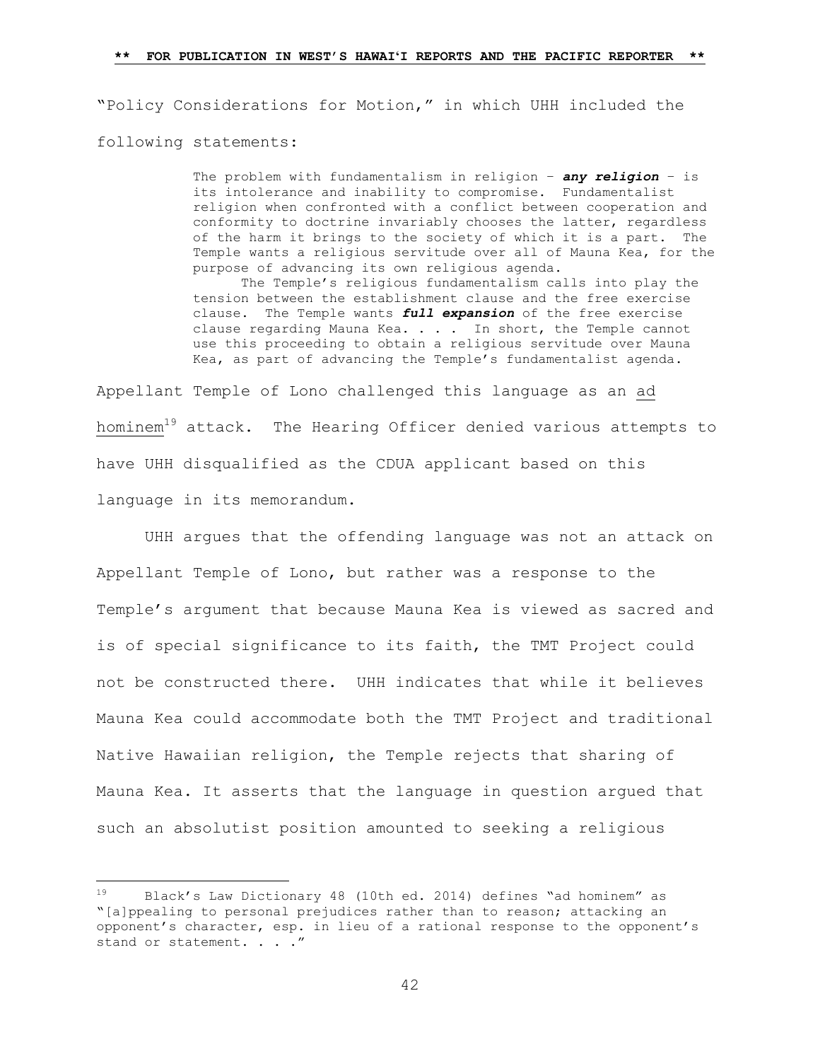"Policy Considerations for Motion," in which UHH included the following statements:

> The problem with fundamentalism in religion – ***any religion*** – is its intolerance and inability to compromise. Fundamentalist religion when confronted with a conflict between cooperation and conformity to doctrine invariably chooses the latter, regardless of the harm it brings to the society of which it is a part. The Temple wants a religious servitude over all of Mauna Kea, for the purpose of advancing its own religious agenda.
>
> The Temple's religious fundamentalism calls into play the tension between the establishment clause and the free exercise clause. The Temple wants ***full expansion*** of the free exercise clause regarding Mauna Kea. . . . In short, the Temple cannot use this proceeding to obtain a religious servitude over Mauna Kea, as part of advancing the Temple's fundamentalist agenda.

Appellant Temple of Lono challenged this language as an ad hominem[19] attack. The Hearing Officer denied various attempts to have UHH disqualified as the CDUA applicant based on this language in its memorandum.

UHH argues that the offending language was not an attack on Appellant Temple of Lono, but rather was a response to the Temple's argument that because Mauna Kea is viewed as sacred and is of special significance to its faith, the TMT Project could not be constructed there. UHH indicates that while it believes Mauna Kea could accommodate both the TMT Project and traditional Native Hawaiian religion, the Temple rejects that sharing of Mauna Kea. It asserts that the language in question argued that such an absolutist position amounted to seeking a religious

---

[19] Black's Law Dictionary 48 (10th ed. 2014) defines "ad hominem" as "[a]ppealing to personal prejudices rather than to reason; attacking an opponent's character, esp. in lieu of a rational response to the opponent's stand or statement. . . ."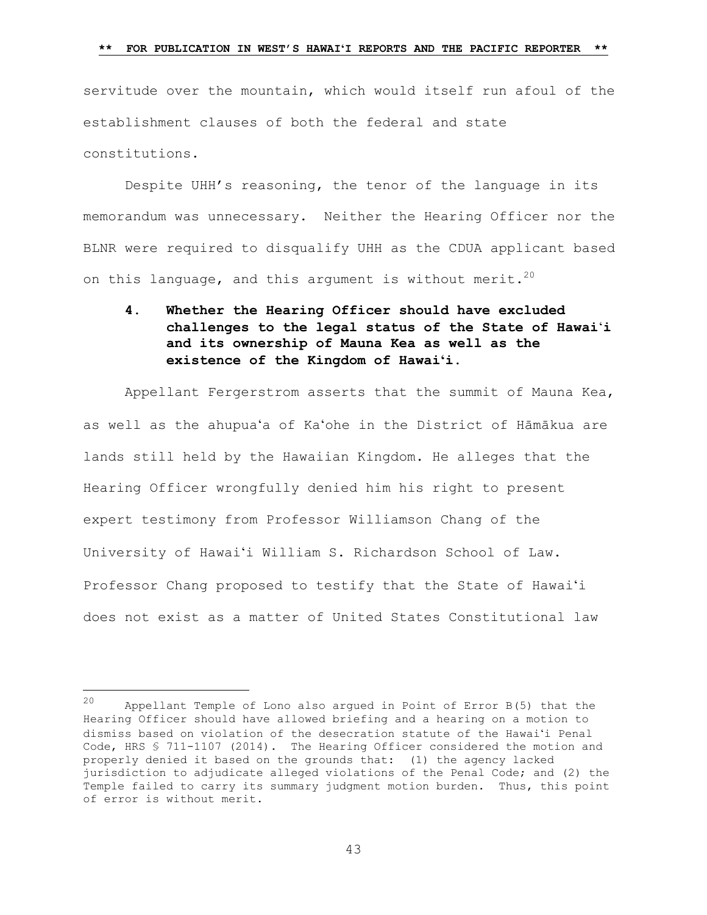servitude over the mountain, which would itself run afoul of the establishment clauses of both the federal and state constitutions.

Despite UHH's reasoning, the tenor of the language in its memorandum was unnecessary. Neither the Hearing Officer nor the BLNR were required to disqualify UHH as the CDUA applicant based on this language, and this argument is without merit.[20]

#### 4. Whether the Hearing Officer should have excluded challenges to the legal status of the State of Hawaiʻi and its ownership of Mauna Kea as well as the existence of the Kingdom of Hawaiʻi.

Appellant Fergerstrom asserts that the summit of Mauna Kea, as well as the ahupuaʻa of Kaʻohe in the District of Hāmākua are lands still held by the Hawaiian Kingdom. He alleges that the Hearing Officer wrongfully denied him his right to present expert testimony from Professor Williamson Chang of the University of Hawaiʻi William S. Richardson School of Law. Professor Chang proposed to testify that the State of Hawaiʻi does not exist as a matter of United States Constitutional law

---

[20] Appellant Temple of Lono also argued in Point of Error B(5) that the Hearing Officer should have allowed briefing and a hearing on a motion to dismiss based on violation of the desecration statute of the Hawaiʻi Penal Code, HRS § 711-1107 (2014). The Hearing Officer considered the motion and properly denied it based on the grounds that: (1) the agency lacked jurisdiction to adjudicate alleged violations of the Penal Code; and (2) the Temple failed to carry its summary judgment motion burden. Thus, this point of error is without merit.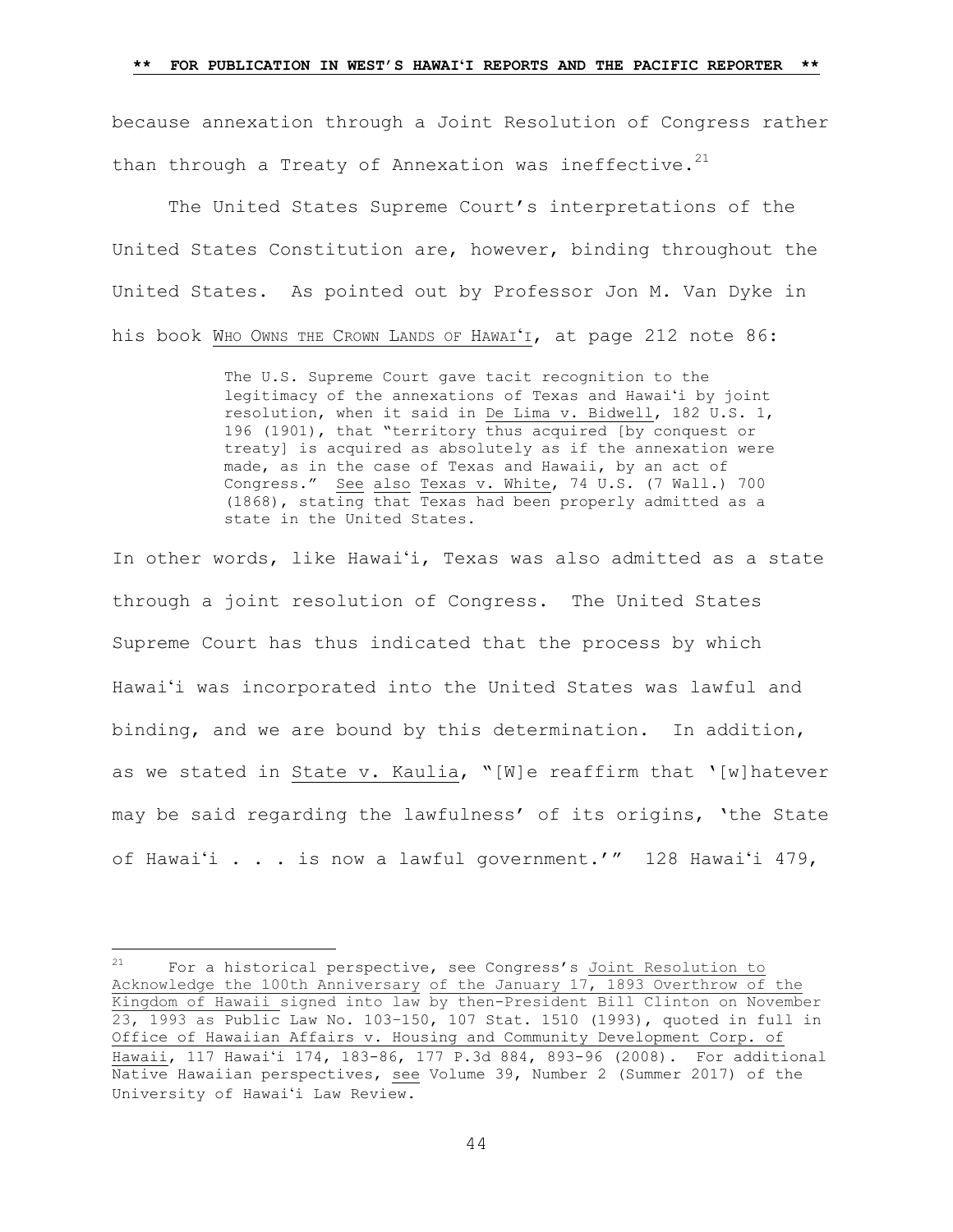because annexation through a Joint Resolution of Congress rather than through a Treaty of Annexation was ineffective.[21]

The United States Supreme Court's interpretations of the United States Constitution are, however, binding throughout the United States. As pointed out by Professor Jon M. Van Dyke in his book WHO OWNS THE CROWN LANDS OF HAWAIʻI, at page 212 note 86:

> The U.S. Supreme Court gave tacit recognition to the legitimacy of the annexations of Texas and Hawaiʻi by joint resolution, when it said in De Lima v. Bidwell, 182 U.S. 1, 196 (1901), that "territory thus acquired [by conquest or treaty] is acquired as absolutely as if the annexation were made, as in the case of Texas and Hawaii, by an act of Congress." See also Texas v. White, 74 U.S. (7 Wall.) 700 (1868), stating that Texas had been properly admitted as a state in the United States.

In other words, like Hawaiʻi, Texas was also admitted as a state through a joint resolution of Congress. The United States Supreme Court has thus indicated that the process by which Hawaiʻi was incorporated into the United States was lawful and binding, and we are bound by this determination. In addition, as we stated in State v. Kaulia, "[W]e reaffirm that '[w]hatever may be said regarding the lawfulness' of its origins, 'the State of Hawaiʻi . . . is now a lawful government.'" 128 Hawaiʻi 479,

---

[21] For a historical perspective, see Congress's Joint Resolution to Acknowledge the 100th Anniversary of the January 17, 1893 Overthrow of the Kingdom of Hawaii signed into law by then-President Bill Clinton on November 23, 1993 as Public Law No. 103-150, 107 Stat. 1510 (1993), quoted in full in Office of Hawaiian Affairs v. Housing and Community Development Corp. of Hawaii, 117 Hawaiʻi 174, 183-86, 177 P.3d 884, 893-96 (2008). For additional Native Hawaiian perspectives, see Volume 39, Number 2 (Summer 2017) of the University of Hawaiʻi Law Review.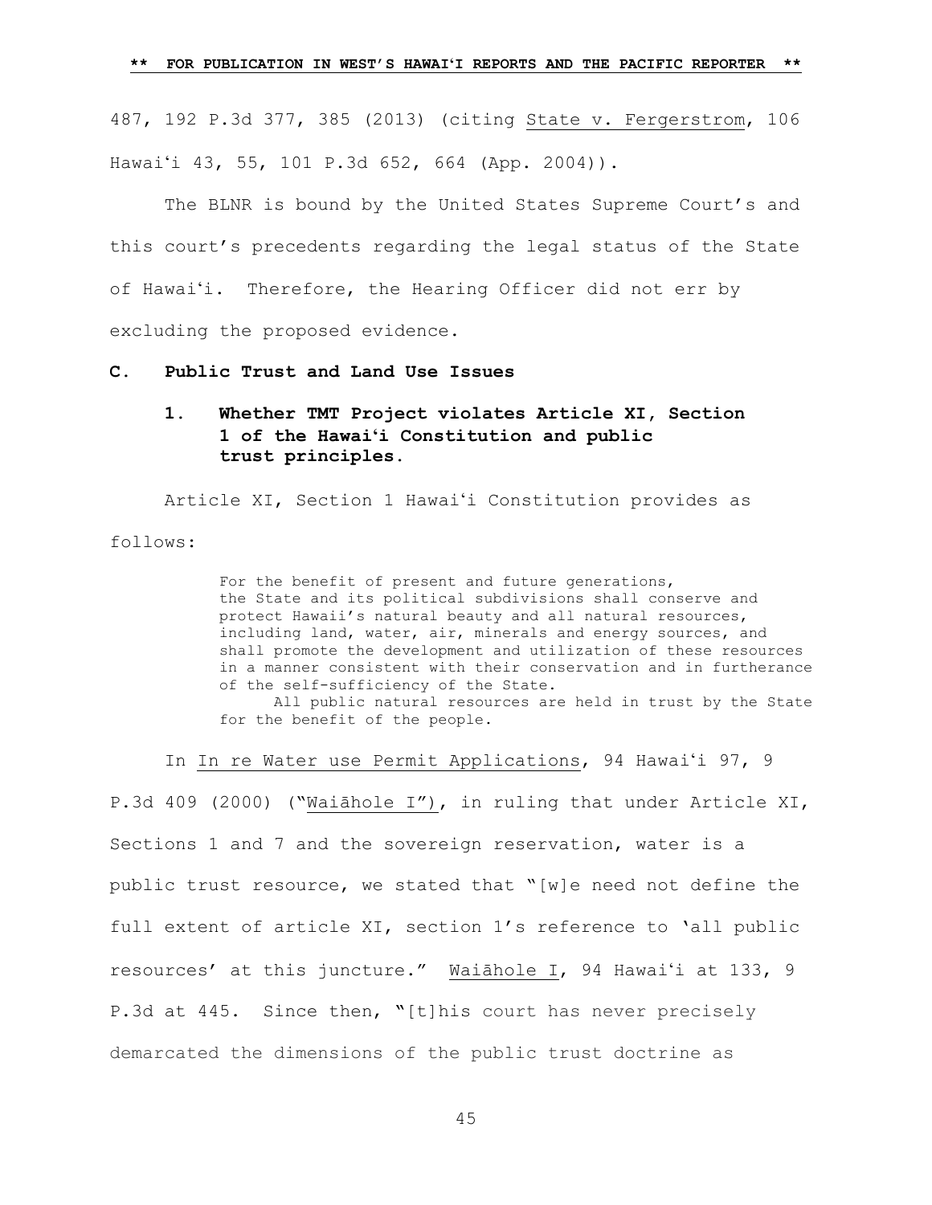487, 192 P.3d 377, 385 (2013) (citing State v. Fergerstrom, 106 Hawaiʻi 43, 55, 101 P.3d 652, 664 (App. 2004)).

The BLNR is bound by the United States Supreme Court's and this court's precedents regarding the legal status of the State of Hawaiʻi. Therefore, the Hearing Officer did not err by excluding the proposed evidence.

### C. Public Trust and Land Use Issues

#### 1. Whether TMT Project violates Article XI, Section 1 of the Hawaiʻi Constitution and public trust principles.

Article XI, Section 1 Hawaiʻi Constitution provides as follows:

> For the benefit of present and future generations, the State and its political subdivisions shall conserve and protect Hawaii's natural beauty and all natural resources, including land, water, air, minerals and energy sources, and shall promote the development and utilization of these resources in a manner consistent with their conservation and in furtherance of the self-sufficiency of the State.
>
> All public natural resources are held in trust by the State for the benefit of the people.

In In re Water use Permit Applications, 94 Hawaiʻi 97, 9 P.3d 409 (2000) ("Waiāhole I"), in ruling that under Article XI, Sections 1 and 7 and the sovereign reservation, water is a public trust resource, we stated that "[w]e need not define the full extent of article XI, section 1's reference to 'all public resources' at this juncture." Waiāhole I, 94 Hawaiʻi at 133, 9 P.3d at 445. Since then, "[t]his court has never precisely demarcated the dimensions of the public trust doctrine as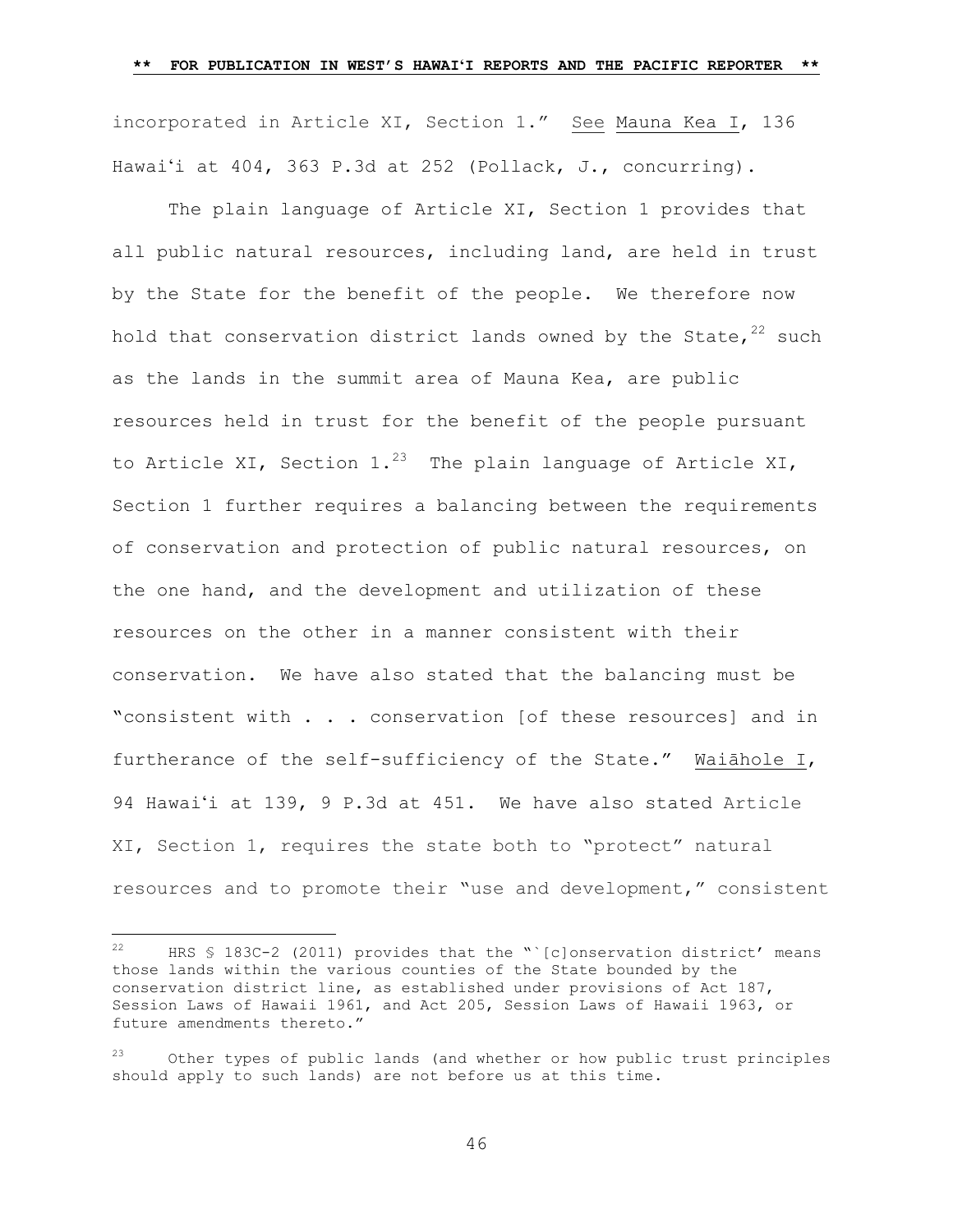incorporated in Article XI, Section 1." See Mauna Kea I, 136 Hawaiʻi at 404, 363 P.3d at 252 (Pollack, J., concurring).

The plain language of Article XI, Section 1 provides that all public natural resources, including land, are held in trust by the State for the benefit of the people. We therefore now hold that conservation district lands owned by the State,[22] such as the lands in the summit area of Mauna Kea, are public resources held in trust for the benefit of the people pursuant to Article XI, Section 1.[23] The plain language of Article XI, Section 1 further requires a balancing between the requirements of conservation and protection of public natural resources, on the one hand, and the development and utilization of these resources on the other in a manner consistent with their conservation. We have also stated that the balancing must be "consistent with . . . conservation [of these resources] and in furtherance of the self-sufficiency of the State." Waiāhole I, 94 Hawaiʻi at 139, 9 P.3d at 451. We have also stated Article XI, Section 1, requires the state both to "protect" natural resources and to promote their "use and development," consistent

---

[22] HRS § 183C-2 (2011) provides that the "`[c]onservation district' means those lands within the various counties of the State bounded by the conservation district line, as established under provisions of Act 187, Session Laws of Hawaii 1961, and Act 205, Session Laws of Hawaii 1963, or future amendments thereto."

[23] Other types of public lands (and whether or how public trust principles should apply to such lands) are not before us at this time.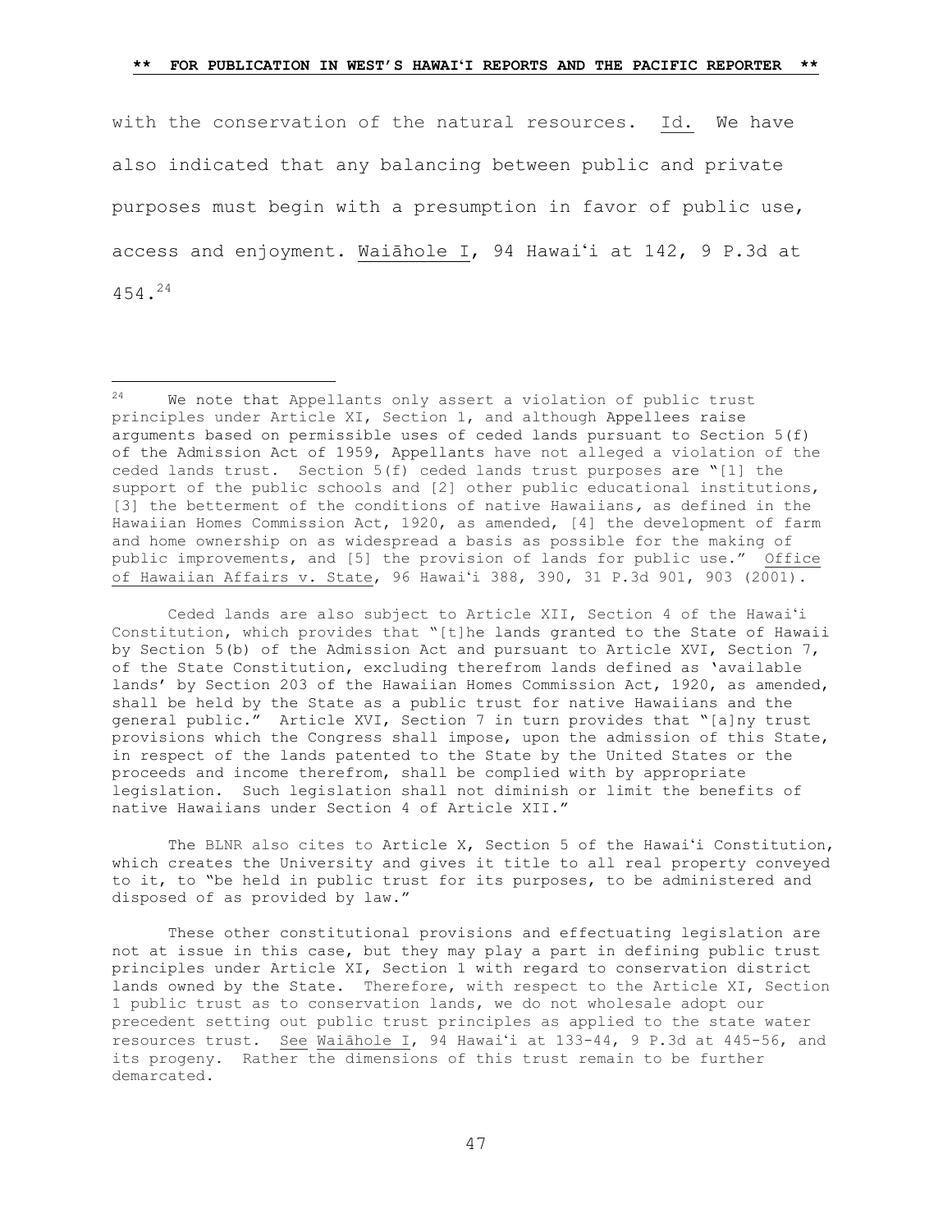with the conservation of the natural resources. Id. We have also indicated that any balancing between public and private purposes must begin with a presumption in favor of public use, access and enjoyment. Waiāhole I, 94 Hawaiʻi at 142, 9 P.3d at 454.[24]

---

[24] We note that Appellants only assert a violation of public trust principles under Article XI, Section 1, and although Appellees raise arguments based on permissible uses of ceded lands pursuant to Section 5(f) of the Admission Act of 1959, Appellants have not alleged a violation of the ceded lands trust. Section 5(f) ceded lands trust purposes are "[1] the support of the public schools and [2] other public educational institutions, [3] the betterment of the conditions of native Hawaiians, as defined in the Hawaiian Homes Commission Act, 1920, as amended, [4] the development of farm and home ownership on as widespread a basis as possible for the making of public improvements, and [5] the provision of lands for public use." Office of Hawaiian Affairs v. State, 96 Hawaiʻi 388, 390, 31 P.3d 901, 903 (2001).

Ceded lands are also subject to Article XII, Section 4 of the Hawaiʻi Constitution, which provides that "[t]he lands granted to the State of Hawaii by Section 5(b) of the Admission Act and pursuant to Article XVI, Section 7, of the State Constitution, excluding therefrom lands defined as 'available lands' by Section 203 of the Hawaiian Homes Commission Act, 1920, as amended, shall be held by the State as a public trust for native Hawaiians and the general public." Article XVI, Section 7 in turn provides that "[a]ny trust provisions which the Congress shall impose, upon the admission of this State, in respect of the lands patented to the State by the United States or the proceeds and income therefrom, shall be complied with by appropriate legislation. Such legislation shall not diminish or limit the benefits of native Hawaiians under Section 4 of Article XII."

The BLNR also cites to Article X, Section 5 of the Hawaiʻi Constitution, which creates the University and gives it title to all real property conveyed to it, to "be held in public trust for its purposes, to be administered and disposed of as provided by law."

These other constitutional provisions and effectuating legislation are not at issue in this case, but they may play a part in defining public trust principles under Article XI, Section 1 with regard to conservation district lands owned by the State. Therefore, with respect to the Article XI, Section 1 public trust as to conservation lands, we do not wholesale adopt our precedent setting out public trust principles as applied to the state water resources trust. See Waiāhole I, 94 Hawaiʻi at 133-44, 9 P.3d at 445-56, and its progeny. Rather the dimensions of this trust remain to be further demarcated.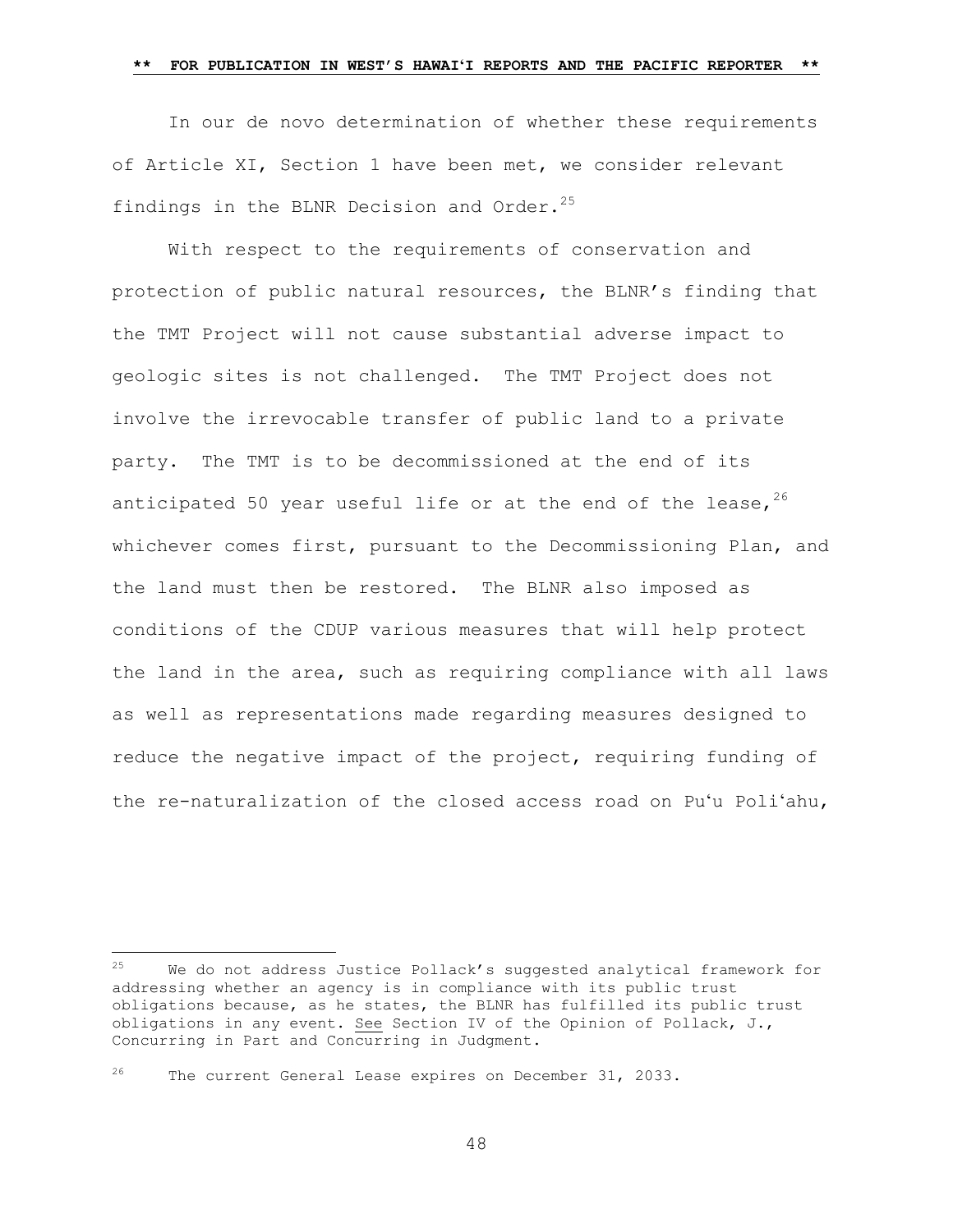In our de novo determination of whether these requirements of Article XI, Section 1 have been met, we consider relevant findings in the BLNR Decision and Order.[25]

With respect to the requirements of conservation and protection of public natural resources, the BLNR's finding that the TMT Project will not cause substantial adverse impact to geologic sites is not challenged. The TMT Project does not involve the irrevocable transfer of public land to a private party. The TMT is to be decommissioned at the end of its anticipated 50 year useful life or at the end of the lease,[26] whichever comes first, pursuant to the Decommissioning Plan, and the land must then be restored. The BLNR also imposed as conditions of the CDUP various measures that will help protect the land in the area, such as requiring compliance with all laws as well as representations made regarding measures designed to reduce the negative impact of the project, requiring funding of the re-naturalization of the closed access road on Puʻu Poliʻahu,

---

[25] We do not address Justice Pollack's suggested analytical framework for addressing whether an agency is in compliance with its public trust obligations because, as he states, the BLNR has fulfilled its public trust obligations in any event. See Section IV of the Opinion of Pollack, J., Concurring in Part and Concurring in Judgment.

[26] The current General Lease expires on December 31, 2033.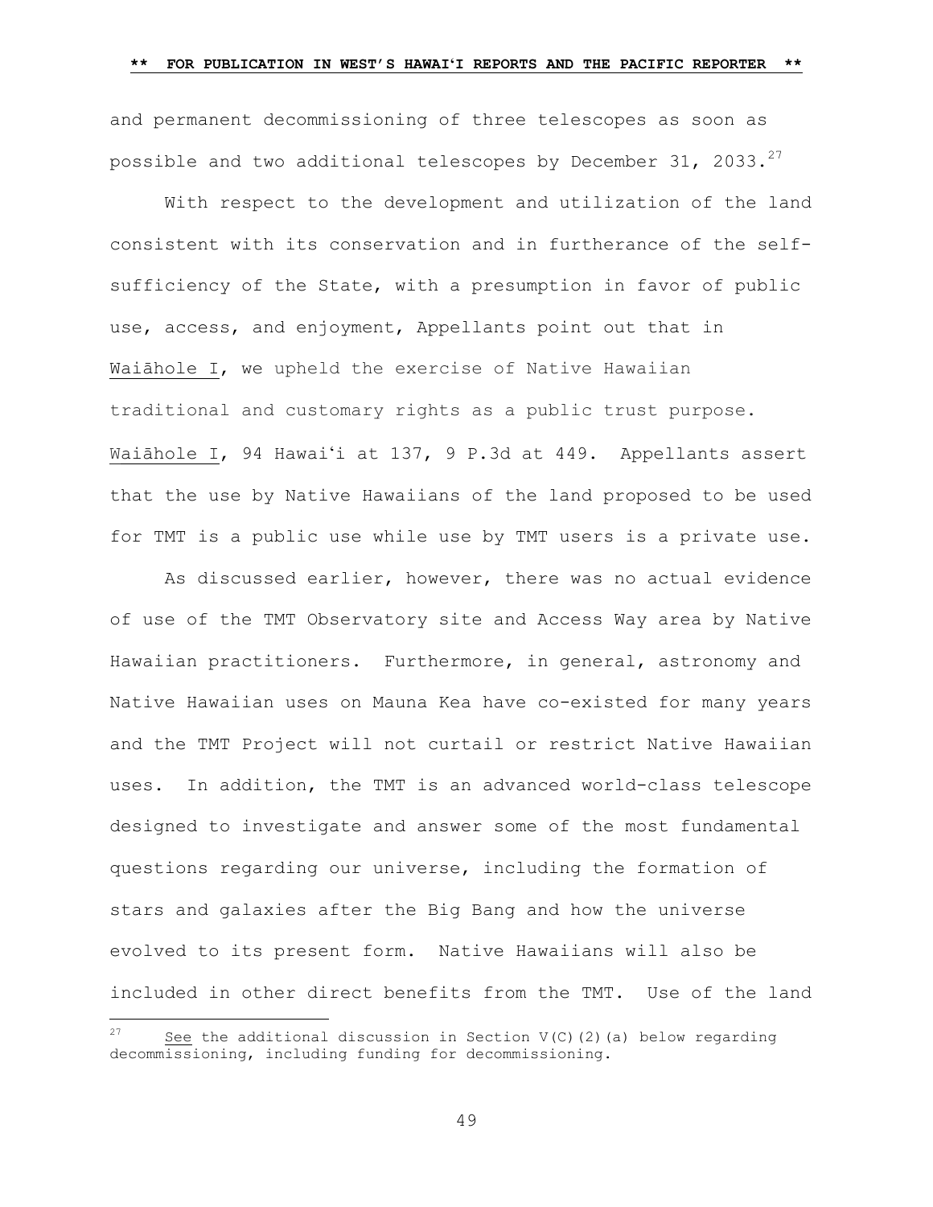and permanent decommissioning of three telescopes as soon as possible and two additional telescopes by December 31, 2033.[27]

With respect to the development and utilization of the land consistent with its conservation and in furtherance of the self-sufficiency of the State, with a presumption in favor of public use, access, and enjoyment, Appellants point out that in Waiāhole I, we upheld the exercise of Native Hawaiian traditional and customary rights as a public trust purpose. Waiāhole I, 94 Hawaiʻi at 137, 9 P.3d at 449. Appellants assert that the use by Native Hawaiians of the land proposed to be used for TMT is a public use while use by TMT users is a private use.

As discussed earlier, however, there was no actual evidence of use of the TMT Observatory site and Access Way area by Native Hawaiian practitioners. Furthermore, in general, astronomy and Native Hawaiian uses on Mauna Kea have co-existed for many years and the TMT Project will not curtail or restrict Native Hawaiian uses. In addition, the TMT is an advanced world-class telescope designed to investigate and answer some of the most fundamental questions regarding our universe, including the formation of stars and galaxies after the Big Bang and how the universe evolved to its present form. Native Hawaiians will also be included in other direct benefits from the TMT. Use of the land

---

[27] See the additional discussion in Section V(C)(2)(a) below regarding decommissioning, including funding for decommissioning.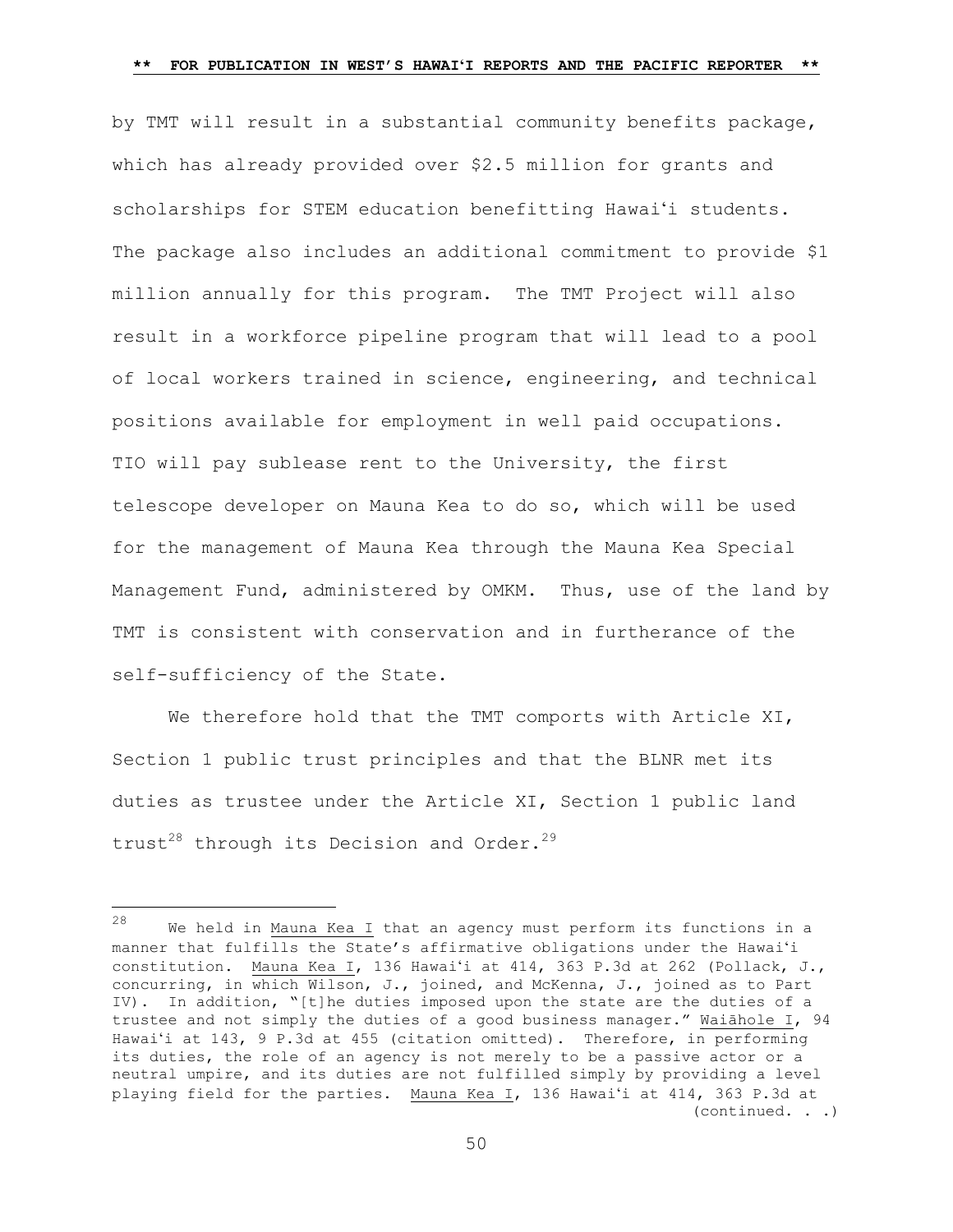by TMT will result in a substantial community benefits package, which has already provided over $2.5 million for grants and scholarships for STEM education benefitting Hawaiʻi students. The package also includes an additional commitment to provide $1 million annually for this program. The TMT Project will also result in a workforce pipeline program that will lead to a pool of local workers trained in science, engineering, and technical positions available for employment in well paid occupations. TIO will pay sublease rent to the University, the first telescope developer on Mauna Kea to do so, which will be used for the management of Mauna Kea through the Mauna Kea Special Management Fund, administered by OMKM. Thus, use of the land by TMT is consistent with conservation and in furtherance of the self-sufficiency of the State.

We therefore hold that the TMT comports with Article XI, Section 1 public trust principles and that the BLNR met its duties as trustee under the Article XI, Section 1 public land trust[28] through its Decision and Order.[29]

---

[28] We held in Mauna Kea I that an agency must perform its functions in a manner that fulfills the State's affirmative obligations under the Hawaiʻi constitution. Mauna Kea I, 136 Hawaiʻi at 414, 363 P.3d at 262 (Pollack, J., concurring, in which Wilson, J., joined, and McKenna, J., joined as to Part IV). In addition, "[t]he duties imposed upon the state are the duties of a trustee and not simply the duties of a good business manager." Waiāhole I, 94 Hawaiʻi at 143, 9 P.3d at 455 (citation omitted). Therefore, in performing its duties, the role of an agency is not merely to be a passive actor or a neutral umpire, and its duties are not fulfilled simply by providing a level playing field for the parties. Mauna Kea I, 136 Hawaiʻi at 414, 363 P.3d at (continued. . .)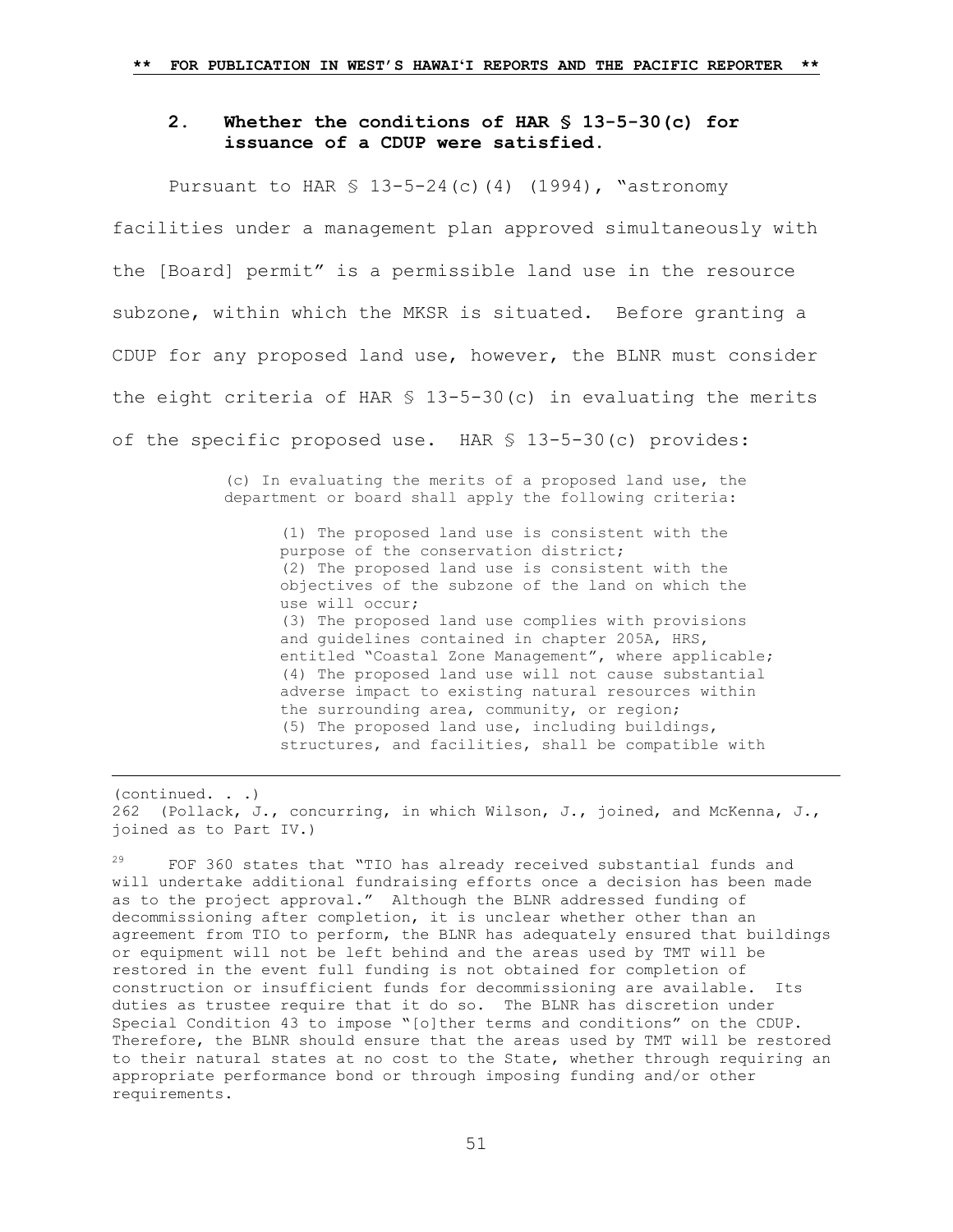### 2. Whether the conditions of HAR § 13-5-30(c) for issuance of a CDUP were satisfied.

Pursuant to HAR § 13-5-24(c)(4) (1994), "astronomy facilities under a management plan approved simultaneously with the [Board] permit" is a permissible land use in the resource subzone, within which the MKSR is situated. Before granting a CDUP for any proposed land use, however, the BLNR must consider the eight criteria of HAR § 13-5-30(c) in evaluating the merits of the specific proposed use. HAR § 13-5-30(c) provides:

> (c) In evaluating the merits of a proposed land use, the department or board shall apply the following criteria:
>
> > (1) The proposed land use is consistent with the purpose of the conservation district;
> > (2) The proposed land use is consistent with the objectives of the subzone of the land on which the use will occur;
> > (3) The proposed land use complies with provisions and guidelines contained in chapter 205A, HRS, entitled "Coastal Zone Management", where applicable;
> > (4) The proposed land use will not cause substantial adverse impact to existing natural resources within the surrounding area, community, or region;
> > (5) The proposed land use, including buildings, structures, and facilities, shall be compatible with

---

(continued. . .)
262 (Pollack, J., concurring, in which Wilson, J., joined, and McKenna, J., joined as to Part IV.)

[29] FOF 360 states that "TIO has already received substantial funds and will undertake additional fundraising efforts once a decision has been made as to the project approval." Although the BLNR addressed funding of decommissioning after completion, it is unclear whether other than an agreement from TIO to perform, the BLNR has adequately ensured that buildings or equipment will not be left behind and the areas used by TMT will be restored in the event full funding is not obtained for completion of construction or insufficient funds for decommissioning are available. Its duties as trustee require that it do so. The BLNR has discretion under Special Condition 43 to impose "[o]ther terms and conditions" on the CDUP. Therefore, the BLNR should ensure that the areas used by TMT will be restored to their natural states at no cost to the State, whether through requiring an appropriate performance bond or through imposing funding and/or other requirements.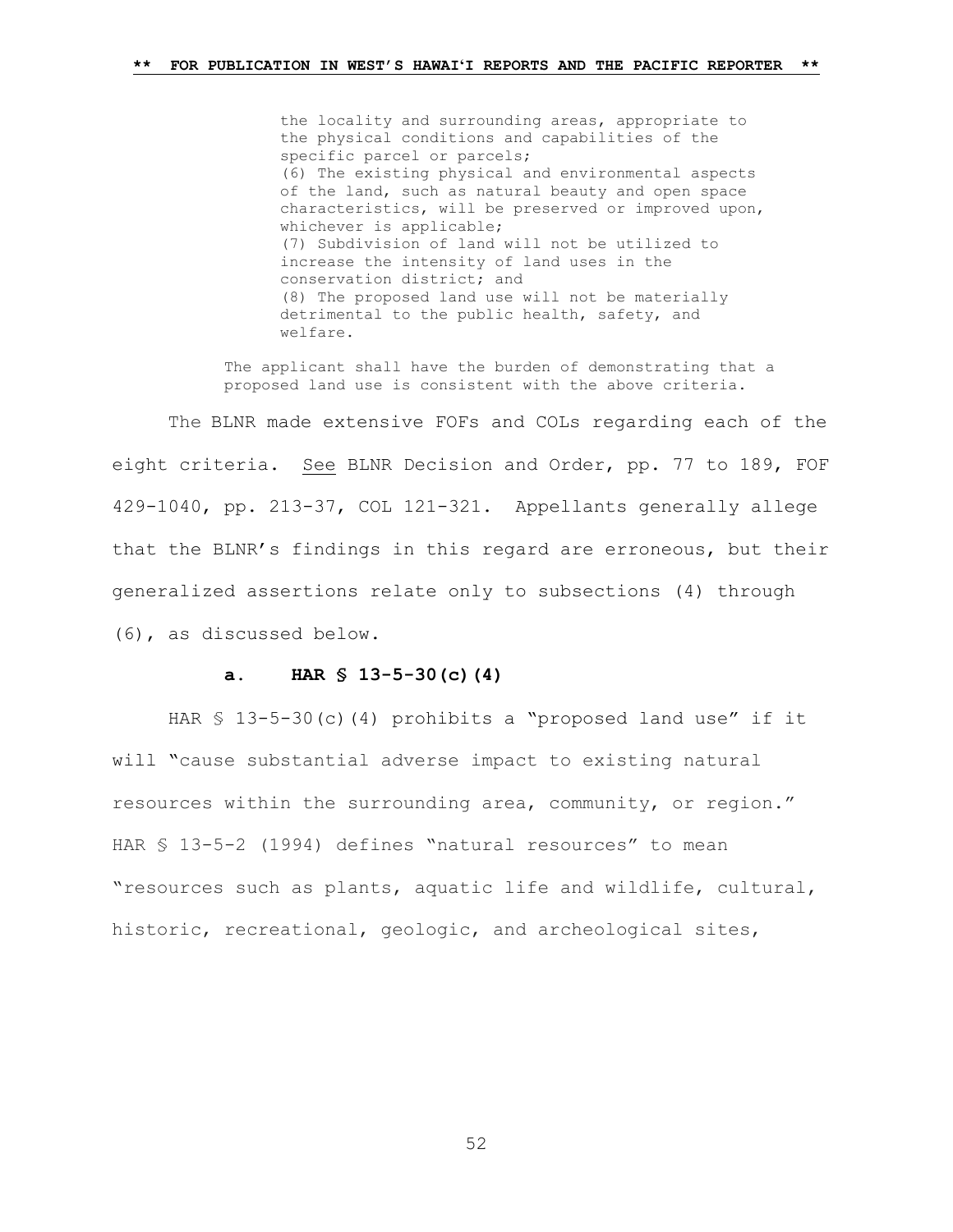> the locality and surrounding areas, appropriate to the physical conditions and capabilities of the specific parcel or parcels;
> (6) The existing physical and environmental aspects of the land, such as natural beauty and open space characteristics, will be preserved or improved upon, whichever is applicable;
> (7) Subdivision of land will not be utilized to increase the intensity of land uses in the conservation district; and
> (8) The proposed land use will not be materially detrimental to the public health, safety, and welfare.
>
> The applicant shall have the burden of demonstrating that a proposed land use is consistent with the above criteria.

The BLNR made extensive FOFs and COLs regarding each of the eight criteria. See BLNR Decision and Order, pp. 77 to 189, FOF 429-1040, pp. 213-37, COL 121-321. Appellants generally allege that the BLNR's findings in this regard are erroneous, but their generalized assertions relate only to subsections (4) through (6), as discussed below.

#### a. HAR § 13-5-30(c)(4)

HAR § 13-5-30(c)(4) prohibits a "proposed land use" if it will "cause substantial adverse impact to existing natural resources within the surrounding area, community, or region." HAR § 13-5-2 (1994) defines "natural resources" to mean "resources such as plants, aquatic life and wildlife, cultural, historic, recreational, geologic, and archeological sites,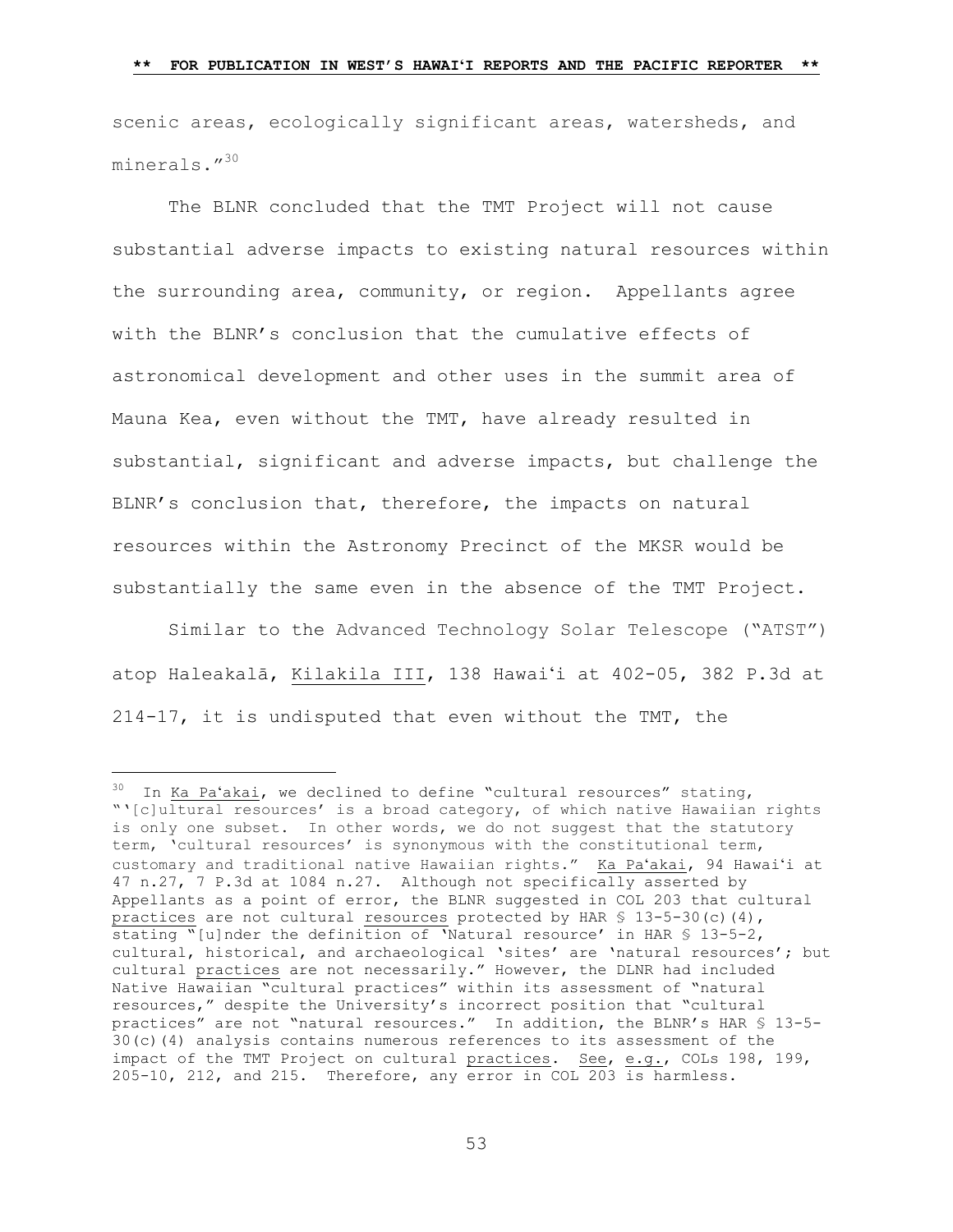scenic areas, ecologically significant areas, watersheds, and minerals."[30]

The BLNR concluded that the TMT Project will not cause substantial adverse impacts to existing natural resources within the surrounding area, community, or region. Appellants agree with the BLNR's conclusion that the cumulative effects of astronomical development and other uses in the summit area of Mauna Kea, even without the TMT, have already resulted in substantial, significant and adverse impacts, but challenge the BLNR's conclusion that, therefore, the impacts on natural resources within the Astronomy Precinct of the MKSR would be substantially the same even in the absence of the TMT Project.

Similar to the Advanced Technology Solar Telescope ("ATST") atop Haleakalā, Kilakila III, 138 Hawaiʻi at 402-05, 382 P.3d at 214-17, it is undisputed that even without the TMT, the

---

[30] In Ka Paʻakai, we declined to define "cultural resources" stating, "'[c]ultural resources' is a broad category, of which native Hawaiian rights is only one subset. In other words, we do not suggest that the statutory term, 'cultural resources' is synonymous with the constitutional term, customary and traditional native Hawaiian rights." Ka Paʻakai, 94 Hawaiʻi at 47 n.27, 7 P.3d at 1084 n.27. Although not specifically asserted by Appellants as a point of error, the BLNR suggested in COL 203 that cultural practices are not cultural resources protected by HAR § 13-5-30(c)(4), stating "[u]nder the definition of 'Natural resource' in HAR § 13-5-2, cultural, historical, and archaeological 'sites' are 'natural resources'; but cultural practices are not necessarily." However, the DLNR had included Native Hawaiian "cultural practices" within its assessment of "natural resources," despite the University's incorrect position that "cultural practices" are not "natural resources." In addition, the BLNR's HAR § 13-5-30(c)(4) analysis contains numerous references to its assessment of the impact of the TMT Project on cultural practices. See, e.g., COLs 198, 199, 205-10, 212, and 215. Therefore, any error in COL 203 is harmless.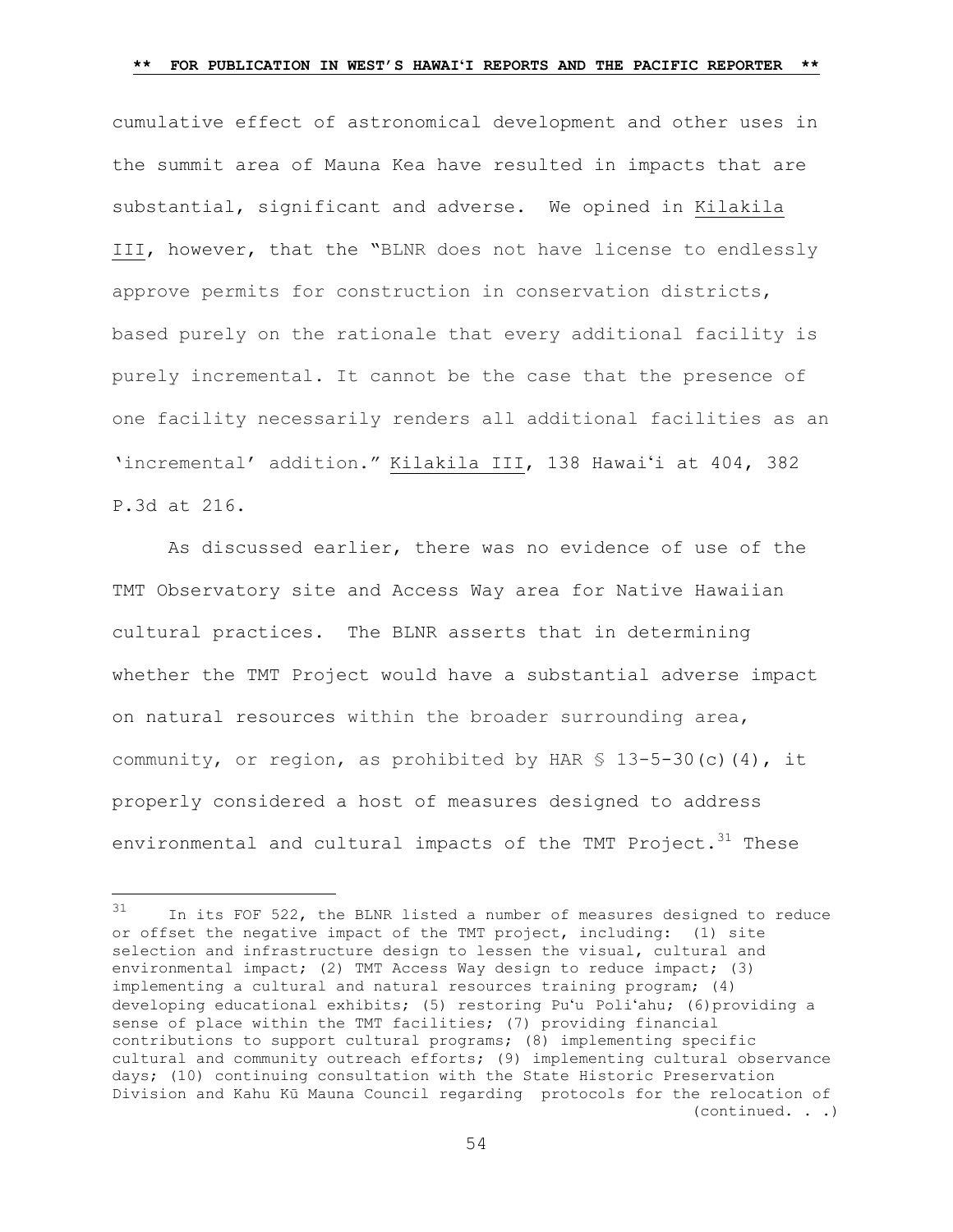cumulative effect of astronomical development and other uses in the summit area of Mauna Kea have resulted in impacts that are substantial, significant and adverse. We opined in Kilakila III, however, that the "BLNR does not have license to endlessly approve permits for construction in conservation districts, based purely on the rationale that every additional facility is purely incremental. It cannot be the case that the presence of one facility necessarily renders all additional facilities as an 'incremental' addition." Kilakila III, 138 Hawaiʻi at 404, 382 P.3d at 216.

As discussed earlier, there was no evidence of use of the TMT Observatory site and Access Way area for Native Hawaiian cultural practices. The BLNR asserts that in determining whether the TMT Project would have a substantial adverse impact on natural resources within the broader surrounding area, community, or region, as prohibited by HAR § 13-5-30(c)(4), it properly considered a host of measures designed to address environmental and cultural impacts of the TMT Project.[31] These

---

[31] In its FOF 522, the BLNR listed a number of measures designed to reduce or offset the negative impact of the TMT project, including: (1) site selection and infrastructure design to lessen the visual, cultural and environmental impact; (2) TMT Access Way design to reduce impact; (3) implementing a cultural and natural resources training program; (4) developing educational exhibits; (5) restoring Puʻu Poliʻahu; (6)providing a sense of place within the TMT facilities; (7) providing financial contributions to support cultural programs; (8) implementing specific cultural and community outreach efforts; (9) implementing cultural observance days; (10) continuing consultation with the State Historic Preservation Division and Kahu Kū Mauna Council regarding protocols for the relocation of (continued. . .)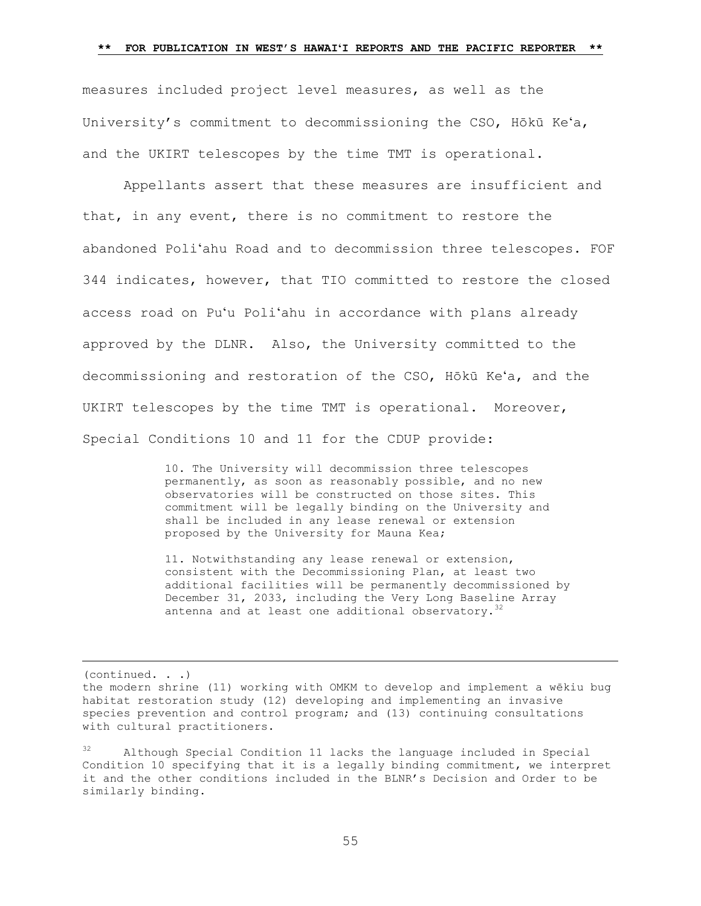measures included project level measures, as well as the University's commitment to decommissioning the CSO, Hōkū Keʻa, and the UKIRT telescopes by the time TMT is operational.

Appellants assert that these measures are insufficient and that, in any event, there is no commitment to restore the abandoned Poliʻahu Road and to decommission three telescopes. FOF 344 indicates, however, that TIO committed to restore the closed access road on Puʻu Poliʻahu in accordance with plans already approved by the DLNR. Also, the University committed to the decommissioning and restoration of the CSO, Hōkū Keʻa, and the UKIRT telescopes by the time TMT is operational. Moreover, Special Conditions 10 and 11 for the CDUP provide:

> 10. The University will decommission three telescopes permanently, as soon as reasonably possible, and no new observatories will be constructed on those sites. This commitment will be legally binding on the University and shall be included in any lease renewal or extension proposed by the University for Mauna Kea;
>
> 11. Notwithstanding any lease renewal or extension, consistent with the Decommissioning Plan, at least two additional facilities will be permanently decommissioned by December 31, 2033, including the Very Long Baseline Array antenna and at least one additional observatory.[32]

---

(continued. . .)
the modern shrine (11) working with OMKM to develop and implement a wēkiu bug habitat restoration study (12) developing and implementing an invasive species prevention and control program; and (13) continuing consultations with cultural practitioners.

[32] Although Special Condition 11 lacks the language included in Special Condition 10 specifying that it is a legally binding commitment, we interpret it and the other conditions included in the BLNR's Decision and Order to be similarly binding.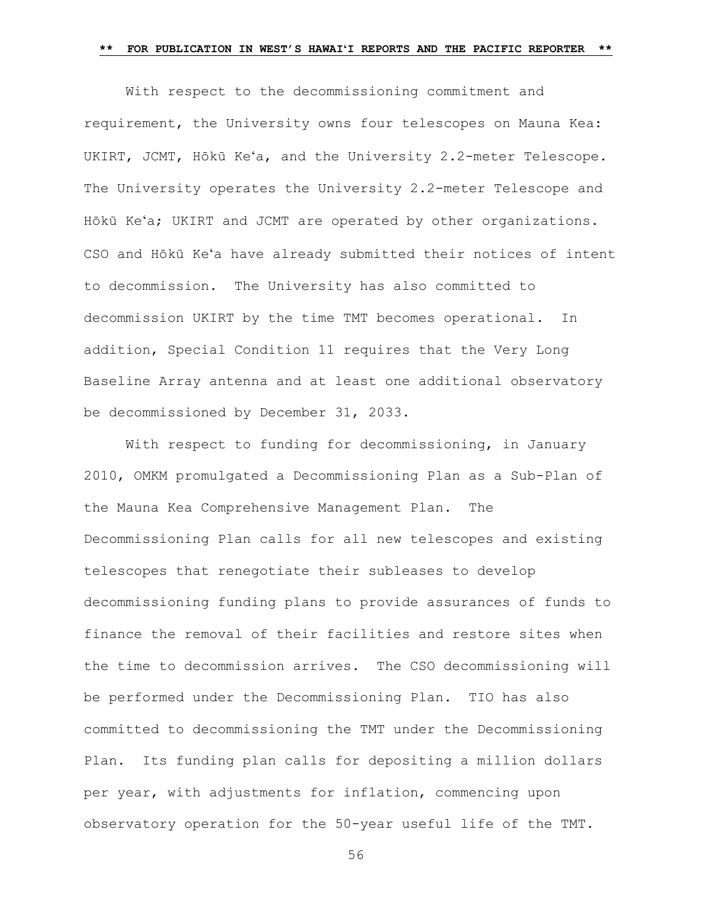With respect to the decommissioning commitment and requirement, the University owns four telescopes on Mauna Kea: UKIRT, JCMT, Hōkū Keʻa, and the University 2.2-meter Telescope. The University operates the University 2.2-meter Telescope and Hōkū Keʻa; UKIRT and JCMT are operated by other organizations. CSO and Hōkū Keʻa have already submitted their notices of intent to decommission. The University has also committed to decommission UKIRT by the time TMT becomes operational. In addition, Special Condition 11 requires that the Very Long Baseline Array antenna and at least one additional observatory be decommissioned by December 31, 2033.

With respect to funding for decommissioning, in January 2010, OMKM promulgated a Decommissioning Plan as a Sub-Plan of the Mauna Kea Comprehensive Management Plan. The Decommissioning Plan calls for all new telescopes and existing telescopes that renegotiate their subleases to develop decommissioning funding plans to provide assurances of funds to finance the removal of their facilities and restore sites when the time to decommission arrives. The CSO decommissioning will be performed under the Decommissioning Plan. TIO has also committed to decommissioning the TMT under the Decommissioning Plan. Its funding plan calls for depositing a million dollars per year, with adjustments for inflation, commencing upon observatory operation for the 50-year useful life of the TMT.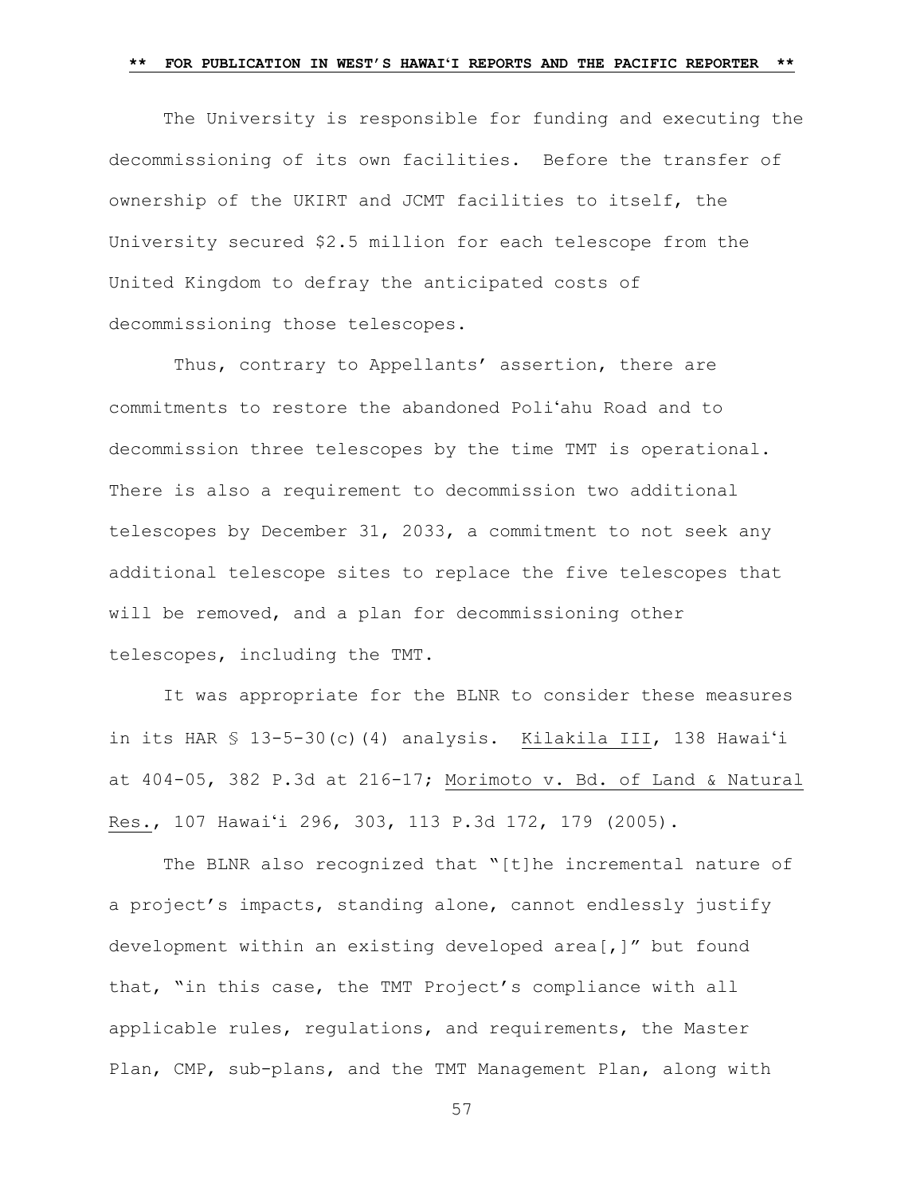The University is responsible for funding and executing the decommissioning of its own facilities. Before the transfer of ownership of the UKIRT and JCMT facilities to itself, the University secured $2.5 million for each telescope from the United Kingdom to defray the anticipated costs of decommissioning those telescopes.

Thus, contrary to Appellants' assertion, there are commitments to restore the abandoned Poliʻahu Road and to decommission three telescopes by the time TMT is operational. There is also a requirement to decommission two additional telescopes by December 31, 2033, a commitment to not seek any additional telescope sites to replace the five telescopes that will be removed, and a plan for decommissioning other telescopes, including the TMT.

It was appropriate for the BLNR to consider these measures in its HAR § 13-5-30(c)(4) analysis. Kilakila III, 138 Hawaiʻi at 404-05, 382 P.3d at 216-17; Morimoto v. Bd. of Land & Natural Res., 107 Hawaiʻi 296, 303, 113 P.3d 172, 179 (2005).

The BLNR also recognized that "[t]he incremental nature of a project's impacts, standing alone, cannot endlessly justify development within an existing developed area[,]" but found that, "in this case, the TMT Project's compliance with all applicable rules, regulations, and requirements, the Master Plan, CMP, sub-plans, and the TMT Management Plan, along with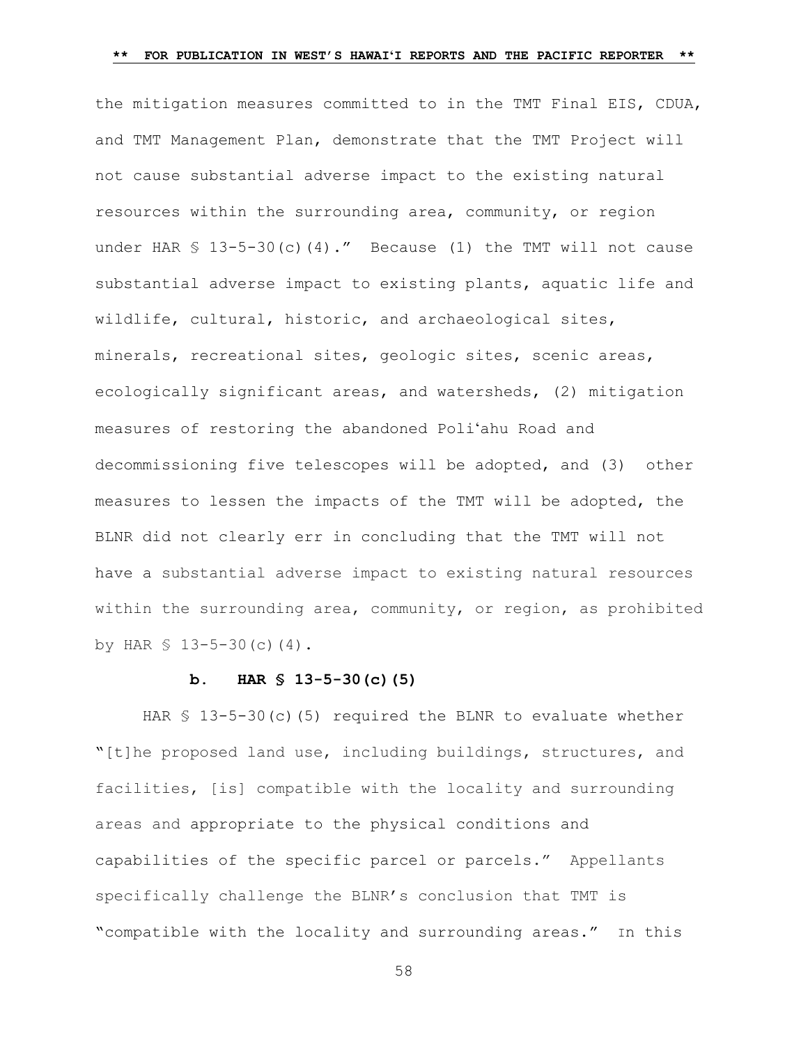the mitigation measures committed to in the TMT Final EIS, CDUA, and TMT Management Plan, demonstrate that the TMT Project will not cause substantial adverse impact to the existing natural resources within the surrounding area, community, or region under HAR § 13-5-30(c)(4)." Because (1) the TMT will not cause substantial adverse impact to existing plants, aquatic life and wildlife, cultural, historic, and archaeological sites, minerals, recreational sites, geologic sites, scenic areas, ecologically significant areas, and watersheds, (2) mitigation measures of restoring the abandoned Poli'ahu Road and decommissioning five telescopes will be adopted, and (3) other measures to lessen the impacts of the TMT will be adopted, the BLNR did not clearly err in concluding that the TMT will not have a substantial adverse impact to existing natural resources within the surrounding area, community, or region, as prohibited by HAR § 13-5-30(c)(4).

**b. HAR § 13-5-30(c)(5)**

HAR § 13-5-30(c)(5) required the BLNR to evaluate whether "[t]he proposed land use, including buildings, structures, and facilities, [is] compatible with the locality and surrounding areas and appropriate to the physical conditions and capabilities of the specific parcel or parcels." Appellants specifically challenge the BLNR's conclusion that TMT is "compatible with the locality and surrounding areas." In this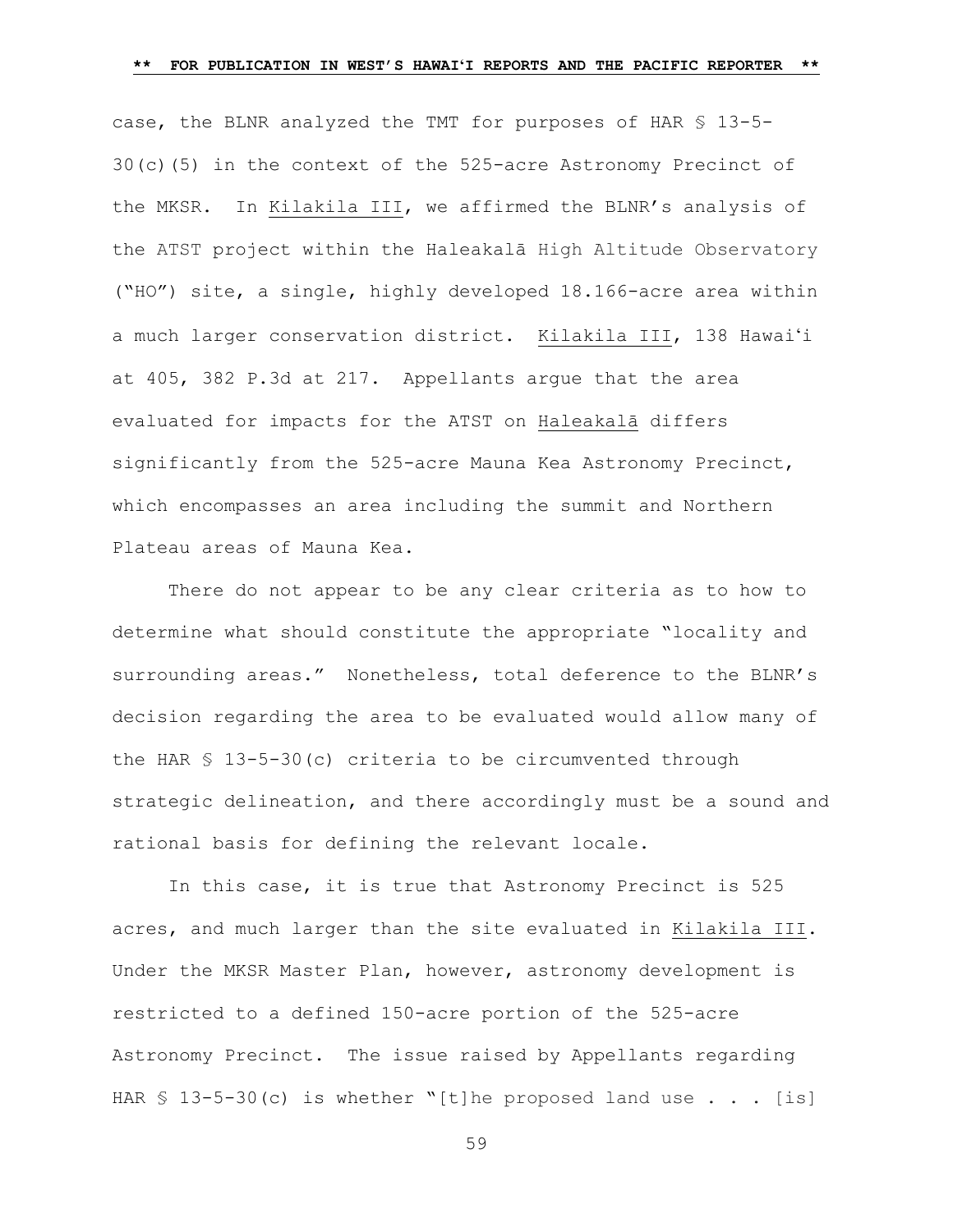case, the BLNR analyzed the TMT for purposes of HAR § 13-5-30(c)(5) in the context of the 525-acre Astronomy Precinct of the MKSR. In Kilakila III, we affirmed the BLNR's analysis of the ATST project within the Haleakalā High Altitude Observatory ("HO") site, a single, highly developed 18.166-acre area within a much larger conservation district. Kilakila III, 138 Hawaiʻi at 405, 382 P.3d at 217. Appellants argue that the area evaluated for impacts for the ATST on Haleakalā differs significantly from the 525-acre Mauna Kea Astronomy Precinct, which encompasses an area including the summit and Northern Plateau areas of Mauna Kea.

There do not appear to be any clear criteria as to how to determine what should constitute the appropriate "locality and surrounding areas." Nonetheless, total deference to the BLNR's decision regarding the area to be evaluated would allow many of the HAR § 13-5-30(c) criteria to be circumvented through strategic delineation, and there accordingly must be a sound and rational basis for defining the relevant locale.

In this case, it is true that Astronomy Precinct is 525 acres, and much larger than the site evaluated in Kilakila III. Under the MKSR Master Plan, however, astronomy development is restricted to a defined 150-acre portion of the 525-acre Astronomy Precinct. The issue raised by Appellants regarding HAR § 13-5-30(c) is whether "[t]he proposed land use . . . [is]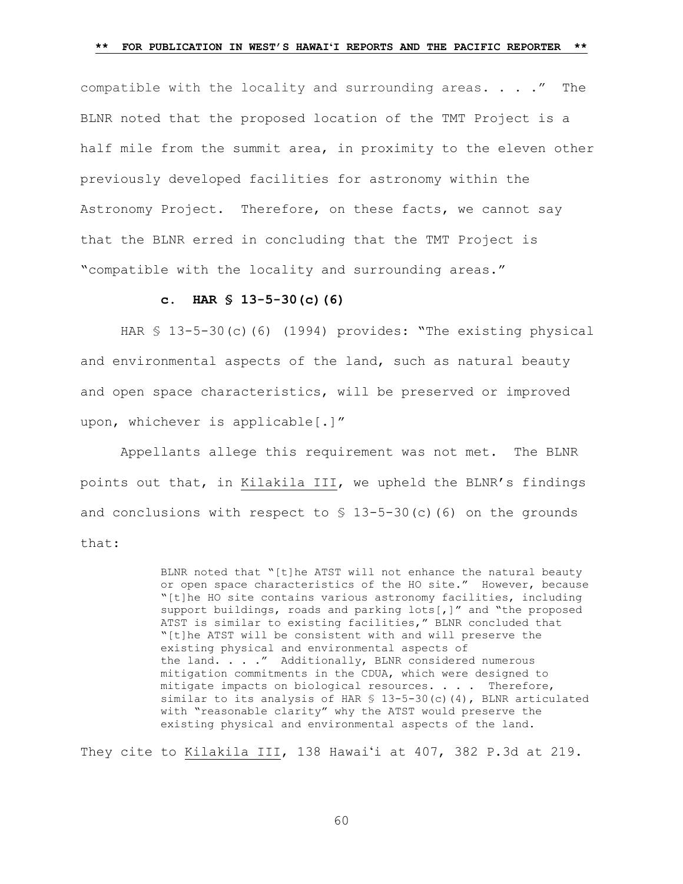compatible with the locality and surrounding areas. . . ." The BLNR noted that the proposed location of the TMT Project is a half mile from the summit area, in proximity to the eleven other previously developed facilities for astronomy within the Astronomy Project. Therefore, on these facts, we cannot say that the BLNR erred in concluding that the TMT Project is "compatible with the locality and surrounding areas."

#### c. HAR § 13-5-30(c)(6)

HAR § 13-5-30(c)(6) (1994) provides: "The existing physical and environmental aspects of the land, such as natural beauty and open space characteristics, will be preserved or improved upon, whichever is applicable[.]"

Appellants allege this requirement was not met. The BLNR points out that, in Kilakila III, we upheld the BLNR's findings and conclusions with respect to § 13-5-30(c)(6) on the grounds that:

> BLNR noted that "[t]he ATST will not enhance the natural beauty or open space characteristics of the HO site." However, because "[t]he HO site contains various astronomy facilities, including support buildings, roads and parking lots[,]" and "the proposed ATST is similar to existing facilities," BLNR concluded that "[t]he ATST will be consistent with and will preserve the existing physical and environmental aspects of the land. . . ." Additionally, BLNR considered numerous mitigation commitments in the CDUA, which were designed to mitigate impacts on biological resources. . . . Therefore, similar to its analysis of HAR § 13-5-30(c)(4), BLNR articulated with "reasonable clarity" why the ATST would preserve the existing physical and environmental aspects of the land.

They cite to Kilakila III, 138 Hawaiʻi at 407, 382 P.3d at 219.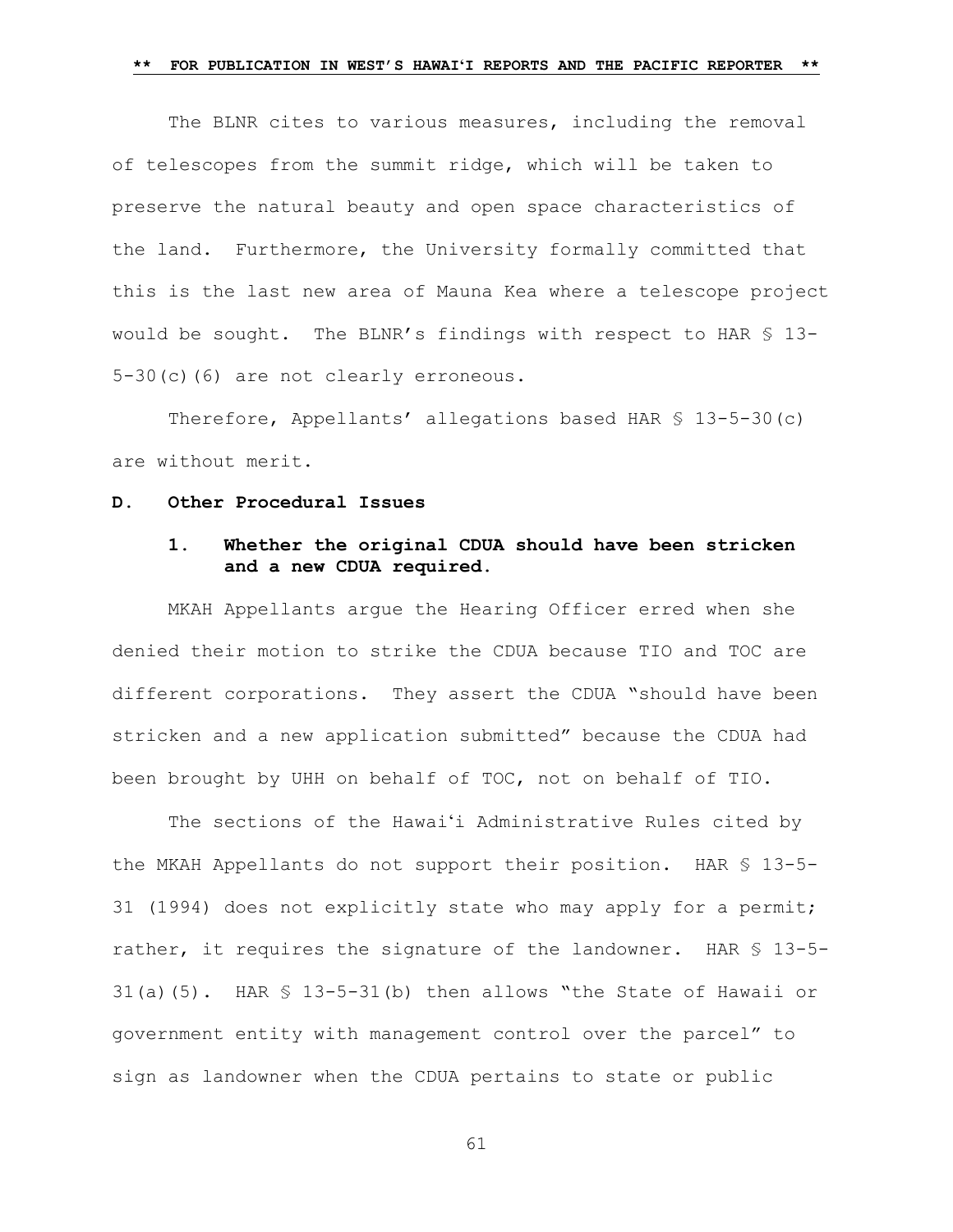The BLNR cites to various measures, including the removal of telescopes from the summit ridge, which will be taken to preserve the natural beauty and open space characteristics of the land. Furthermore, the University formally committed that this is the last new area of Mauna Kea where a telescope project would be sought. The BLNR's findings with respect to HAR § 13-5-30(c)(6) are not clearly erroneous.

Therefore, Appellants' allegations based HAR § 13-5-30(c) are without merit.

**D. Other Procedural Issues**

**1. Whether the original CDUA should have been stricken and a new CDUA required.**

MKAH Appellants argue the Hearing Officer erred when she denied their motion to strike the CDUA because TIO and TOC are different corporations. They assert the CDUA "should have been stricken and a new application submitted" because the CDUA had been brought by UHH on behalf of TOC, not on behalf of TIO.

The sections of the Hawaiʻi Administrative Rules cited by the MKAH Appellants do not support their position. HAR § 13-5-31 (1994) does not explicitly state who may apply for a permit; rather, it requires the signature of the landowner. HAR § 13-5-31(a)(5). HAR § 13-5-31(b) then allows "the State of Hawaii or government entity with management control over the parcel" to sign as landowner when the CDUA pertains to state or public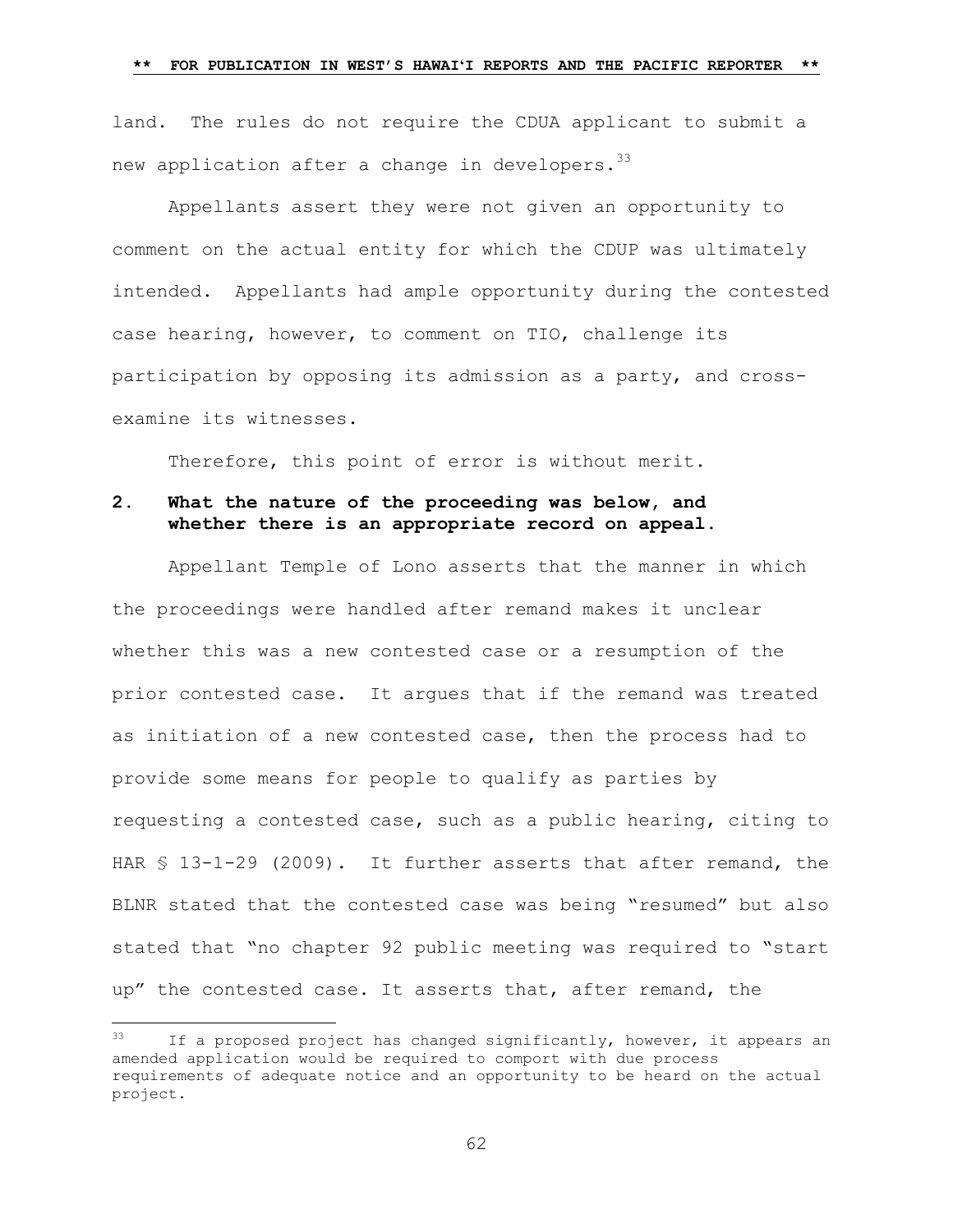land. The rules do not require the CDUA applicant to submit a new application after a change in developers.[33]

Appellants assert they were not given an opportunity to comment on the actual entity for which the CDUP was ultimately intended. Appellants had ample opportunity during the contested case hearing, however, to comment on TIO, challenge its participation by opposing its admission as a party, and cross-examine its witnesses.

Therefore, this point of error is without merit.

**2. What the nature of the proceeding was below, and whether there is an appropriate record on appeal.**

Appellant Temple of Lono asserts that the manner in which the proceedings were handled after remand makes it unclear whether this was a new contested case or a resumption of the prior contested case. It argues that if the remand was treated as initiation of a new contested case, then the process had to provide some means for people to qualify as parties by requesting a contested case, such as a public hearing, citing to HAR § 13-1-29 (2009). It further asserts that after remand, the BLNR stated that the contested case was being "resumed" but also stated that "no chapter 92 public meeting was required to "start up" the contested case. It asserts that, after remand, the

---

[33] If a proposed project has changed significantly, however, it appears an amended application would be required to comport with due process requirements of adequate notice and an opportunity to be heard on the actual project.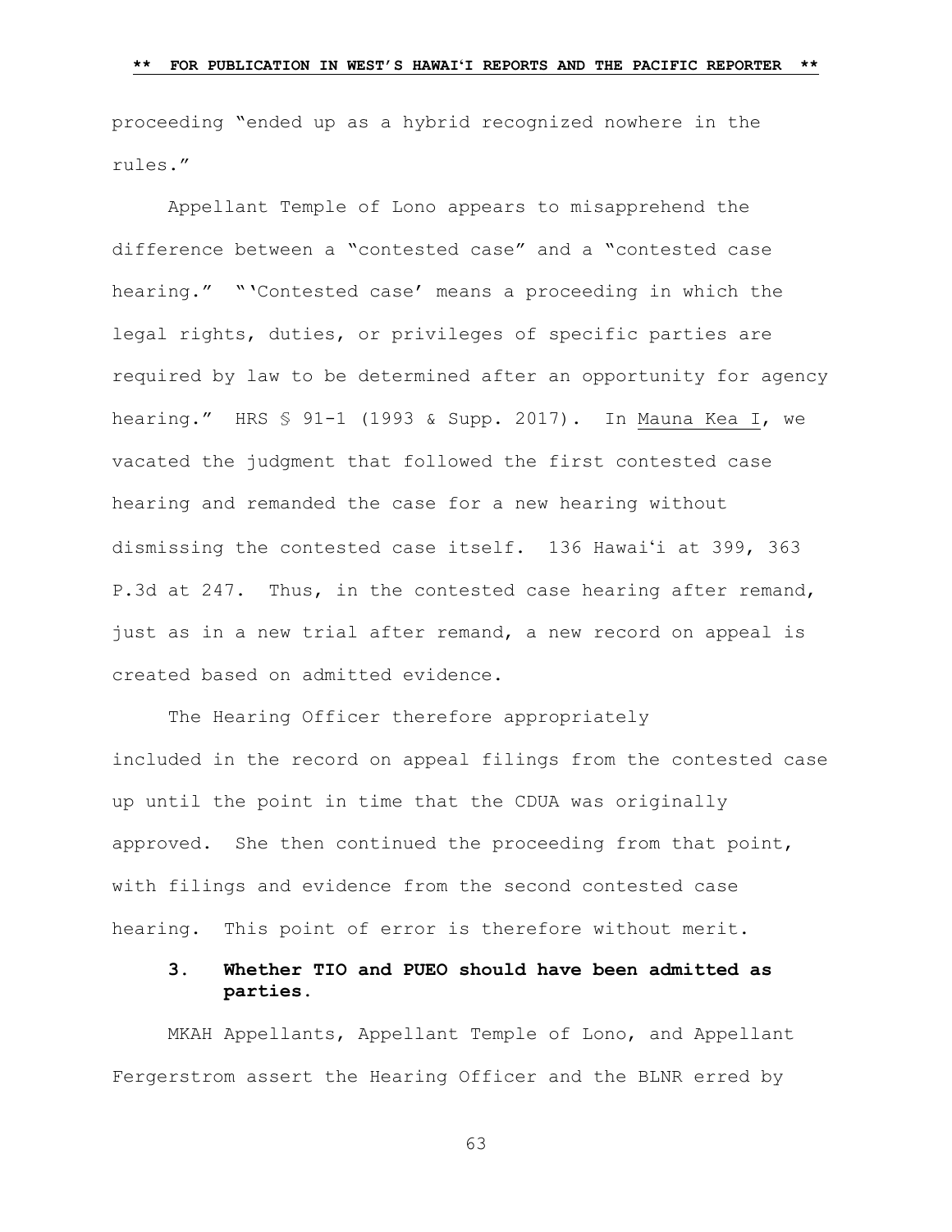proceeding "ended up as a hybrid recognized nowhere in the rules."

Appellant Temple of Lono appears to misapprehend the difference between a "contested case" and a "contested case hearing." "'Contested case' means a proceeding in which the legal rights, duties, or privileges of specific parties are required by law to be determined after an opportunity for agency hearing." HRS § 91-1 (1993 & Supp. 2017). In Mauna Kea I, we vacated the judgment that followed the first contested case hearing and remanded the case for a new hearing without dismissing the contested case itself. 136 Hawaiʻi at 399, 363 P.3d at 247. Thus, in the contested case hearing after remand, just as in a new trial after remand, a new record on appeal is created based on admitted evidence.

The Hearing Officer therefore appropriately included in the record on appeal filings from the contested case up until the point in time that the CDUA was originally approved. She then continued the proceeding from that point, with filings and evidence from the second contested case hearing. This point of error is therefore without merit.

### 3. Whether TIO and PUEO should have been admitted as parties.

MKAH Appellants, Appellant Temple of Lono, and Appellant Fergerstrom assert the Hearing Officer and the BLNR erred by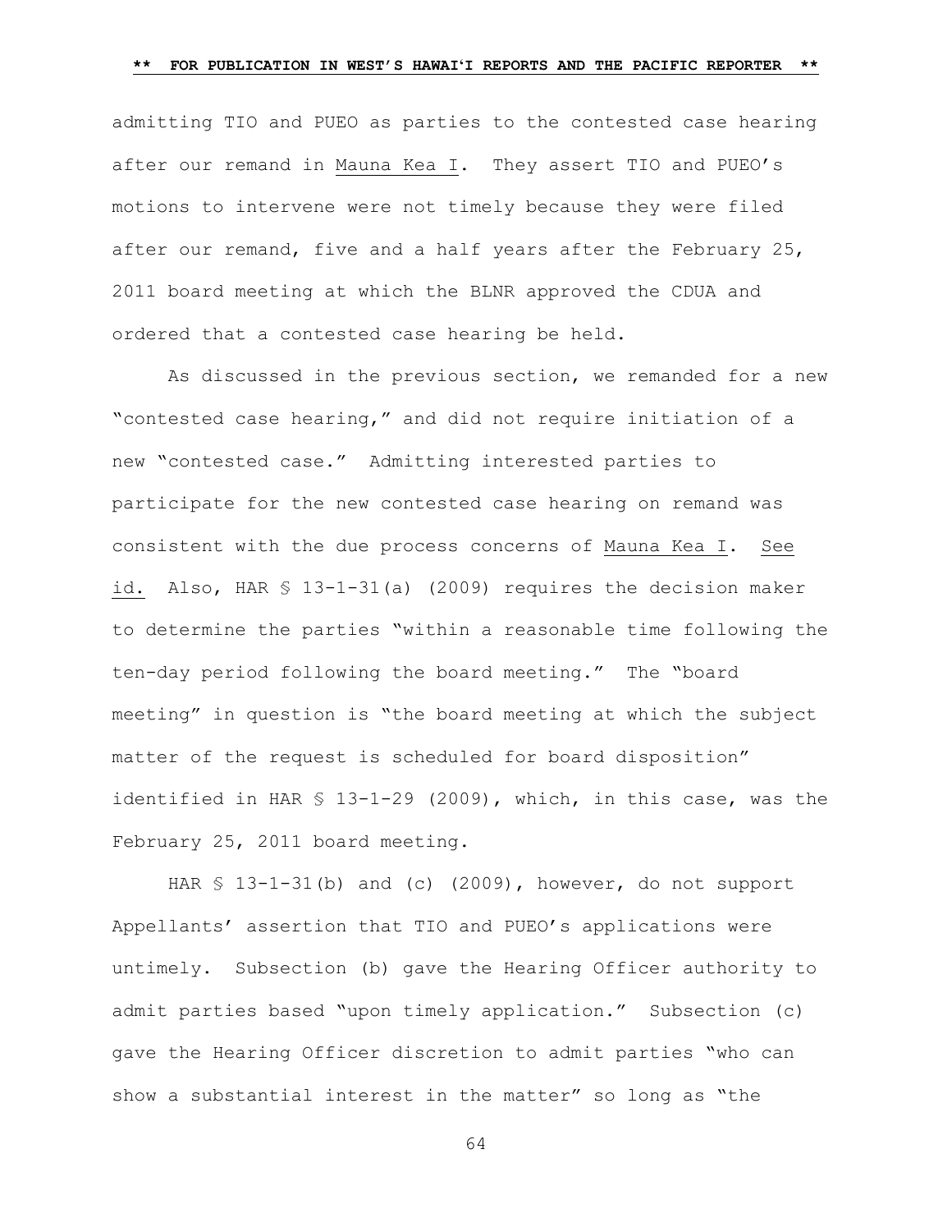admitting TIO and PUEO as parties to the contested case hearing after our remand in Mauna Kea I. They assert TIO and PUEO's motions to intervene were not timely because they were filed after our remand, five and a half years after the February 25, 2011 board meeting at which the BLNR approved the CDUA and ordered that a contested case hearing be held.

As discussed in the previous section, we remanded for a new "contested case hearing," and did not require initiation of a new "contested case." Admitting interested parties to participate for the new contested case hearing on remand was consistent with the due process concerns of Mauna Kea I. See id. Also, HAR § 13-1-31(a) (2009) requires the decision maker to determine the parties "within a reasonable time following the ten-day period following the board meeting." The "board meeting" in question is "the board meeting at which the subject matter of the request is scheduled for board disposition" identified in HAR § 13-1-29 (2009), which, in this case, was the February 25, 2011 board meeting.

HAR § 13-1-31(b) and (c) (2009), however, do not support Appellants' assertion that TIO and PUEO's applications were untimely. Subsection (b) gave the Hearing Officer authority to admit parties based "upon timely application." Subsection (c) gave the Hearing Officer discretion to admit parties "who can show a substantial interest in the matter" so long as "the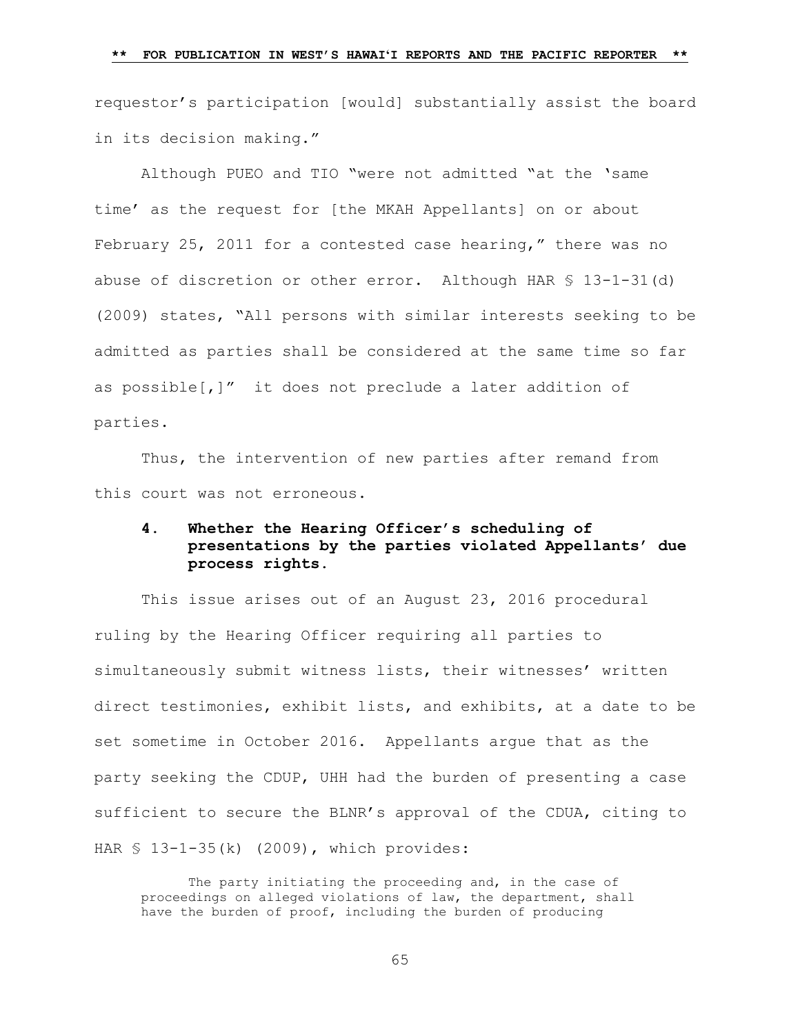requestor's participation [would] substantially assist the board in its decision making."

Although PUEO and TIO "were not admitted "at the 'same time' as the request for [the MKAH Appellants] on or about February 25, 2011 for a contested case hearing," there was no abuse of discretion or other error. Although HAR § 13-1-31(d) (2009) states, "All persons with similar interests seeking to be admitted as parties shall be considered at the same time so far as possible[,]" it does not preclude a later addition of parties.

Thus, the intervention of new parties after remand from this court was not erroneous.

#### 4. Whether the Hearing Officer's scheduling of presentations by the parties violated Appellants' due process rights.

This issue arises out of an August 23, 2016 procedural ruling by the Hearing Officer requiring all parties to simultaneously submit witness lists, their witnesses' written direct testimonies, exhibit lists, and exhibits, at a date to be set sometime in October 2016. Appellants argue that as the party seeking the CDUP, UHH had the burden of presenting a case sufficient to secure the BLNR's approval of the CDUA, citing to HAR § 13-1-35(k) (2009), which provides:

> The party initiating the proceeding and, in the case of proceedings on alleged violations of law, the department, shall have the burden of proof, including the burden of producing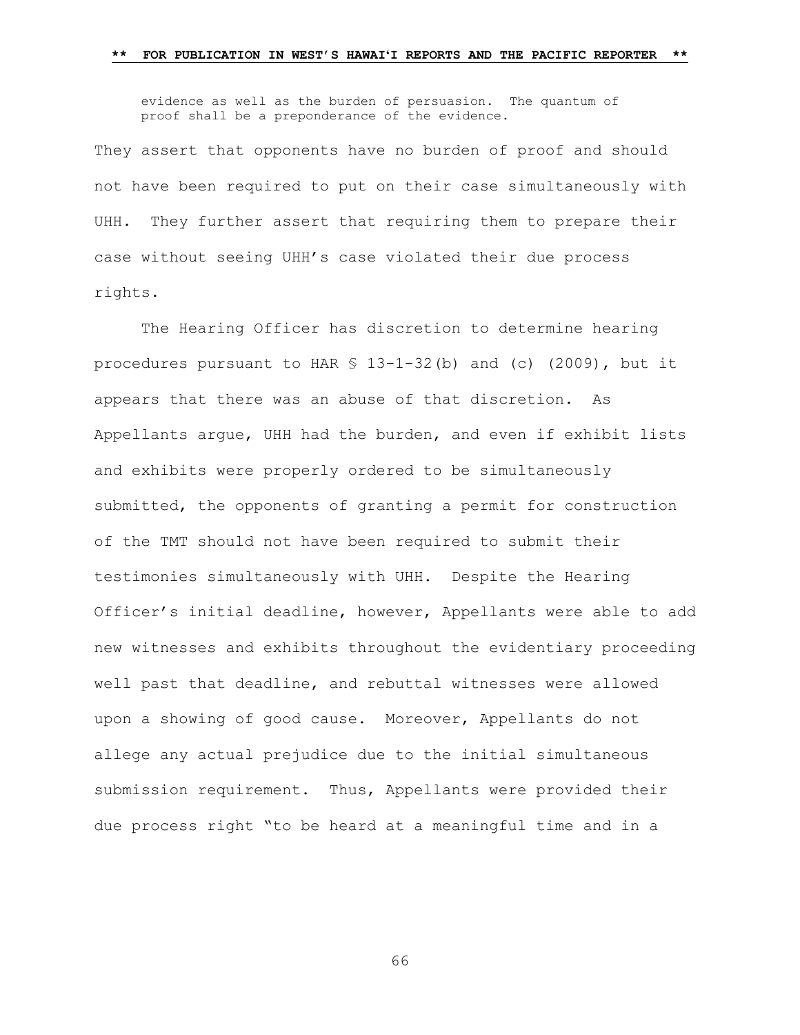> evidence as well as the burden of persuasion. The quantum of proof shall be a preponderance of the evidence.

They assert that opponents have no burden of proof and should not have been required to put on their case simultaneously with UHH. They further assert that requiring them to prepare their case without seeing UHH's case violated their due process rights.

The Hearing Officer has discretion to determine hearing procedures pursuant to HAR § 13-1-32(b) and (c) (2009), but it appears that there was an abuse of that discretion. As Appellants argue, UHH had the burden, and even if exhibit lists and exhibits were properly ordered to be simultaneously submitted, the opponents of granting a permit for construction of the TMT should not have been required to submit their testimonies simultaneously with UHH. Despite the Hearing Officer's initial deadline, however, Appellants were able to add new witnesses and exhibits throughout the evidentiary proceeding well past that deadline, and rebuttal witnesses were allowed upon a showing of good cause. Moreover, Appellants do not allege any actual prejudice due to the initial simultaneous submission requirement. Thus, Appellants were provided their due process right "to be heard at a meaningful time and in a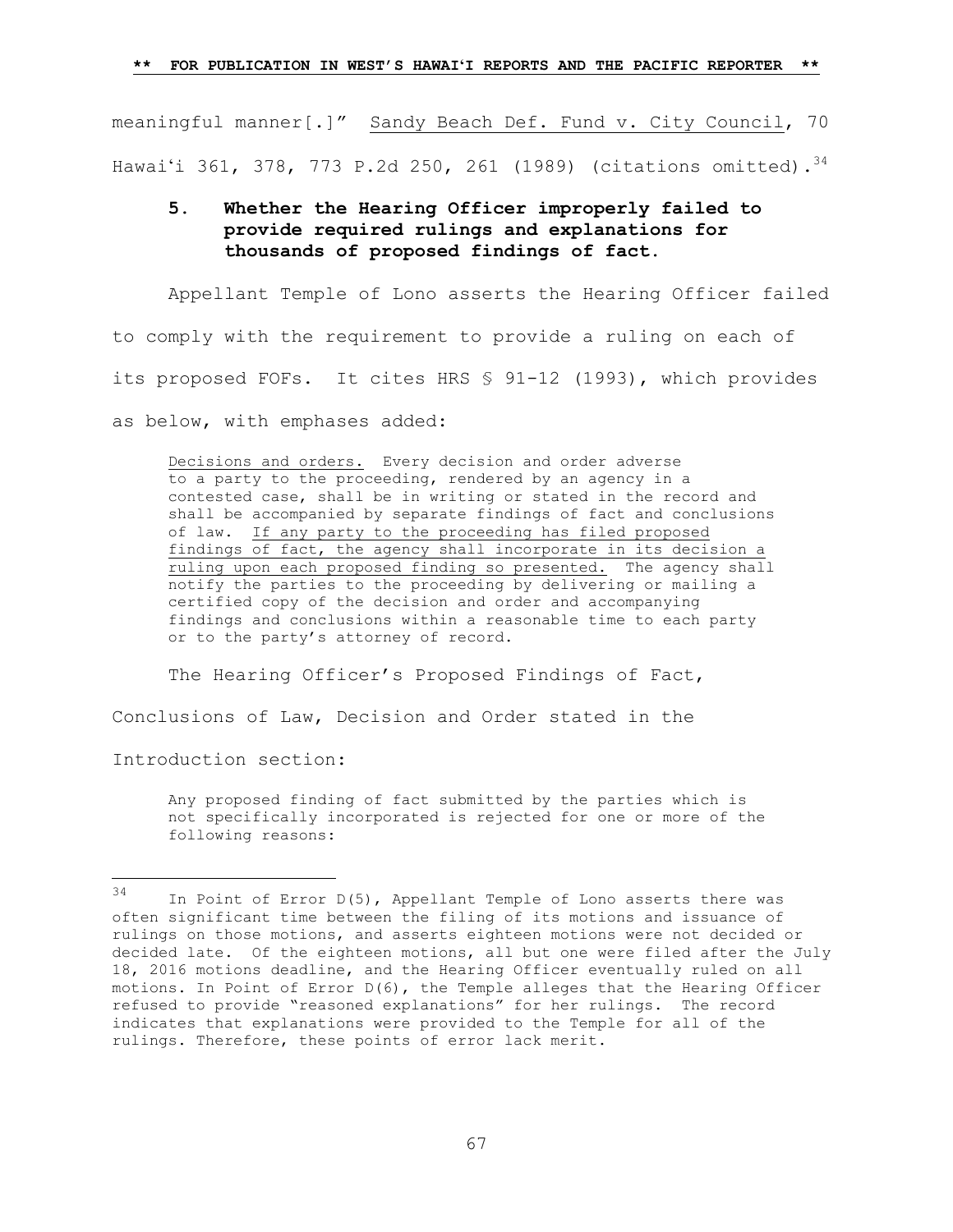meaningful manner[.]" Sandy Beach Def. Fund v. City Council, 70 Hawaiʻi 361, 378, 773 P.2d 250, 261 (1989) (citations omitted).[34]

### 5. Whether the Hearing Officer improperly failed to provide required rulings and explanations for thousands of proposed findings of fact.

Appellant Temple of Lono asserts the Hearing Officer failed to comply with the requirement to provide a ruling on each of its proposed FOFs. It cites HRS § 91-12 (1993), which provides as below, with emphases added:

> Decisions and orders. Every decision and order adverse to a party to the proceeding, rendered by an agency in a contested case, shall be in writing or stated in the record and shall be accompanied by separate findings of fact and conclusions of law. If any party to the proceeding has filed proposed findings of fact, the agency shall incorporate in its decision a ruling upon each proposed finding so presented. The agency shall notify the parties to the proceeding by delivering or mailing a certified copy of the decision and order and accompanying findings and conclusions within a reasonable time to each party or to the party's attorney of record.

The Hearing Officer's Proposed Findings of Fact, Conclusions of Law, Decision and Order stated in the Introduction section:

> Any proposed finding of fact submitted by the parties which is not specifically incorporated is rejected for one or more of the following reasons:

---

[34] In Point of Error D(5), Appellant Temple of Lono asserts there was often significant time between the filing of its motions and issuance of rulings on those motions, and asserts eighteen motions were not decided or decided late. Of the eighteen motions, all but one were filed after the July 18, 2016 motions deadline, and the Hearing Officer eventually ruled on all motions. In Point of Error D(6), the Temple alleges that the Hearing Officer refused to provide "reasoned explanations" for her rulings. The record indicates that explanations were provided to the Temple for all of the rulings. Therefore, these points of error lack merit.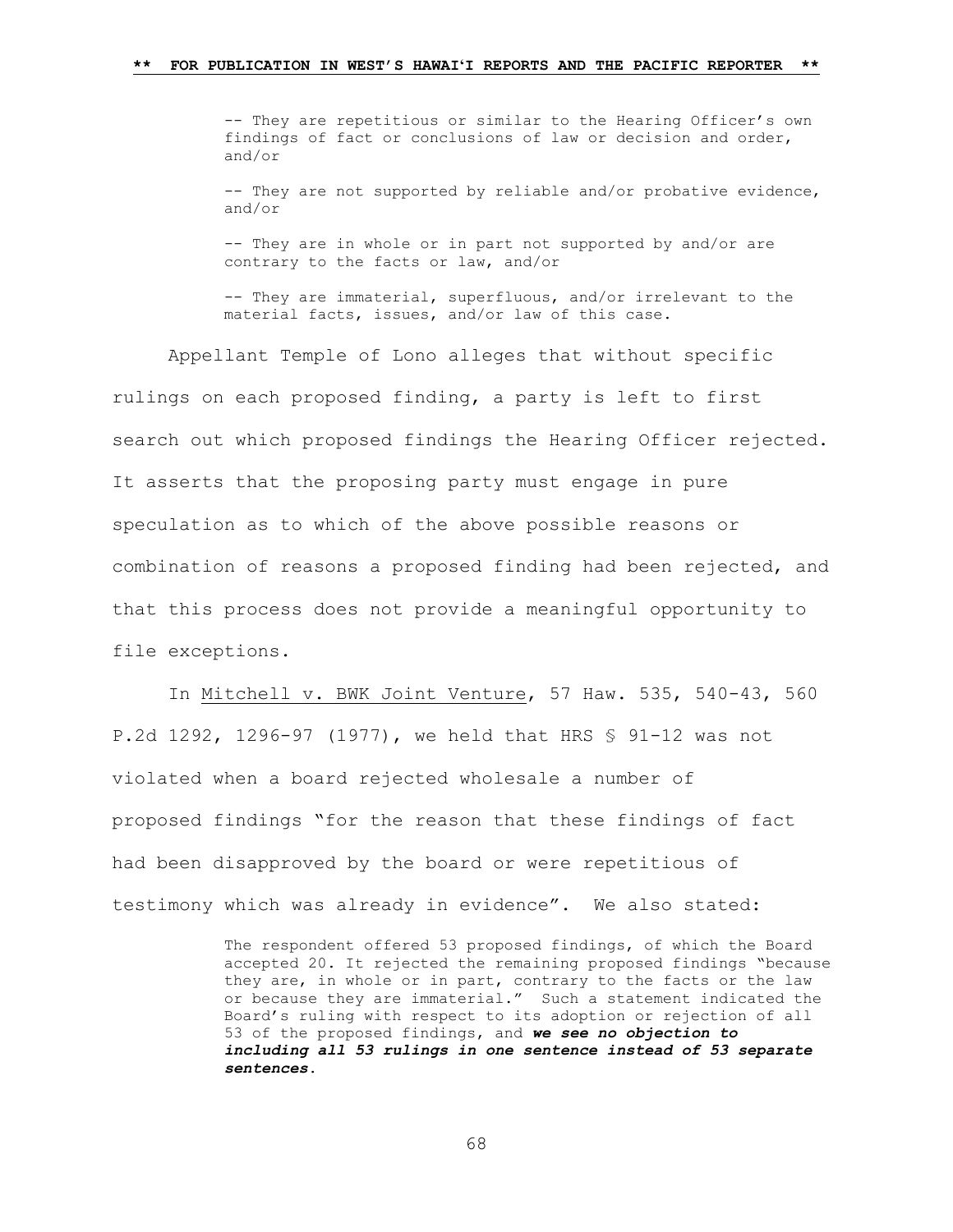-- They are repetitious or similar to the Hearing Officer's own findings of fact or conclusions of law or decision and order, and/or

-- They are not supported by reliable and/or probative evidence, and/or

-- They are in whole or in part not supported by and/or are contrary to the facts or law, and/or

-- They are immaterial, superfluous, and/or irrelevant to the material facts, issues, and/or law of this case.

Appellant Temple of Lono alleges that without specific rulings on each proposed finding, a party is left to first search out which proposed findings the Hearing Officer rejected. It asserts that the proposing party must engage in pure speculation as to which of the above possible reasons or combination of reasons a proposed finding had been rejected, and that this process does not provide a meaningful opportunity to file exceptions.

In Mitchell v. BWK Joint Venture, 57 Haw. 535, 540-43, 560 P.2d 1292, 1296-97 (1977), we held that HRS § 91-12 was not violated when a board rejected wholesale a number of proposed findings "for the reason that these findings of fact had been disapproved by the board or were repetitious of testimony which was already in evidence". We also stated:

> The respondent offered 53 proposed findings, of which the Board accepted 20. It rejected the remaining proposed findings "because they are, in whole or in part, contrary to the facts or the law or because they are immaterial." Such a statement indicated the Board's ruling with respect to its adoption or rejection of all 53 of the proposed findings, and ***we see no objection to including all 53 rulings in one sentence instead of 53 separate sentences.***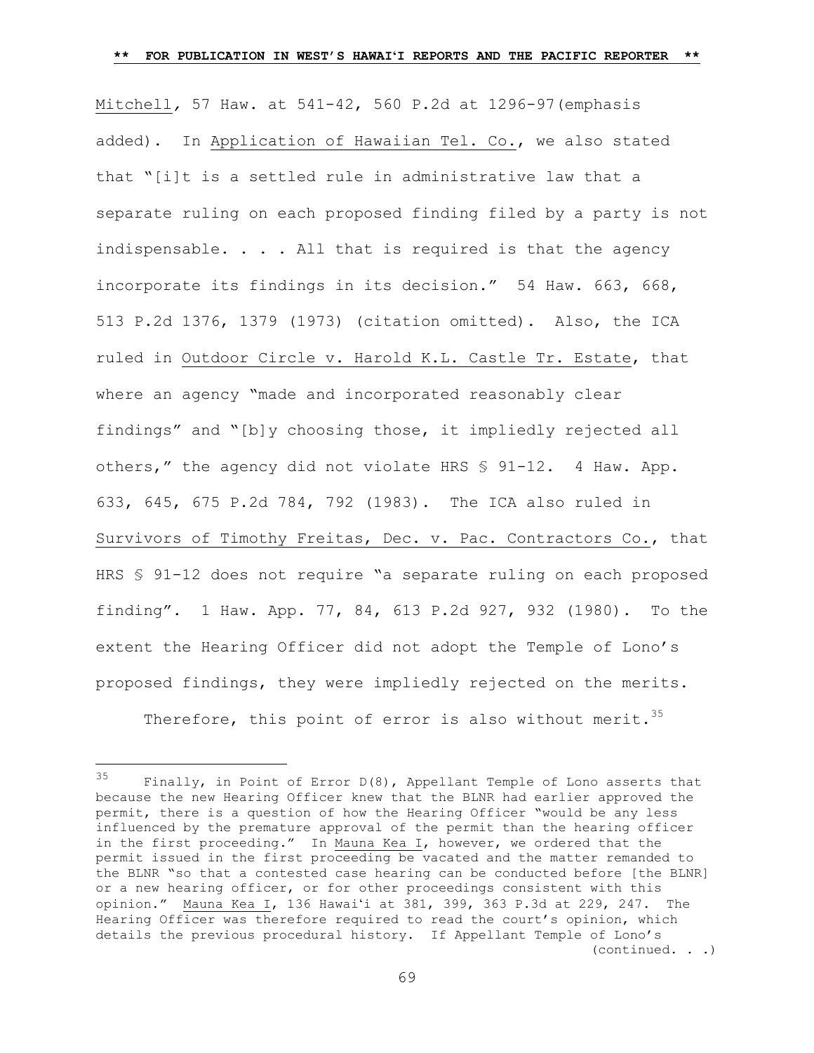Mitchell, 57 Haw. at 541-42, 560 P.2d at 1296-97(emphasis added). In Application of Hawaiian Tel. Co., we also stated that "[i]t is a settled rule in administrative law that a separate ruling on each proposed finding filed by a party is not indispensable. . . . All that is required is that the agency incorporate its findings in its decision." 54 Haw. 663, 668, 513 P.2d 1376, 1379 (1973) (citation omitted). Also, the ICA ruled in Outdoor Circle v. Harold K.L. Castle Tr. Estate, that where an agency "made and incorporated reasonably clear findings" and "[b]y choosing those, it impliedly rejected all others," the agency did not violate HRS § 91-12. 4 Haw. App. 633, 645, 675 P.2d 784, 792 (1983). The ICA also ruled in Survivors of Timothy Freitas, Dec. v. Pac. Contractors Co., that HRS § 91-12 does not require "a separate ruling on each proposed finding". 1 Haw. App. 77, 84, 613 P.2d 927, 932 (1980). To the extent the Hearing Officer did not adopt the Temple of Lono's proposed findings, they were impliedly rejected on the merits.

Therefore, this point of error is also without merit.[35]

---

[35] Finally, in Point of Error D(8), Appellant Temple of Lono asserts that because the new Hearing Officer knew that the BLNR had earlier approved the permit, there is a question of how the Hearing Officer "would be any less influenced by the premature approval of the permit than the hearing officer in the first proceeding." In Mauna Kea I, however, we ordered that the permit issued in the first proceeding be vacated and the matter remanded to the BLNR "so that a contested case hearing can be conducted before [the BLNR] or a new hearing officer, or for other proceedings consistent with this opinion." Mauna Kea I, 136 Hawaiʻi at 381, 399, 363 P.3d at 229, 247. The Hearing Officer was therefore required to read the court's opinion, which details the previous procedural history. If Appellant Temple of Lono's (continued. . .)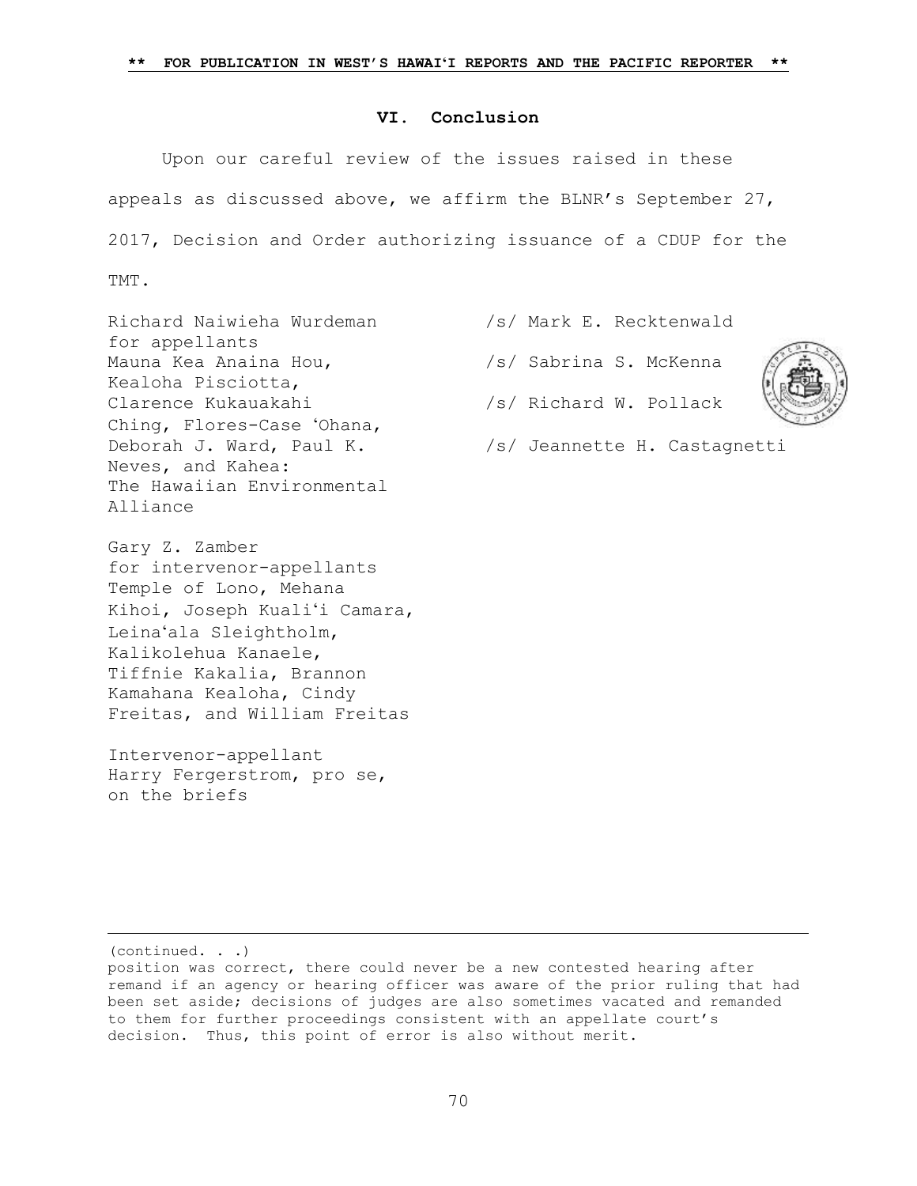### VI. Conclusion

Upon our careful review of the issues raised in these appeals as discussed above, we affirm the BLNR's September 27, 2017, Decision and Order authorizing issuance of a CDUP for the TMT.

Richard Naiwieha Wurdeman for appellants Mauna Kea Anaina Hou, Kealoha Pisciotta, Clarence Kukauakahi Ching, Flores-Case ʻOhana, Deborah J. Ward, Paul K. Neves, and Kahea: The Hawaiian Environmental Alliance

Gary Z. Zamber for intervenor-appellants Temple of Lono, Mehana Kihoi, Joseph Kualiʻi Camara, Leinaʻala Sleightholm, Kalikolehua Kanaele, Tiffnie Kakalia, Brannon Kamahana Kealoha, Cindy Freitas, and William Freitas

Intervenor-appellant Harry Fergerstrom, pro se, on the briefs

/s/ Mark E. Recktenwald

/s/ Sabrina S. McKenna

/s/ Richard W. Pollack

/s/ Jeannette H. Castagnetti

---

(continued. . .)
position was correct, there could never be a new contested hearing after remand if an agency or hearing officer was aware of the prior ruling that had been set aside; decisions of judges are also sometimes vacated and remanded to them for further proceedings consistent with an appellate court's decision. Thus, this point of error is also without merit.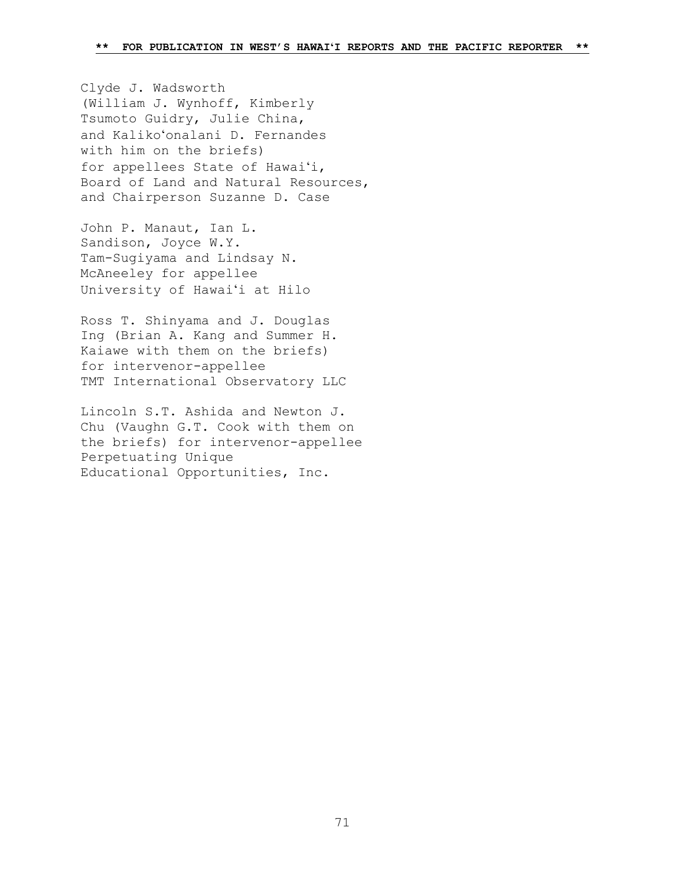Clyde J. Wadsworth
(William J. Wynhoff, Kimberly
Tsumoto Guidry, Julie China,
and Kalikoʻonalani D. Fernandes
with him on the briefs)
for appellees State of Hawaiʻi,
Board of Land and Natural Resources,
and Chairperson Suzanne D. Case

John P. Manaut, Ian L.
Sandison, Joyce W.Y.
Tam-Sugiyama and Lindsay N.
McAneeley for appellee
University of Hawaiʻi at Hilo

Ross T. Shinyama and J. Douglas
Ing (Brian A. Kang and Summer H.
Kaiawe with them on the briefs)
for intervenor-appellee
TMT International Observatory LLC

Lincoln S.T. Ashida and Newton J.
Chu (Vaughn G.T. Cook with them on
the briefs) for intervenor-appellee
Perpetuating Unique
Educational Opportunities, Inc.